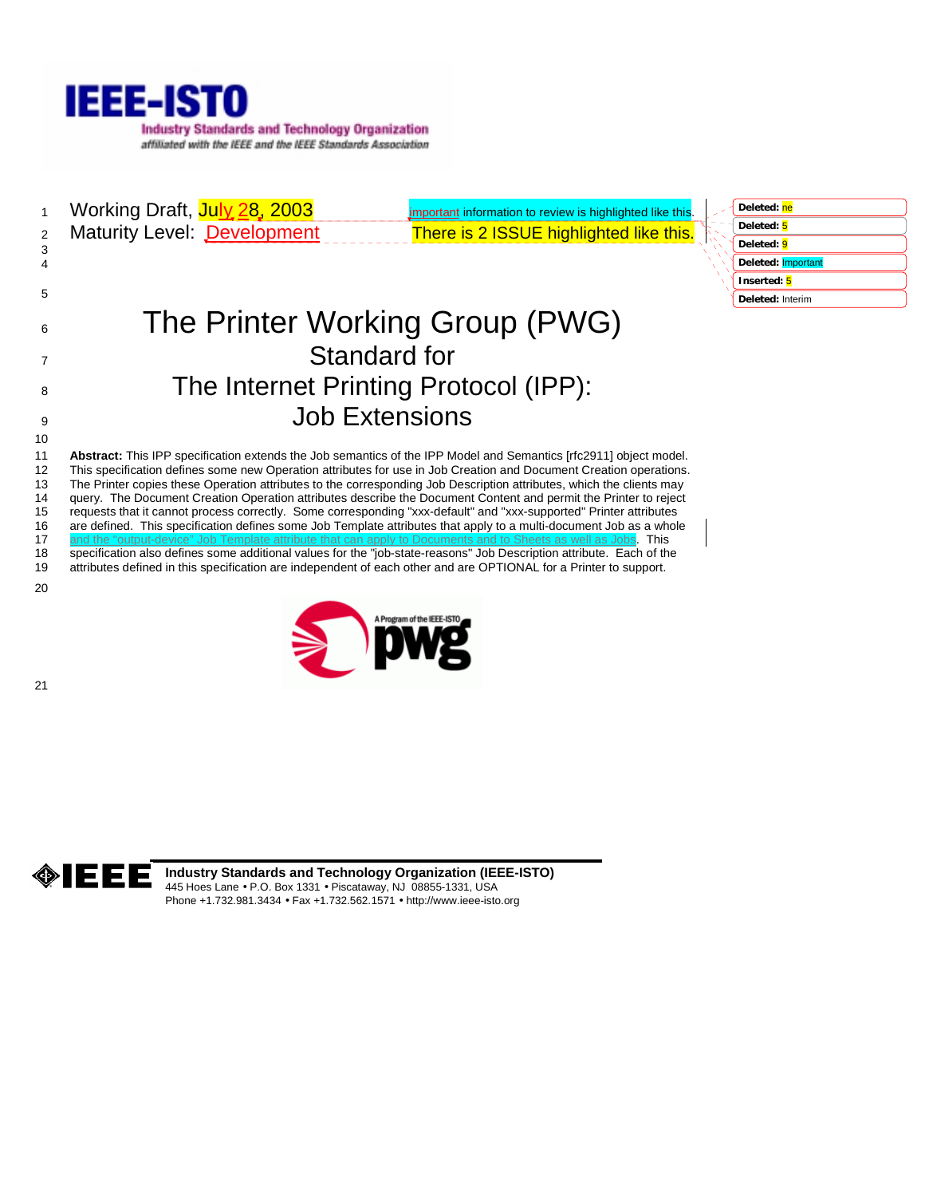Working Draft, July 28, 2003

Maturity Level: Development

Important information to review is highlighted like this.

There is 2 ISSUE highlighted like this.

# The Printer Working Group (PWG) Standard for The Internet Printing Protocol (IPP): Job Extensions

**Abstract:** This IPP specification extends the Job semantics of the IPP Model and Semantics [rfc2911] object model. This specification defines some new Operation attributes for use in Job Creation and Document Creation operations. The Printer copies these Operation attributes to the corresponding Job Description attributes, which the clients may query. The Document Creation Operation attributes describe the Document Content and permit the Printer to reject requests that it cannot process correctly. Some corresponding "xxx-default" and "xxx-supported" Printer attributes are defined. This specification defines some Job Template attributes that apply to a multi-document Job as a whole and the "output-device" Job Template attribute that can apply to Documents and to Sheets as well as Jobs. This specification also defines some additional values for the "job-state-reasons" Job Description attribute. Each of the attributes defined in this specification are independent of each other and are OPTIONAL for a Printer to support.

**Industry Standards and Technology Organization (IEEE-ISTO)**
445 Hoes Lane • P.O. Box 1331 • Piscataway, NJ 08855-1331, USA
Phone +1.732.981.3434 • Fax +1.732.562.1571 • http://www.ieee-isto.org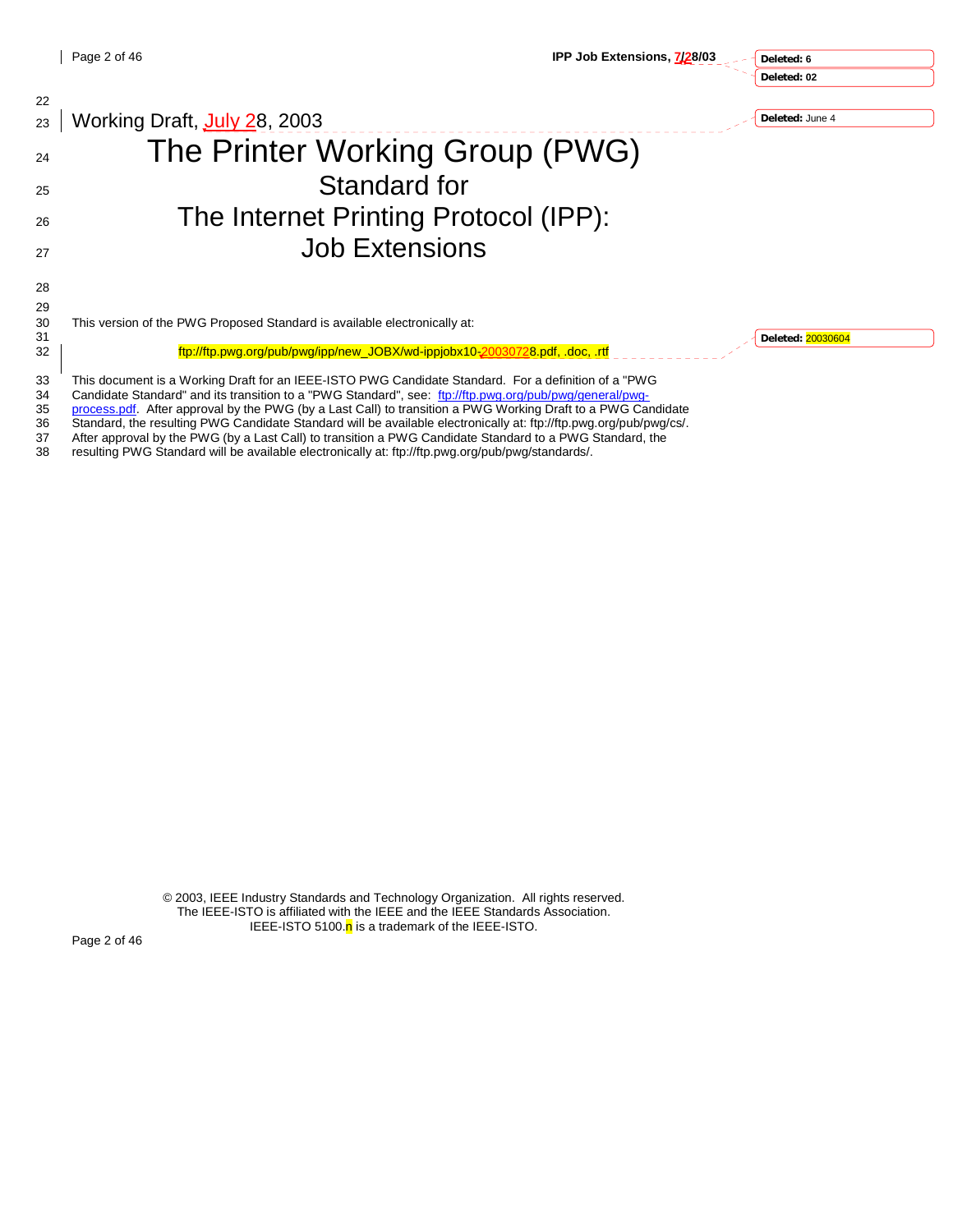Working Draft, July 28, 2003

# The Printer Working Group (PWG)

## Standard for

## The Internet Printing Protocol (IPP): Job Extensions

This version of the PWG Proposed Standard is available electronically at:

ftp://ftp.pwg.org/pub/pwg/ipp/new_JOBX/wd-ippjobx10-20030728.pdf, .doc, .rtf

This document is a Working Draft for an IEEE-ISTO PWG Candidate Standard. For a definition of a "PWG Candidate Standard" and its transition to a "PWG Standard", see: ftp://ftp.pwg.org/pub/pwg/general/pwg-process.pdf. After approval by the PWG (by a Last Call) to transition a PWG Working Draft to a PWG Candidate Standard, the resulting PWG Candidate Standard will be available electronically at: ftp://ftp.pwg.org/pub/pwg/cs/. After approval by the PWG (by a Last Call) to transition a PWG Candidate Standard to a PWG Standard, the resulting PWG Standard will be available electronically at: ftp://ftp.pwg.org/pub/pwg/standards/.

© 2003, IEEE Industry Standards and Technology Organization. All rights reserved.
The IEEE-ISTO is affiliated with the IEEE and the IEEE Standards Association.
IEEE-ISTO 5100.n is a trademark of the IEEE-ISTO.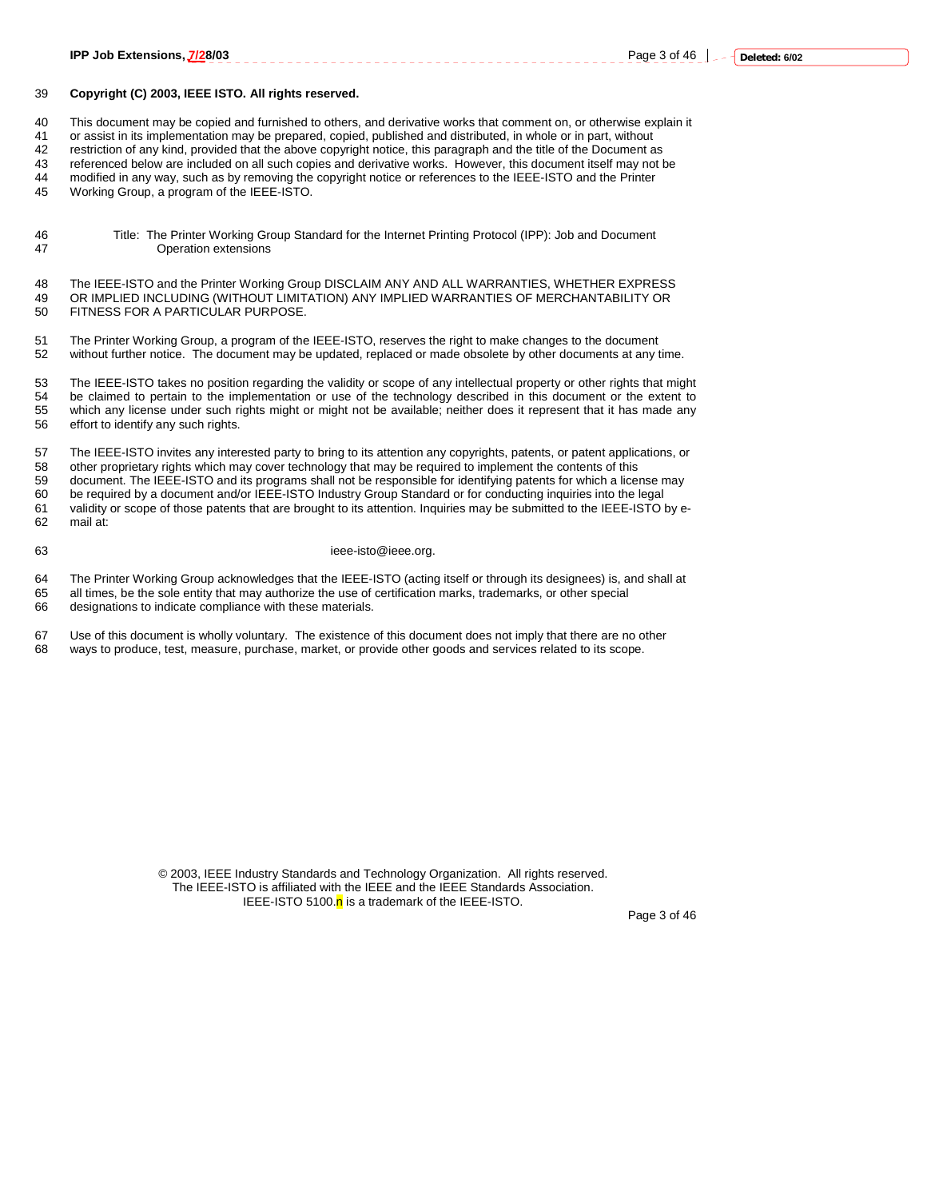**Copyright (C) 2003, IEEE ISTO. All rights reserved.**

This document may be copied and furnished to others, and derivative works that comment on, or otherwise explain it or assist in its implementation may be prepared, copied, published and distributed, in whole or in part, without restriction of any kind, provided that the above copyright notice, this paragraph and the title of the Document as referenced below are included on all such copies and derivative works. However, this document itself may not be modified in any way, such as by removing the copyright notice or references to the IEEE-ISTO and the Printer Working Group, a program of the IEEE-ISTO.

Title: The Printer Working Group Standard for the Internet Printing Protocol (IPP): Job and Document Operation extensions

The IEEE-ISTO and the Printer Working Group DISCLAIM ANY AND ALL WARRANTIES, WHETHER EXPRESS OR IMPLIED INCLUDING (WITHOUT LIMITATION) ANY IMPLIED WARRANTIES OF MERCHANTABILITY OR FITNESS FOR A PARTICULAR PURPOSE.

The Printer Working Group, a program of the IEEE-ISTO, reserves the right to make changes to the document without further notice. The document may be updated, replaced or made obsolete by other documents at any time.

The IEEE-ISTO takes no position regarding the validity or scope of any intellectual property or other rights that might be claimed to pertain to the implementation or use of the technology described in this document or the extent to which any license under such rights might or might not be available; neither does it represent that it has made any effort to identify any such rights.

The IEEE-ISTO invites any interested party to bring to its attention any copyrights, patents, or patent applications, or other proprietary rights which may cover technology that may be required to implement the contents of this document. The IEEE-ISTO and its programs shall not be responsible for identifying patents for which a license may be required by a document and/or IEEE-ISTO Industry Group Standard or for conducting inquiries into the legal validity or scope of those patents that are brought to its attention. Inquiries may be submitted to the IEEE-ISTO by e-mail at:

ieee-isto@ieee.org.

The Printer Working Group acknowledges that the IEEE-ISTO (acting itself or through its designees) is, and shall at all times, be the sole entity that may authorize the use of certification marks, trademarks, or other special designations to indicate compliance with these materials.

Use of this document is wholly voluntary. The existence of this document does not imply that there are no other ways to produce, test, measure, purchase, market, or provide other goods and services related to its scope.

© 2003, IEEE Industry Standards and Technology Organization. All rights reserved.
The IEEE-ISTO is affiliated with the IEEE and the IEEE Standards Association.
IEEE-ISTO 5100.n is a trademark of the IEEE-ISTO.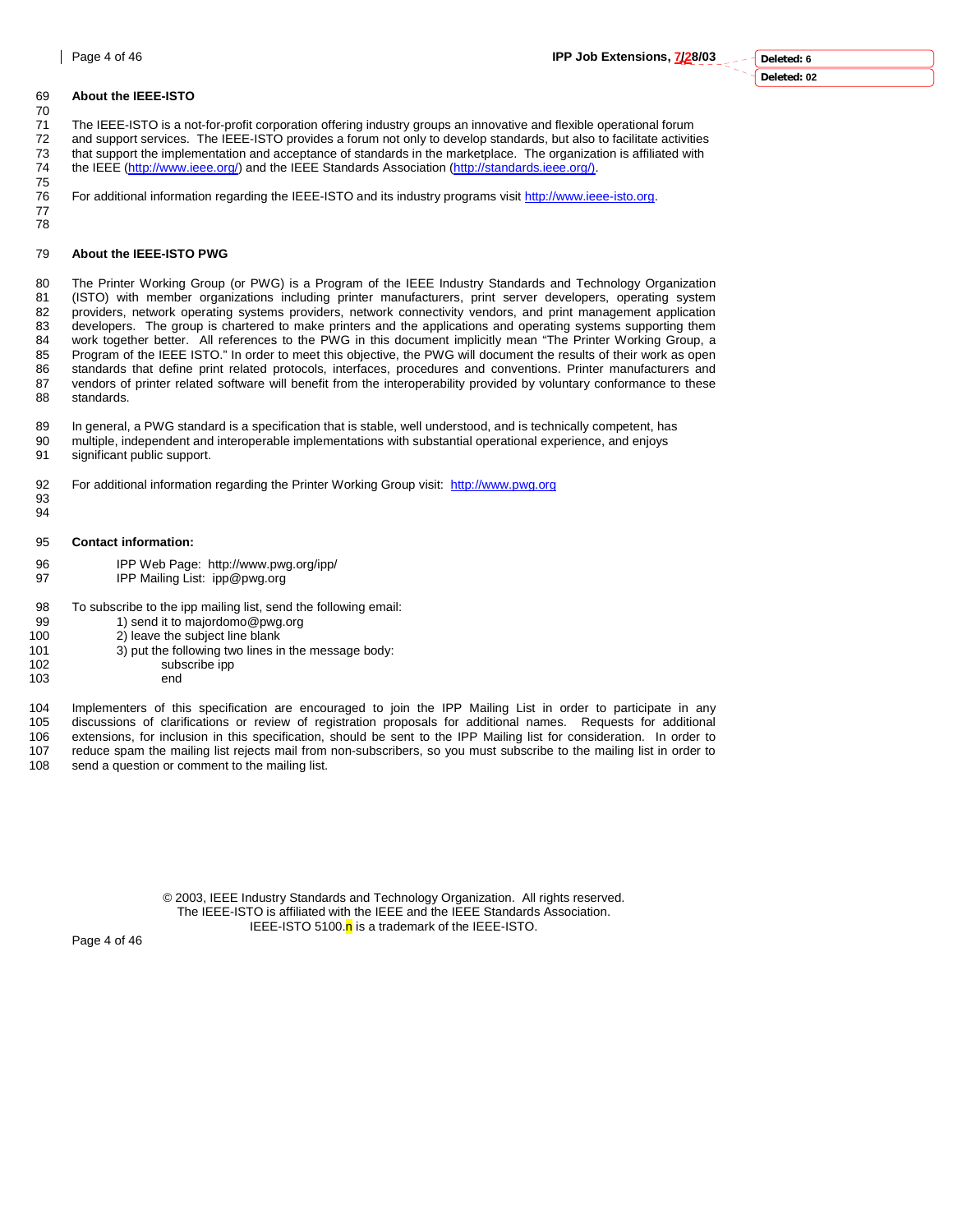## About the IEEE-ISTO

The IEEE-ISTO is a not-for-profit corporation offering industry groups an innovative and flexible operational forum and support services. The IEEE-ISTO provides a forum not only to develop standards, but also to facilitate activities that support the implementation and acceptance of standards in the marketplace. The organization is affiliated with the IEEE (http://www.ieee.org/) and the IEEE Standards Association (http://standards.ieee.org/).

For additional information regarding the IEEE-ISTO and its industry programs visit http://www.ieee-isto.org.

## About the IEEE-ISTO PWG

The Printer Working Group (or PWG) is a Program of the IEEE Industry Standards and Technology Organization (ISTO) with member organizations including printer manufacturers, print server developers, operating system providers, network operating systems providers, network connectivity vendors, and print management application developers. The group is chartered to make printers and the applications and operating systems supporting them work together better. All references to the PWG in this document implicitly mean "The Printer Working Group, a Program of the IEEE ISTO." In order to meet this objective, the PWG will document the results of their work as open standards that define print related protocols, interfaces, procedures and conventions. Printer manufacturers and vendors of printer related software will benefit from the interoperability provided by voluntary conformance to these standards.

In general, a PWG standard is a specification that is stable, well understood, and is technically competent, has multiple, independent and interoperable implementations with substantial operational experience, and enjoys significant public support.

For additional information regarding the Printer Working Group visit: http://www.pwg.org

**Contact information:**

IPP Web Page: http://www.pwg.org/ipp/
IPP Mailing List: ipp@pwg.org

To subscribe to the ipp mailing list, send the following email:

1) send it to majordomo@pwg.org
2) leave the subject line blank
3) put the following two lines in the message body:

```
subscribe ipp
end
```

Implementers of this specification are encouraged to join the IPP Mailing List in order to participate in any discussions of clarifications or review of registration proposals for additional names. Requests for additional extensions, for inclusion in this specification, should be sent to the IPP Mailing list for consideration. In order to reduce spam the mailing list rejects mail from non-subscribers, so you must subscribe to the mailing list in order to send a question or comment to the mailing list.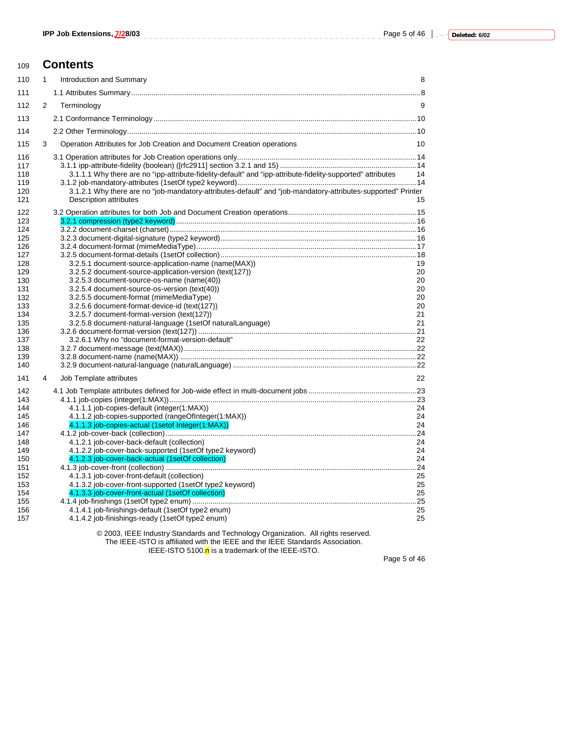# Contents

1 Introduction and Summary 8

1.1 Attributes Summary 8

2 Terminology 9

2.1 Conformance Terminology 10

2.2 Other Terminology 10

3 Operation Attributes for Job Creation and Document Creation operations 10

3.1 Operation attributes for Job Creation operations only 14
- 3.1.1 ipp-attribute-fidelity (boolean) ([rfc2911] section 3.2.1 and 15) 14
  - 3.1.1.1 Why there are no "ipp-attribute-fidelity-default" and "ipp-attribute-fidelity-supported" attributes 14
- 3.1.2 job-mandatory-attributes (1setOf type2 keyword) 14
  - 3.1.2.1 Why there are no "job-mandatory-attributes-default" and "job-mandatory-attributes-supported" Printer Description attributes 15

3.2 Operation attributes for both Job and Document Creation operations 15
- 3.2.1 compression (type2 keyword) 16
- 3.2.2 document-charset (charset) 16
- 3.2.3 document-digital-signature (type2 keyword) 16
- 3.2.4 document-format (mimeMediaType) 17
- 3.2.5 document-format-details (1setOf collection) 18
  - 3.2.5.1 document-source-application-name (name(MAX)) 19
  - 3.2.5.2 document-source-application-version (text(127)) 20
  - 3.2.5.3 document-source-os-name (name(40)) 20
  - 3.2.5.4 document-source-os-version (text(40)) 20
  - 3.2.5.5 document-format (mimeMediaType) 20
  - 3.2.5.6 document-format-device-id (text(127)) 20
  - 3.2.5.7 document-format-version (text(127)) 21
  - 3.2.5.8 document-natural-language (1setOf naturalLanguage) 21
- 3.2.6 document-format-version (text(127)) 21
  - 3.2.6.1 Why no "document-format-version-default" 22
- 3.2.7 document-message (text(MAX)) 22
- 3.2.8 document-name (name(MAX)) 22
- 3.2.9 document-natural-language (naturalLanguage) 22

4 Job Template attributes 22

4.1 Job Template attributes defined for Job-wide effect in multi-document jobs 23
- 4.1.1 job-copies (integer(1:MAX)) 23
  - 4.1.1.1 job-copies-default (integer(1:MAX)) 24
  - 4.1.1.2 job-copies-supported (rangeOfInteger(1:MAX)) 24
  - 4.1.1.3 job-copies-actual (1setof Integer(1:MAX)) 24
- 4.1.2 job-cover-back (collection) 24
  - 4.1.2.1 job-cover-back-default (collection) 24
  - 4.1.2.2 job-cover-back-supported (1setOf type2 keyword) 24
  - 4.1.2.3 job-cover-back-actual (1setOf collection) 24
- 4.1.3 job-cover-front (collection) 24
  - 4.1.3.1 job-cover-front-default (collection) 25
  - 4.1.3.2 job-cover-front-supported (1setOf type2 keyword) 25
  - 4.1.3.3 job-cover-front-actual (1setOf collection) 25
- 4.1.4 job-finishings (1setOf type2 enum) 25
  - 4.1.4.1 job-finishings-default (1setOf type2 enum) 25
  - 4.1.4.2 job-finishings-ready (1setOf type2 enum) 25

© 2003, IEEE Industry Standards and Technology Organization. All rights reserved.
The IEEE-ISTO is affiliated with the IEEE and the IEEE Standards Association.
IEEE-ISTO 5100.n is a trademark of the IEEE-ISTO.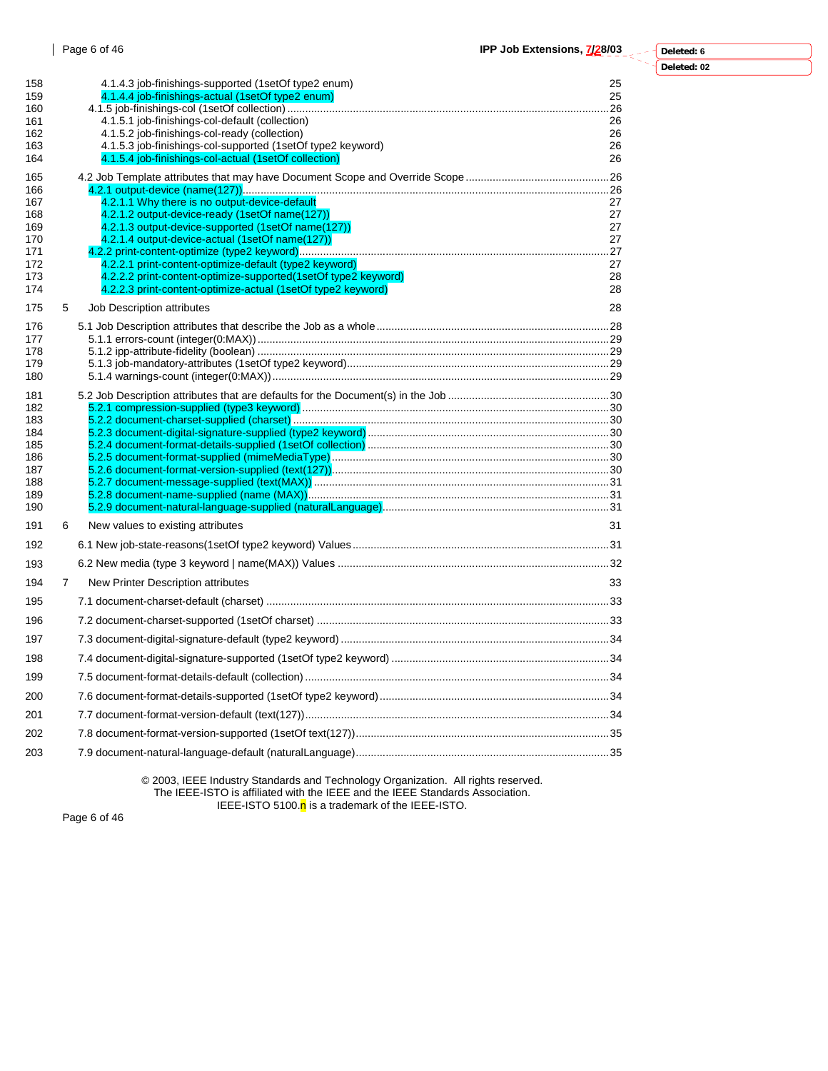4.1.4.3 job-finishings-supported (1setOf type2 enum) 25
4.1.4.4 job-finishings-actual (1setOf type2 enum) 25
4.1.5 job-finishings-col (1setOf collection) 26
4.1.5.1 job-finishings-col-default (collection) 26
4.1.5.2 job-finishings-col-ready (collection) 26
4.1.5.3 job-finishings-col-supported (1setOf type2 keyword) 26
4.1.5.4 job-finishings-col-actual (1setOf collection) 26

4.2 Job Template attributes that may have Document Scope and Override Scope 26
4.2.1 output-device (name(127)) 26
4.2.1.1 Why there is no output-device-default 27
4.2.1.2 output-device-ready (1setOf name(127)) 27
4.2.1.3 output-device-supported (1setOf name(127)) 27
4.2.1.4 output-device-actual (1setOf name(127)) 27
4.2.2 print-content-optimize (type2 keyword) 27
4.2.2.1 print-content-optimize-default (type2 keyword) 27
4.2.2.2 print-content-optimize-supported(1setOf type2 keyword) 28
4.2.2.3 print-content-optimize-actual (1setOf type2 keyword) 28

5 Job Description attributes 28

5.1 Job Description attributes that describe the Job as a whole 28
5.1.1 errors-count (integer(0:MAX)) 29
5.1.2 ipp-attribute-fidelity (boolean) 29
5.1.3 job-mandatory-attributes (1setOf type2 keyword) 29
5.1.4 warnings-count (integer(0:MAX)) 29

5.2 Job Description attributes that are defaults for the Document(s) in the Job 30
5.2.1 compression-supplied (type3 keyword) 30
5.2.2 document-charset-supplied (charset) 30
5.2.3 document-digital-signature-supplied (type2 keyword) 30
5.2.4 document-format-details-supplied (1setOf collection) 30
5.2.5 document-format-supplied (mimeMediaType) 30
5.2.6 document-format-version-supplied (text(127)) 30
5.2.7 document-message-supplied (text(MAX)) 31
5.2.8 document-name-supplied (name (MAX)) 31
5.2.9 document-natural-language-supplied (naturalLanguage) 31

6 New values to existing attributes 31

6.1 New job-state-reasons(1setOf type2 keyword) Values 31

6.2 New media (type 3 keyword | name(MAX)) Values 32

7 New Printer Description attributes 33

7.1 document-charset-default (charset) 33

7.2 document-charset-supported (1setOf charset) 33

7.3 document-digital-signature-default (type2 keyword) 34

7.4 document-digital-signature-supported (1setOf type2 keyword) 34

7.5 document-format-details-default (collection) 34

7.6 document-format-details-supported (1setOf type2 keyword) 34

7.7 document-format-version-default (text(127)) 34

7.8 document-format-version-supported (1setOf text(127)) 35

7.9 document-natural-language-default (naturalLanguage) 35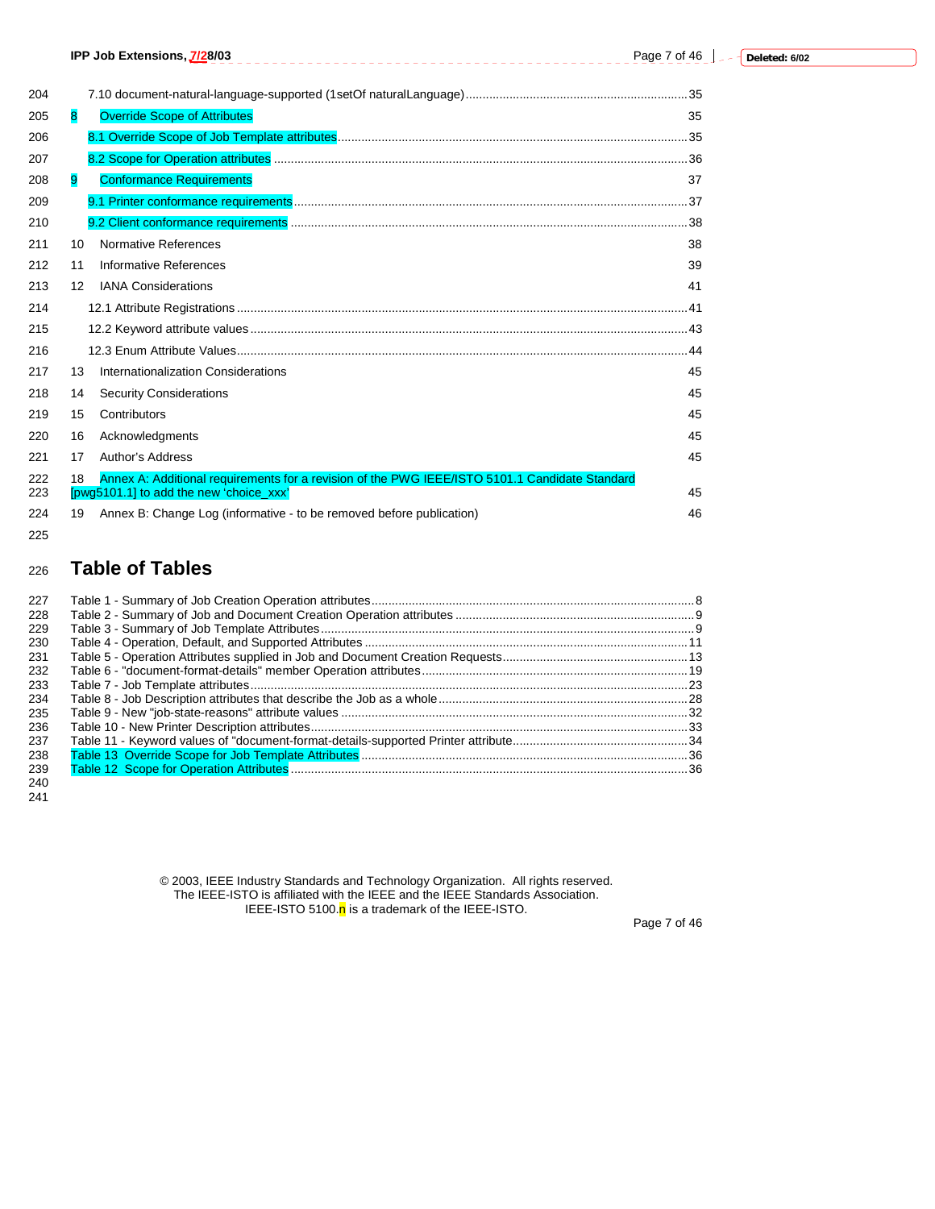7.10 document-natural-language-supported (1setOf naturalLanguage) ....................35

8 Override Scope of Attributes 35

8.1 Override Scope of Job Template attributes ....................35

8.2 Scope for Operation attributes ....................36

9 Conformance Requirements 37

9.1 Printer conformance requirements ....................37

9.2 Client conformance requirements ....................38

10 Normative References 38

11 Informative References 39

12 IANA Considerations 41

12.1 Attribute Registrations ....................41

12.2 Keyword attribute values ....................43

12.3 Enum Attribute Values ....................44

13 Internationalization Considerations 45

14 Security Considerations 45

15 Contributors 45

16 Acknowledgments 45

17 Author's Address 45

18 Annex A: Additional requirements for a revision of the PWG IEEE/ISTO 5101.1 Candidate Standard [pwg5101.1] to add the new 'choice_xxx' 45

19 Annex B: Change Log (informative - to be removed before publication) 46

# Table of Tables

Table 1 - Summary of Job Creation Operation attributes ....................8
Table 2 - Summary of Job and Document Creation Operation attributes ....................9
Table 3 - Summary of Job Template Attributes ....................9
Table 4 - Operation, Default, and Supported Attributes ....................11
Table 5 - Operation Attributes supplied in Job and Document Creation Requests ....................13
Table 6 - "document-format-details" member Operation attributes ....................19
Table 7 - Job Template attributes ....................23
Table 8 - Job Description attributes that describe the Job as a whole ....................28
Table 9 - New "job-state-reasons" attribute values ....................32
Table 10 - New Printer Description attributes ....................33
Table 11 - Keyword values of "document-format-details-supported Printer attribute ....................34
Table 13 Override Scope for Job Template Attributes ....................36
Table 12 Scope for Operation Attributes ....................36

© 2003, IEEE Industry Standards and Technology Organization. All rights reserved.
The IEEE-ISTO is affiliated with the IEEE and the IEEE Standards Association.
IEEE-ISTO 5100.n is a trademark of the IEEE-ISTO.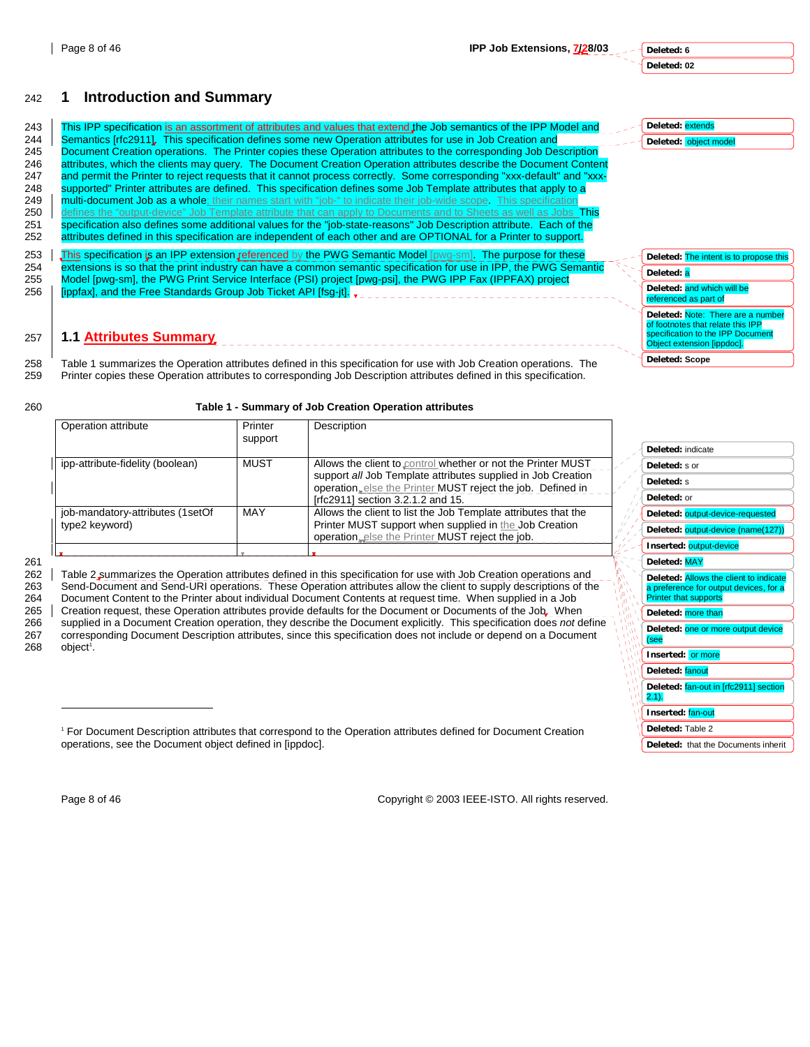# 1 Introduction and Summary

This IPP specification is an assortment of attributes and values that extend the Job semantics of the IPP Model and Semantics [rfc2911]. This specification defines some new Operation attributes for use in Job Creation and Document Creation operations. The Printer copies these Operation attributes to the corresponding Job Description attributes, which the clients may query. The Document Creation Operation attributes describe the Document Content and permit the Printer to reject requests that it cannot process correctly. Some corresponding "xxx-default" and "xxx-supported" Printer attributes are defined. This specification defines some Job Template attributes that apply to a multi-document Job as a whole; their names start with "job-" to indicate their job-wide scope. This specification defines the "output-device" Job Template attribute that can apply to Documents and to Sheets as well as Jobs. This specification also defines some additional values for the "job-state-reasons" Job Description attribute. Each of the attributes defined in this specification are independent of each other and are OPTIONAL for a Printer to support.

This specification is an IPP extension referenced by the PWG Semantic Model [pwg-sm]. The purpose for these extensions is so that the print industry can have a common semantic specification for use in IPP, the PWG Semantic Model [pwg-sm], the PWG Print Service Interface (PSI) project [pwg-psi], the PWG IPP Fax (IPPFAX) project [ippfax], and the Free Standards Group Job Ticket API [fsg-jt].

## 1.1 Attributes Summary

Table 1 summarizes the Operation attributes defined in this specification for use with Job Creation operations. The Printer copies these Operation attributes to corresponding Job Description attributes defined in this specification.

**Table 1 - Summary of Job Creation Operation attributes**

| Operation attribute | Printer support | Description |
|---|---|---|
| ipp-attribute-fidelity (boolean) | MUST | Allows the client to control whether or not the Printer MUST support *all* Job Template attributes supplied in Job Creation operation, else the Printer MUST reject the job. Defined in [rfc2911] section 3.2.1.2 and 15. |
| job-mandatory-attributes (1setOf type2 keyword) | MAY | Allows the client to list the Job Template attributes that the Printer MUST support when supplied in the Job Creation operation, else the Printer MUST reject the job. |
| | | |

Table 2 summarizes the Operation attributes defined in this specification for use with Job Creation operations and Send-Document and Send-URI operations. These Operation attributes allow the client to supply descriptions of the Document Content to the Printer about individual Document Contents at request time. When supplied in a Job Creation request, these Operation attributes provide defaults for the Document or Documents of the Job. When supplied in a Document Creation operation, they describe the Document explicitly. This specification does *not* define corresponding Document Description attributes, since this specification does not include or depend on a Document object[1].

[1] For Document Description attributes that correspond to the Operation attributes defined for Document Creation operations, see the Document object defined in [ippdoc].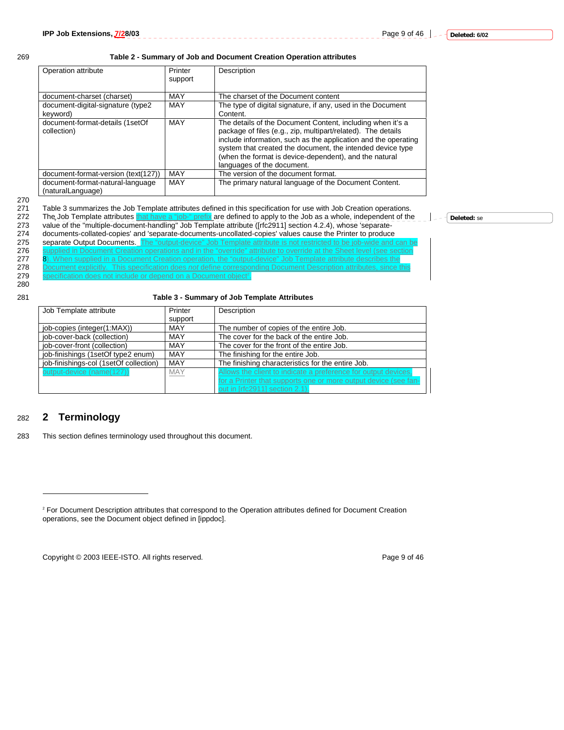**Table 2 - Summary of Job and Document Creation Operation attributes**

| Operation attribute | Printer support | Description |
|---|---|---|
| document-charset (charset) | MAY | The charset of the Document content |
| document-digital-signature (type2 keyword) | MAY | The type of digital signature, if any, used in the Document Content. |
| document-format-details (1setOf collection) | MAY | The details of the Document Content, including when it's a package of files (e.g., zip, multipart/related). The details include information, such as the application and the operating system that created the document, the intended device type (when the format is device-dependent), and the natural languages of the document. |
| document-format-version (text(127)) | MAY | The version of the document format. |
| document-format-natural-language (naturalLanguage) | MAY | The primary natural language of the Document Content. |

Table 3 summarizes the Job Template attributes defined in this specification for use with Job Creation operations. The Job Template attributes that have a "job-" prefix are defined to apply to the Job as a whole, independent of the value of the "multiple-document-handling" Job Template attribute ([rfc2911] section 4.2.4), whose 'separate-documents-collated-copies' and 'separate-documents-uncollated-copies' values cause the Printer to produce separate Output Documents. The "output-device" Job Template attribute is not restricted to be job-wide and can be supplied in Document Creation operations and in the "override" attribute to override at the Sheet level (see section 8). When supplied in a Document Creation operation, the "output-device" Job Template attribute describes the Document explicitly. This specification does *not* define corresponding Document Description attributes, since this specification does not include or depend on a Document object[2].

**Table 3 - Summary of Job Template Attributes**

| Job Template attribute | Printer support | Description |
|---|---|---|
| job-copies (integer(1:MAX)) | MAY | The number of copies of the entire Job. |
| job-cover-back (collection) | MAY | The cover for the back of the entire Job. |
| job-cover-front (collection) | MAY | The cover for the front of the entire Job. |
| job-finishings (1setOf type2 enum) | MAY | The finishing for the entire Job. |
| job-finishings-col (1setOf collection) | MAY | The finishing characteristics for the entire Job. |
| output-device (name(127)) | MAY | Allows the client to indicate a preference for output devices, for a Printer that supports one or more output device (see fan-out in [rfc2911] section 2.1). |

# 2 Terminology

This section defines terminology used throughout this document.

[2] For Document Description attributes that correspond to the Operation attributes defined for Document Creation operations, see the Document object defined in [ippdoc].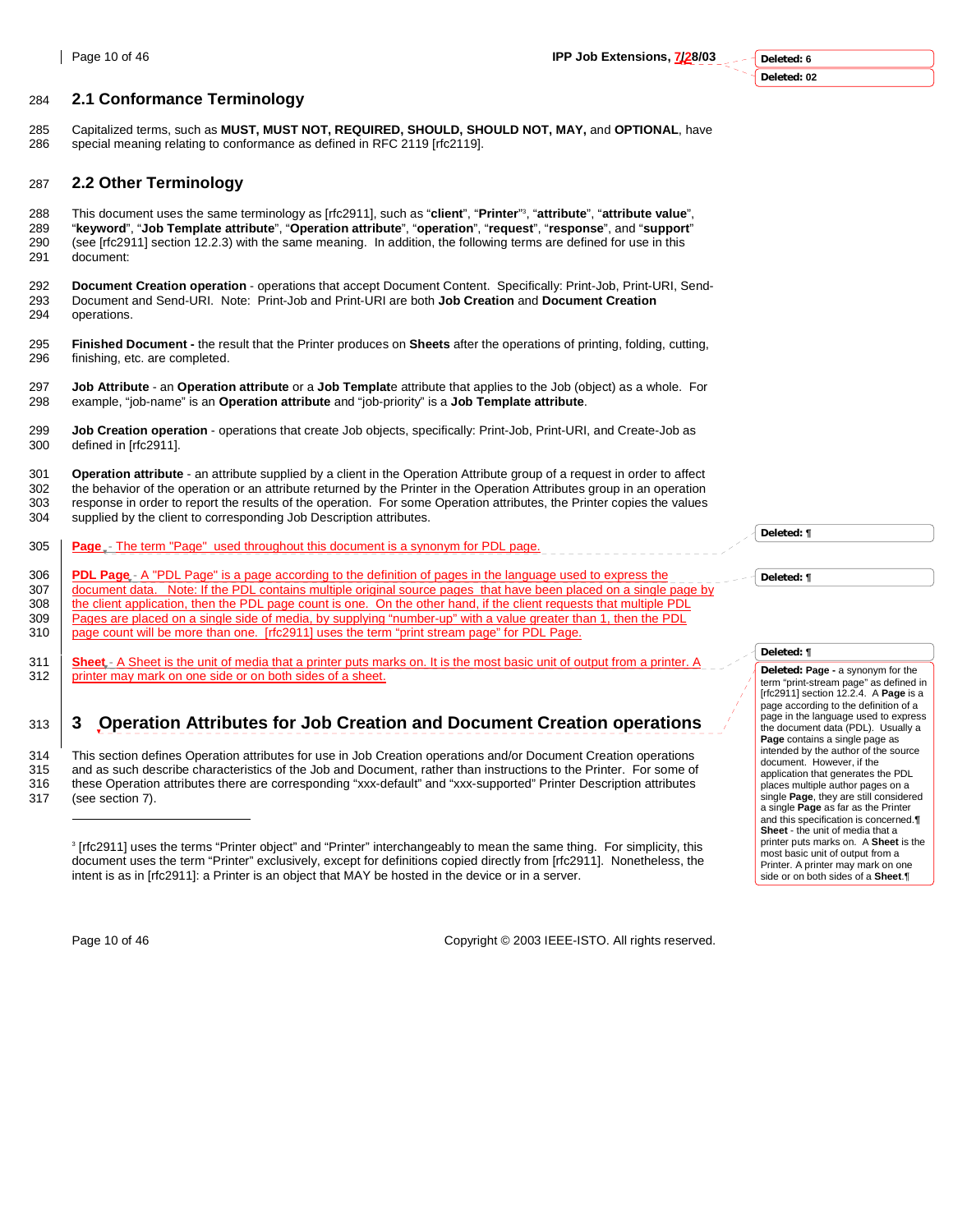## 2.1 Conformance Terminology

Capitalized terms, such as **MUST, MUST NOT, REQUIRED, SHOULD, SHOULD NOT, MAY,** and **OPTIONAL**, have special meaning relating to conformance as defined in RFC 2119 [rfc2119].

## 2.2 Other Terminology

This document uses the same terminology as [rfc2911], such as "**client**", "**Printer**"[3], "**attribute**", "**attribute value**", "**keyword**", "**Job Template attribute**", "**Operation attribute**", "**operation**", "**request**", "**response**", and "**support**" (see [rfc2911] section 12.2.3) with the same meaning. In addition, the following terms are defined for use in this document:

**Document Creation operation** - operations that accept Document Content. Specifically: Print-Job, Print-URI, Send-Document and Send-URI. Note: Print-Job and Print-URI are both **Job Creation** and **Document Creation** operations.

**Finished Document -** the result that the Printer produces on **Sheets** after the operations of printing, folding, cutting, finishing, etc. are completed.

**Job Attribute** - an **Operation attribute** or a **Job Templat**e attribute that applies to the Job (object) as a whole. For example, "job-name" is an **Operation attribute** and "job-priority" is a **Job Template attribute**.

**Job Creation operation** - operations that create Job objects, specifically: Print-Job, Print-URI, and Create-Job as defined in [rfc2911].

**Operation attribute** - an attribute supplied by a client in the Operation Attribute group of a request in order to affect the behavior of the operation or an attribute returned by the Printer in the Operation Attributes group in an operation response in order to report the results of the operation. For some Operation attributes, the Printer copies the values supplied by the client to corresponding Job Description attributes.

**Page** - The term "Page" used throughout this document is a synonym for PDL page.

**PDL Page** - A "PDL Page" is a page according to the definition of pages in the language used to express the document data. Note: If the PDL contains multiple original source pages that have been placed on a single page by the client application, then the PDL page count is one. On the other hand, if the client requests that multiple PDL Pages are placed on a single side of media, by supplying "number-up" with a value greater than 1, then the PDL page count will be more than one. [rfc2911] uses the term "print stream page" for PDL Page.

**Sheet** - A Sheet is the unit of media that a printer puts marks on. It is the most basic unit of output from a printer. A printer may mark on one side or on both sides of a sheet.

# 3 Operation Attributes for Job Creation and Document Creation operations

This section defines Operation attributes for use in Job Creation operations and/or Document Creation operations and as such describe characteristics of the Job and Document, rather than instructions to the Printer. For some of these Operation attributes there are corresponding "xxx-default" and "xxx-supported" Printer Description attributes (see section 7).

---

[3] [rfc2911] uses the terms "Printer object" and "Printer" interchangeably to mean the same thing. For simplicity, this document uses the term "Printer" exclusively, except for definitions copied directly from [rfc2911]. Nonetheless, the intent is as in [rfc2911]: a Printer is an object that MAY be hosted in the device or in a server.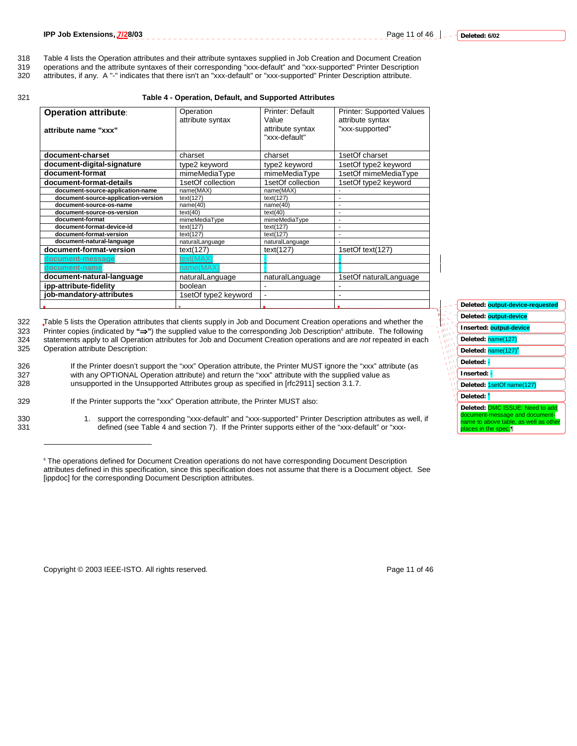Table 4 lists the Operation attributes and their attribute syntaxes supplied in Job Creation and Document Creation operations and the attribute syntaxes of their corresponding "xxx-default" and "xxx-supported" Printer Description attributes, if any. A "-" indicates that there isn't an "xxx-default" or "xxx-supported" Printer Description attribute.

**Table 4 - Operation, Default, and Supported Attributes**

| **Operation attribute**: **attribute name "xxx"** | Operation attribute syntax | Printer: Default Value attribute syntax "xxx-default" | Printer: Supported Values attribute syntax "xxx-supported" |
|---|---|---|---|
| **document-charset** | charset | charset | 1setOf charset |
| **document-digital-signature** | type2 keyword | type2 keyword | 1setOf type2 keyword |
| **document-format** | mimeMediaType | mimeMediaType | 1setOf mimeMediaType |
| **document-format-details** | 1setOf collection | 1setOf collection | 1setOf type2 keyword |
| **document-source-application-name** | name(MAX) | name(MAX) | - |
| **document-source-application-version** | text(127) | text(127) | - |
| **document-source-os-name** | name(40) | name(40) | - |
| **document-source-os-version** | text(40) | text(40) | - |
| **document-format** | mimeMediaType | mimeMediaType | - |
| **document-format-device-id** | text(127) | text(127) | - |
| **document-format-version** | text(127) | text(127) | - |
| **document-natural-language** | naturalLanguage | naturalLanguage | - |
| **document-format-version** | text(127) | text(127) | 1setOf text(127) |
| **document-message** | text(MAX) | - | - |
| **document-name** | name(MAX) | - | - |
| **document-natural-language** | naturalLanguage | naturalLanguage | 1setOf naturalLanguage |
| **ipp-attribute-fidelity** | boolean | - | - |
| **job-mandatory-attributes** | 1setOf type2 keyword | - | - |
| | | | |

Table 5 lists the Operation attributes that clients supply in Job and Document Creation operations and whether the Printer copies (indicated by "⇒") the supplied value to the corresponding Job Description[6] attribute. The following statements apply to all Operation attributes for Job and Document Creation operations and are *not* repeated in each Operation attribute Description:

If the Printer doesn't support the "xxx" Operation attribute, the Printer MUST ignore the "xxx" attribute (as with any OPTIONAL Operation attribute) and return the "xxx" attribute with the supplied value as unsupported in the Unsupported Attributes group as specified in [rfc2911] section 3.1.7.

If the Printer supports the "xxx" Operation attribute, the Printer MUST also:

1. support the corresponding "xxx-default" and "xxx-supported" Printer Description attributes as well, if defined (see Table 4 and section 7). If the Printer supports either of the "xxx-default" or "xxx-

[6] The operations defined for Document Creation operations do not have corresponding Document Description attributes defined in this specification, since this specification does not assume that there is a Document object. See [ippdoc] for the corresponding Document Description attributes.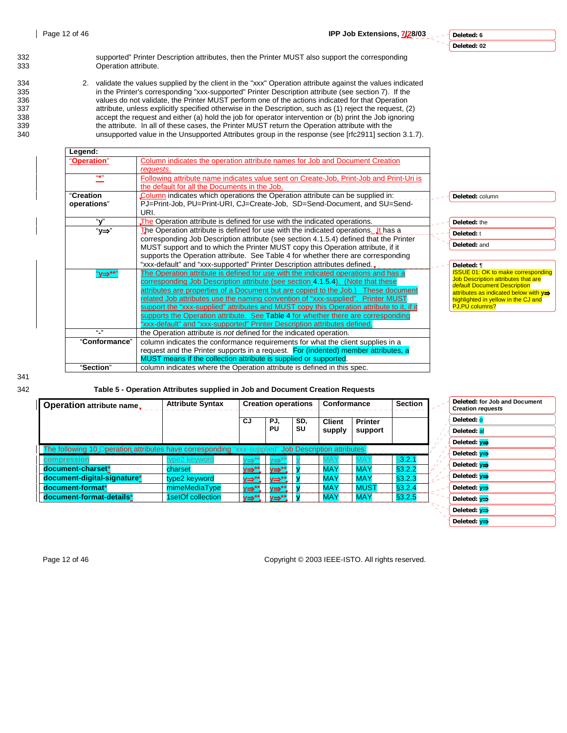supported" Printer Description attributes, then the Printer MUST also support the corresponding Operation attribute.

2. validate the values supplied by the client in the "xxx" Operation attribute against the values indicated in the Printer's corresponding "xxx-supported" Printer Description attribute (see section 7). If the values do not validate, the Printer MUST perform one of the actions indicated for that Operation attribute, unless explicitly specified otherwise in the Description, such as (1) reject the request, (2) accept the request and either (a) hold the job for operator intervention or (b) print the Job ignoring the attribute. In all of these cases, the Printer MUST return the Operation attribute with the unsupported value in the Unsupported Attributes group in the response (see [rfc2911] section 3.1.7).

| Legend: | |
|---|---|
| "Operation" | Column indicates the operation attribute names for Job and Document Creation requests. |
| "*" | Following attribute name indicates value sent on Create-Job, Print-Job and Print-Uri is the default for all the Documents in the Job. |
| "Creation operations" | Column indicates which operations the Operation attribute can be supplied in: PJ=Print-Job, PU=Print-URI, CJ=Create-Job, SD=Send-Document, and SU=Send-URI. |
| "y" | The Operation attribute is defined for use with the indicated operations. |
| "y⇒" | The Operation attribute is defined for use with the indicated operations. It has a corresponding Job Description attribute (see section 4.1.5.4) defined that the Printer MUST support and to which the Printer MUST copy this Operation attribute, if it supports the Operation attribute. See Table 4 for whether there are corresponding "xxx-default" and "xxx-supported" Printer Description attributes defined. |
| "y⇒**" | The Operation attribute is defined for use with the indicated operations and has a corresponding Job Description attribute (see section 4.1.5.4). (Note that these attributes are properties of a Document but are copied to the Job.) These document related Job attributes use the naming convention of "xxx-supplied". Printer MUST support the "xxx-supplied" attributes and MUST copy this Operation attribute to it, if it supports the Operation attribute. See Table 4 for whether there are corresponding "xxx-default" and "xxx-supported" Printer Description attributes defined. |
| "-" | the Operation attribute is *not* defined for the indicated operation. |
| "Conformance" | column indicates the conformance requirements for what the client supplies in a request and the Printer supports in a request. For (indented) member attributes, a MUST means if the collection attribute is supplied or supported. |
| "Section" | column indicates where the Operation attribute is defined in this spec. |

**Table 5 - Operation Attributes supplied in Job and Document Creation Requests**

| **Operation attribute name** | **Attribute Syntax** | **Creation operations** | | | **Conformance** | | **Section** |
|---|---|---|---|---|---|---|---|
| | | **CJ** | **PJ, PU** | **SD, SU** | **Client supply** | **Printer support** | |
| The following 10 Operation attributes have corresponding "xxx-supplied" Job Description attributes | | | | | | | |
| **compression** | type2 keyword | y⇒** | y⇒** | y | MAY | MAY | §3.2.1 |
| **document-charset*** | charset | y⇒** | y⇒** | y | MAY | MAY | §3.2.2 |
| **document-digital-signature*** | type2 keyword | y⇒** | y⇒** | y | MAY | MAY | §3.2.3 |
| **document-format*** | mimeMediaType | y⇒** | y⇒** | y | MAY | MUST | §3.2.4 |
| **document-format-details*** | 1setOf collection | y⇒** | y⇒** | y | MAY | MAY | §3.2.5 |

ISSUE 01: OK to make corresponding Job Description attributes that are *default* Document Description attributes as indicated below with y⇒ highlighted in yellow in the CJ and PJ,PU columns?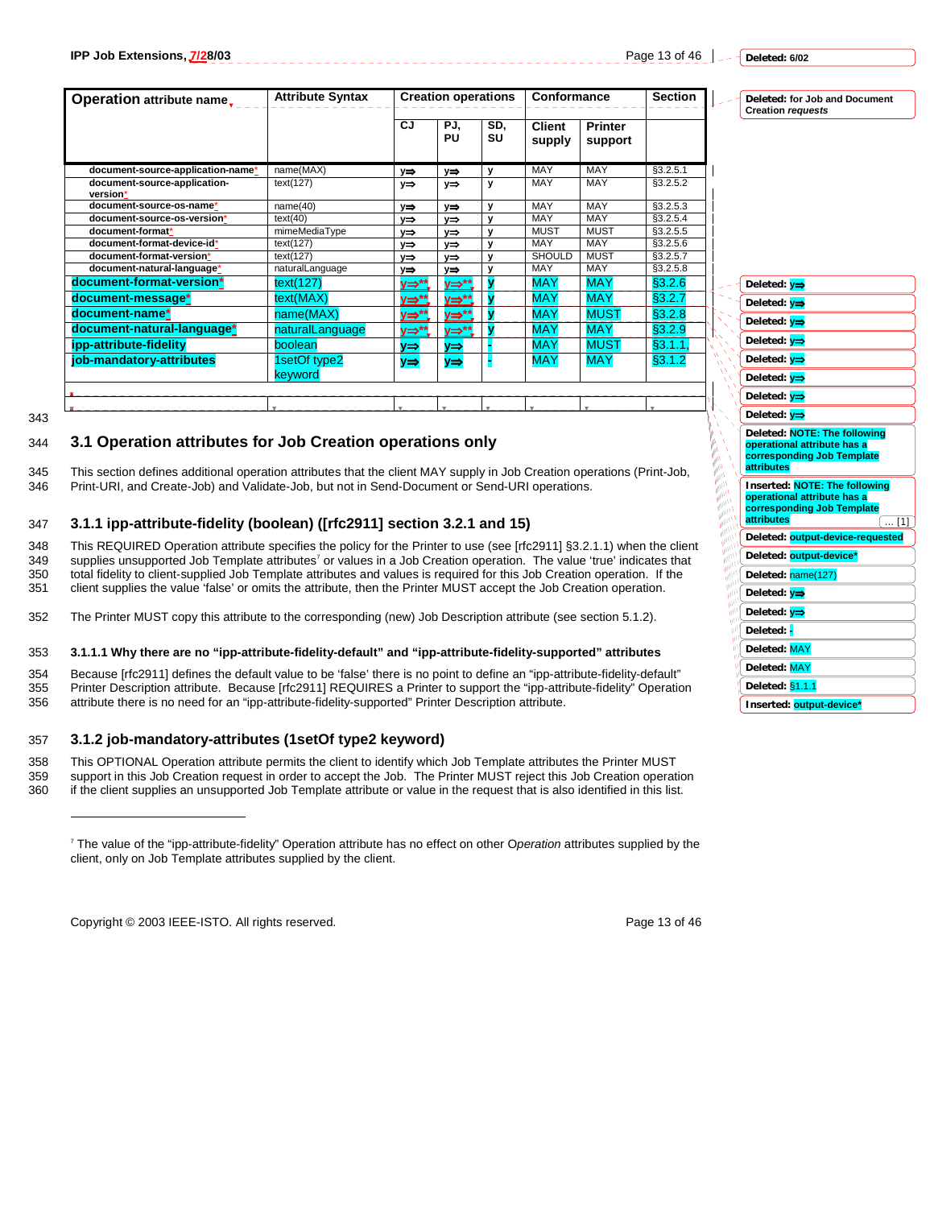| Operation attribute name | Attribute Syntax | Creation operations | | | Conformance | | Section |
|---|---|---|---|---|---|---|---|
| | | CJ | PJ, PU | SD, SU | Client supply | Printer support | |
| document-source-application-name* | name(MAX) | y⇒ | y⇒ | y | MAY | MAY | §3.2.5.1 |
| document-source-application-version* | text(127) | y⇒ | y⇒ | y | MAY | MAY | §3.2.5.2 |
| document-source-os-name* | name(40) | y⇒ | y⇒ | y | MAY | MAY | §3.2.5.3 |
| document-source-os-version* | text(40) | y⇒ | y⇒ | y | MAY | MAY | §3.2.5.4 |
| document-format* | mimeMediaType | y⇒ | y⇒ | y | MUST | MUST | §3.2.5.5 |
| document-format-device-id* | text(127) | y⇒ | y⇒ | y | MAY | MAY | §3.2.5.6 |
| document-format-version* | text(127) | y⇒ | y⇒ | y | SHOULD | MUST | §3.2.5.7 |
| document-natural-language* | naturalLanguage | y⇒ | y⇒ | y | MAY | MAY | §3.2.5.8 |
| document-format-version* | text(127) | y⇒** | y⇒** | y | MAY | MAY | §3.2.6 |
| document-message* | text(MAX) | y⇒** | y⇒** | y | MAY | MAY | §3.2.7 |
| document-name* | name(MAX) | y⇒** | y⇒** | y | MAY | MUST | §3.2.8 |
| document-natural-language* | naturalLanguage | y⇒** | y⇒** | y | MAY | MAY | §3.2.9 |
| ipp-attribute-fidelity | boolean | y⇒ | y⇒ | - | MAY | MUST | §3.1.1, |
| job-mandatory-attributes | 1setOf type2 keyword | y⇒ | y⇒ | - | MAY | MAY | §3.1.2 |

## 3.1 Operation attributes for Job Creation operations only

This section defines additional operation attributes that the client MAY supply in Job Creation operations (Print-Job, Print-URI, and Create-Job) and Validate-Job, but not in Send-Document or Send-URI operations.

### 3.1.1 ipp-attribute-fidelity (boolean) ([rfc2911] section 3.2.1 and 15)

This REQUIRED Operation attribute specifies the policy for the Printer to use (see [rfc2911] §3.2.1.1) when the client supplies unsupported Job Template attributes[7] or values in a Job Creation operation. The value 'true' indicates that total fidelity to client-supplied Job Template attributes and values is required for this Job Creation operation. If the client supplies the value 'false' or omits the attribute, then the Printer MUST accept the Job Creation operation.

The Printer MUST copy this attribute to the corresponding (new) Job Description attribute (see section 5.1.2).

#### 3.1.1.1 Why there are no "ipp-attribute-fidelity-default" and "ipp-attribute-fidelity-supported" attributes

Because [rfc2911] defines the default value to be 'false' there is no point to define an "ipp-attribute-fidelity-default" Printer Description attribute. Because [rfc2911] REQUIRES a Printer to support the "ipp-attribute-fidelity" Operation attribute there is no need for an "ipp-attribute-fidelity-supported" Printer Description attribute.

### 3.1.2 job-mandatory-attributes (1setOf type2 keyword)

This OPTIONAL Operation attribute permits the client to identify which Job Template attributes the Printer MUST support in this Job Creation request in order to accept the Job. The Printer MUST reject this Job Creation operation if the client supplies an unsupported Job Template attribute or value in the request that is also identified in this list.

[7] The value of the "ipp-attribute-fidelity" Operation attribute has no effect on other *Operation* attributes supplied by the client, only on Job Template attributes supplied by the client.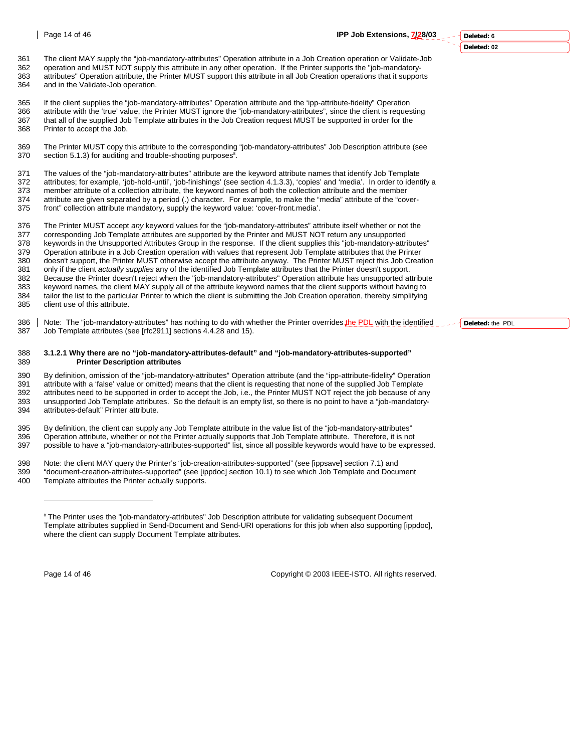The client MAY supply the "job-mandatory-attributes" Operation attribute in a Job Creation operation or Validate-Job operation and MUST NOT supply this attribute in any other operation. If the Printer supports the "job-mandatory-attributes" Operation attribute, the Printer MUST support this attribute in all Job Creation operations that it supports and in the Validate-Job operation.

If the client supplies the "job-mandatory-attributes" Operation attribute and the 'ipp-attribute-fidelity" Operation attribute with the 'true' value, the Printer MUST ignore the "job-mandatory-attributes", since the client is requesting that all of the supplied Job Template attributes in the Job Creation request MUST be supported in order for the Printer to accept the Job.

The Printer MUST copy this attribute to the corresponding "job-mandatory-attributes" Job Description attribute (see section 5.1.3) for auditing and trouble-shooting purposes[8].

The values of the "job-mandatory-attributes" attribute are the keyword attribute names that identify Job Template attributes; for example, 'job-hold-until', 'job-finishings' (see section 4.1.3.3), 'copies' and 'media'. In order to identify a member attribute of a collection attribute, the keyword names of both the collection attribute and the member attribute are given separated by a period (.) character. For example, to make the "media" attribute of the "cover-front" collection attribute mandatory, supply the keyword value: 'cover-front.media'.

The Printer MUST accept *any* keyword values for the "job-mandatory-attributes" attribute itself whether or not the corresponding Job Template attributes are supported by the Printer and MUST NOT return any unsupported keywords in the Unsupported Attributes Group in the response. If the client supplies this "job-mandatory-attributes" Operation attribute in a Job Creation operation with values that represent Job Template attributes that the Printer doesn't support, the Printer MUST otherwise accept the attribute anyway. The Printer MUST reject this Job Creation only if the client *actually supplies* any of the identified Job Template attributes that the Printer doesn't support. Because the Printer doesn't reject when the "job-mandatory-attributes" Operation attribute has unsupported attribute keyword names, the client MAY supply all of the attribute keyword names that the client supports without having to tailor the list to the particular Printer to which the client is submitting the Job Creation operation, thereby simplifying client use of this attribute.

Note: The "job-mandatory-attributes" has nothing to do with whether the Printer overrides the PDL with the identified Job Template attributes (see [rfc2911] sections 4.4.28 and 15).

#### 3.1.2.1 Why there are no "job-mandatory-attributes-default" and "job-mandatory-attributes-supported" Printer Description attributes

By definition, omission of the "job-mandatory-attributes" Operation attribute (and the "ipp-attribute-fidelity" Operation attribute with a 'false' value or omitted) means that the client is requesting that none of the supplied Job Template attributes need to be supported in order to accept the Job, i.e., the Printer MUST NOT reject the job because of any unsupported Job Template attributes. So the default is an empty list, so there is no point to have a "job-mandatory-attributes-default" Printer attribute.

By definition, the client can supply any Job Template attribute in the value list of the "job-mandatory-attributes" Operation attribute, whether or not the Printer actually supports that Job Template attribute. Therefore, it is not possible to have a "job-mandatory-attributes-supported" list, since all possible keywords would have to be expressed.

Note: the client MAY query the Printer's "job-creation-attributes-supported" (see [ippsave] section 7.1) and "document-creation-attributes-supported" (see [ippdoc] section 10.1) to see which Job Template and Document Template attributes the Printer actually supports.

---

[8] The Printer uses the "job-mandatory-attributes" Job Description attribute for validating subsequent Document Template attributes supplied in Send-Document and Send-URI operations for this job when also supporting [ippdoc], where the client can supply Document Template attributes.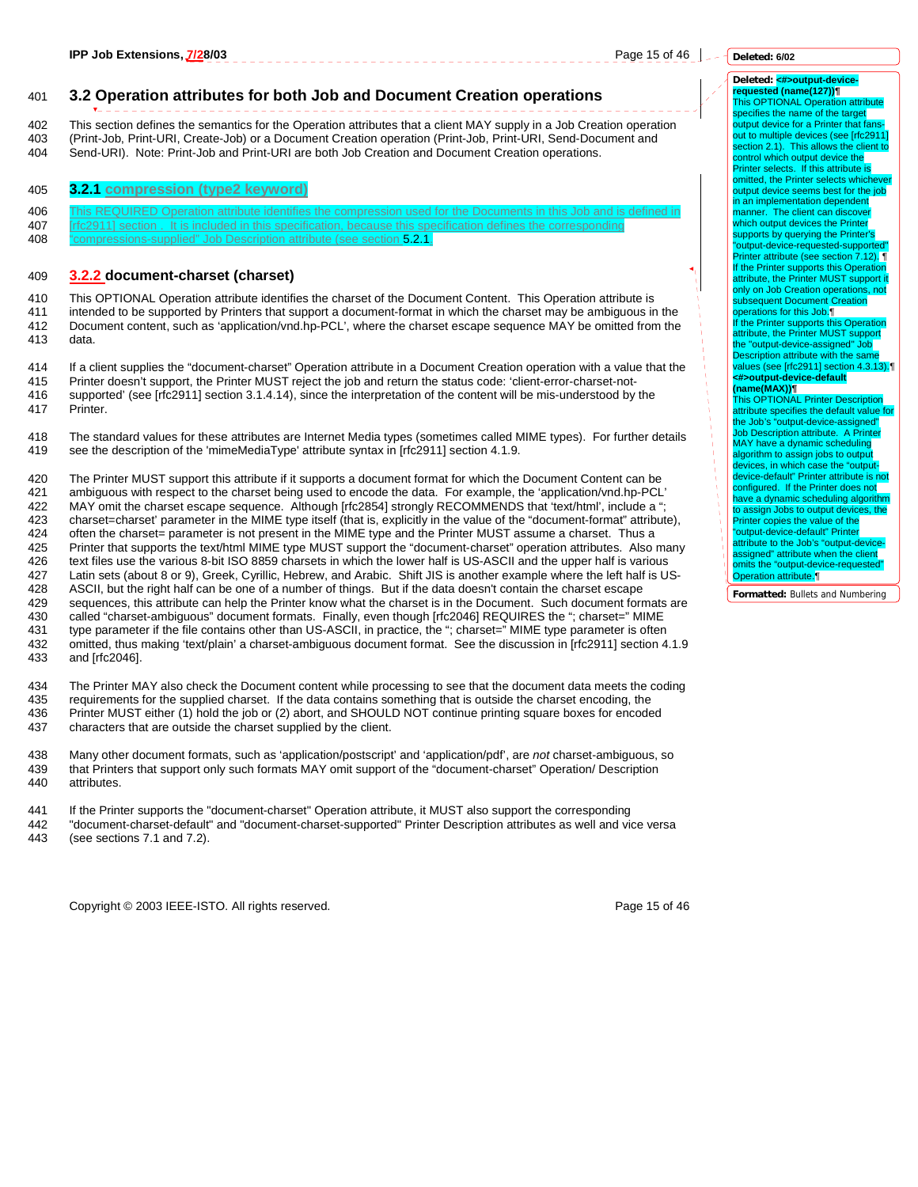## 3.2 Operation attributes for both Job and Document Creation operations

This section defines the semantics for the Operation attributes that a client MAY supply in a Job Creation operation (Print-Job, Print-URI, Create-Job) or a Document Creation operation (Print-Job, Print-URI, Send-Document and Send-URI). Note: Print-Job and Print-URI are both Job Creation and Document Creation operations.

### 3.2.1 compression (type2 keyword)

This REQUIRED Operation attribute identifies the compression used for the Documents in this Job and is defined in [rfc2911] section . It is included in this specification, because this specification defines the corresponding "compressions-supplied" Job Description attribute (see section 5.2.1.

### 3.2.2 document-charset (charset)

This OPTIONAL Operation attribute identifies the charset of the Document Content. This Operation attribute is intended to be supported by Printers that support a document-format in which the charset may be ambiguous in the Document content, such as 'application/vnd.hp-PCL', where the charset escape sequence MAY be omitted from the data.

If a client supplies the "document-charset" Operation attribute in a Document Creation operation with a value that the Printer doesn't support, the Printer MUST reject the job and return the status code: 'client-error-charset-not-supported' (see [rfc2911] section 3.1.4.14), since the interpretation of the content will be mis-understood by the Printer.

The standard values for these attributes are Internet Media types (sometimes called MIME types). For further details see the description of the 'mimeMediaType' attribute syntax in [rfc2911] section 4.1.9.

The Printer MUST support this attribute if it supports a document format for which the Document Content can be ambiguous with respect to the charset being used to encode the data. For example, the 'application/vnd.hp-PCL' MAY omit the charset escape sequence. Although [rfc2854] strongly RECOMMENDS that 'text/html', include a "; charset=charset' parameter in the MIME type itself (that is, explicitly in the value of the "document-format" attribute), often the charset= parameter is not present in the MIME type and the Printer MUST assume a charset. Thus a Printer that supports the text/html MIME type MUST support the "document-charset" operation attributes. Also many text files use the various 8-bit ISO 8859 charsets in which the lower half is US-ASCII and the upper half is various Latin sets (about 8 or 9), Greek, Cyrillic, Hebrew, and Arabic. Shift JIS is another example where the left half is US-ASCII, but the right half can be one of a number of things. But if the data doesn't contain the charset escape sequences, this attribute can help the Printer know what the charset is in the Document. Such document formats are called "charset-ambiguous" document formats. Finally, even though [rfc2046] REQUIRES the "; charset=" MIME type parameter if the file contains other than US-ASCII, in practice, the "; charset=" MIME type parameter is often omitted, thus making 'text/plain' a charset-ambiguous document format. See the discussion in [rfc2911] section 4.1.9 and [rfc2046].

The Printer MAY also check the Document content while processing to see that the document data meets the coding requirements for the supplied charset. If the data contains something that is outside the charset encoding, the Printer MUST either (1) hold the job or (2) abort, and SHOULD NOT continue printing square boxes for encoded characters that are outside the charset supplied by the client.

Many other document formats, such as 'application/postscript' and 'application/pdf', are *not* charset-ambiguous, so that Printers that support only such formats MAY omit support of the "document-charset" Operation/ Description attributes.

If the Printer supports the "document-charset" Operation attribute, it MUST also support the corresponding "document-charset-default" and "document-charset-supported" Printer Description attributes as well and vice versa (see sections 7.1 and 7.2).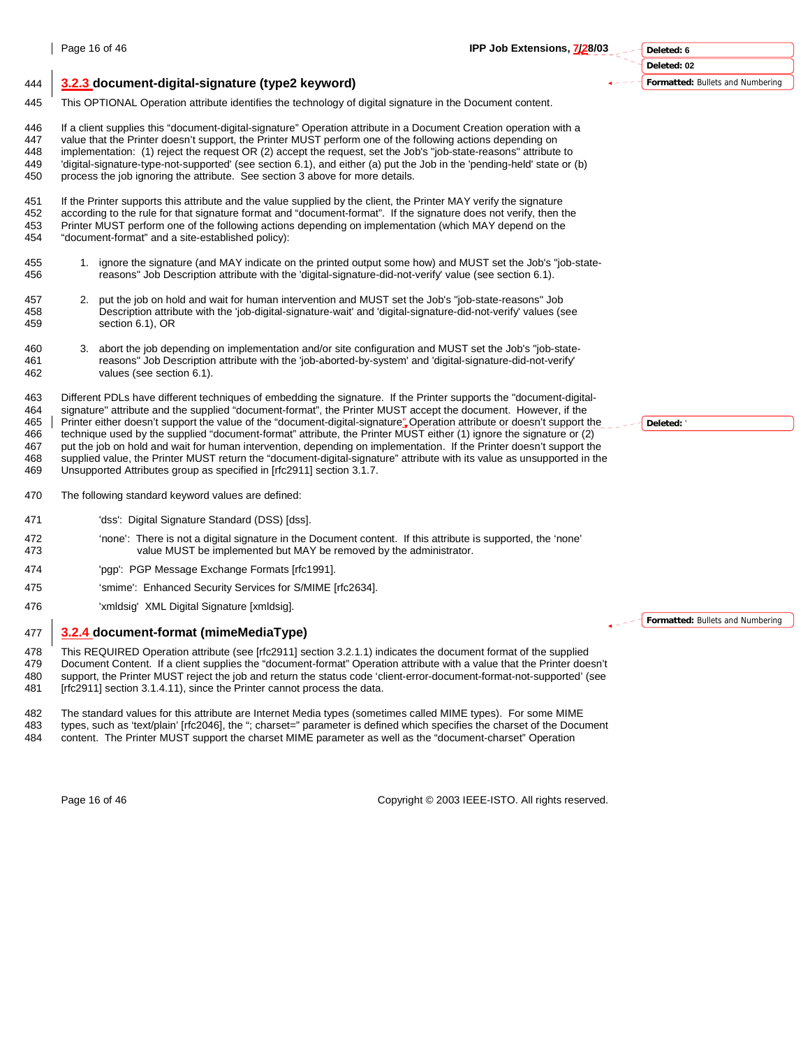### 3.2.3 document-digital-signature (type2 keyword)

This OPTIONAL Operation attribute identifies the technology of digital signature in the Document content.

If a client supplies this "document-digital-signature" Operation attribute in a Document Creation operation with a value that the Printer doesn't support, the Printer MUST perform one of the following actions depending on implementation: (1) reject the request OR (2) accept the request, set the Job's "job-state-reasons" attribute to 'digital-signature-type-not-supported' (see section 6.1), and either (a) put the Job in the 'pending-held' state or (b) process the job ignoring the attribute. See section 3 above for more details.

If the Printer supports this attribute and the value supplied by the client, the Printer MAY verify the signature according to the rule for that signature format and "document-format". If the signature does not verify, then the Printer MUST perform one of the following actions depending on implementation (which MAY depend on the "document-format" and a site-established policy):

1. ignore the signature (and MAY indicate on the printed output some how) and MUST set the Job's "job-state-reasons" Job Description attribute with the 'digital-signature-did-not-verify' value (see section 6.1).

2. put the job on hold and wait for human intervention and MUST set the Job's "job-state-reasons" Job Description attribute with the 'job-digital-signature-wait' and 'digital-signature-did-not-verify' values (see section 6.1), OR

3. abort the job depending on implementation and/or site configuration and MUST set the Job's "job-state-reasons" Job Description attribute with the 'job-aborted-by-system' and 'digital-signature-did-not-verify' values (see section 6.1).

Different PDLs have different techniques of embedding the signature. If the Printer supports the "document-digital-signature" attribute and the supplied "document-format", the Printer MUST accept the document. However, if the Printer either doesn't support the value of the "document-digital-signature" Operation attribute or doesn't support the technique used by the supplied "document-format" attribute, the Printer MUST either (1) ignore the signature or (2) put the job on hold and wait for human intervention, depending on implementation. If the Printer doesn't support the supplied value, the Printer MUST return the "document-digital-signature" attribute with its value as unsupported in the Unsupported Attributes group as specified in [rfc2911] section 3.1.7.

The following standard keyword values are defined:

'dss': Digital Signature Standard (DSS) [dss].

'none': There is not a digital signature in the Document content. If this attribute is supported, the 'none' value MUST be implemented but MAY be removed by the administrator.

'pgp': PGP Message Exchange Formats [rfc1991].

'smime': Enhanced Security Services for S/MIME [rfc2634].

'xmldsig' XML Digital Signature [xmldsig].

### 3.2.4 document-format (mimeMediaType)

This REQUIRED Operation attribute (see [rfc2911] section 3.2.1.1) indicates the document format of the supplied Document Content. If a client supplies the "document-format" Operation attribute with a value that the Printer doesn't support, the Printer MUST reject the job and return the status code 'client-error-document-format-not-supported' (see [rfc2911] section 3.1.4.11), since the Printer cannot process the data.

The standard values for this attribute are Internet Media types (sometimes called MIME types). For some MIME types, such as 'text/plain' [rfc2046], the "; charset=" parameter is defined which specifies the charset of the Document content. The Printer MUST support the charset MIME parameter as well as the "document-charset" Operation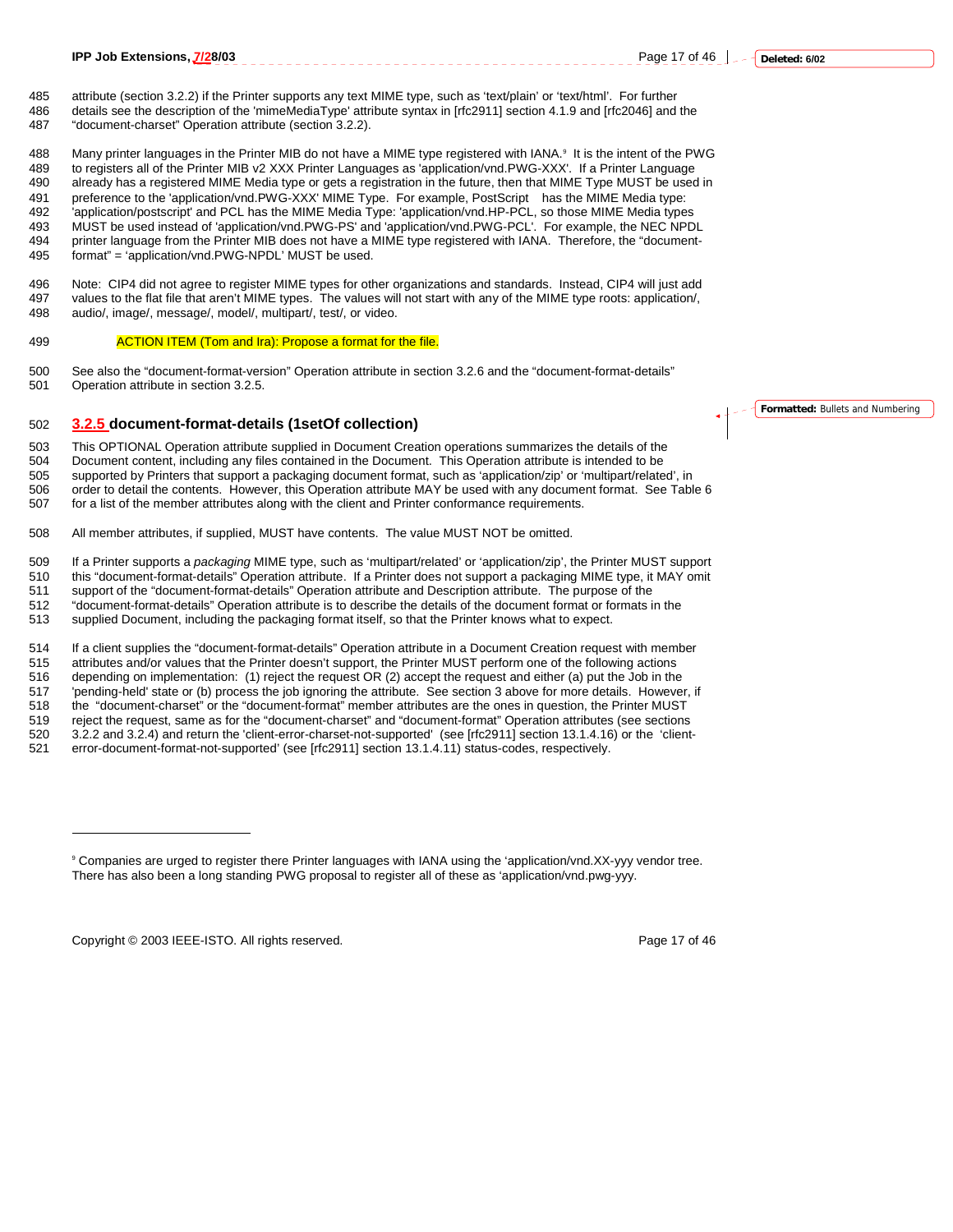attribute (section 3.2.2) if the Printer supports any text MIME type, such as 'text/plain' or 'text/html'. For further details see the description of the 'mimeMediaType' attribute syntax in [rfc2911] section 4.1.9 and [rfc2046] and the "document-charset" Operation attribute (section 3.2.2).

Many printer languages in the Printer MIB do not have a MIME type registered with IANA.[9] It is the intent of the PWG to registers all of the Printer MIB v2 XXX Printer Languages as 'application/vnd.PWG-XXX'. If a Printer Language already has a registered MIME Media type or gets a registration in the future, then that MIME Type MUST be used in preference to the 'application/vnd.PWG-XXX' MIME Type. For example, PostScript has the MIME Media type: 'application/postscript' and PCL has the MIME Media Type: 'application/vnd.HP-PCL, so those MIME Media types MUST be used instead of 'application/vnd.PWG-PS' and 'application/vnd.PWG-PCL'. For example, the NEC NPDL printer language from the Printer MIB does not have a MIME type registered with IANA. Therefore, the "document-format" = 'application/vnd.PWG-NPDL' MUST be used.

Note: CIP4 did not agree to register MIME types for other organizations and standards. Instead, CIP4 will just add values to the flat file that aren't MIME types. The values will not start with any of the MIME type roots: application/, audio/, image/, message/, model/, multipart/, test/, or video.

ACTION ITEM (Tom and Ira): Propose a format for the file.

See also the "document-format-version" Operation attribute in section 3.2.6 and the "document-format-details" Operation attribute in section 3.2.5.

### 3.2.5 document-format-details (1setOf collection)

This OPTIONAL Operation attribute supplied in Document Creation operations summarizes the details of the Document content, including any files contained in the Document. This Operation attribute is intended to be supported by Printers that support a packaging document format, such as 'application/zip' or 'multipart/related', in order to detail the contents. However, this Operation attribute MAY be used with any document format. See Table 6 for a list of the member attributes along with the client and Printer conformance requirements.

All member attributes, if supplied, MUST have contents. The value MUST NOT be omitted.

If a Printer supports a *packaging* MIME type, such as 'multipart/related' or 'application/zip', the Printer MUST support this "document-format-details" Operation attribute. If a Printer does not support a packaging MIME type, it MAY omit support of the "document-format-details" Operation attribute and Description attribute. The purpose of the "document-format-details" Operation attribute is to describe the details of the document format or formats in the supplied Document, including the packaging format itself, so that the Printer knows what to expect.

If a client supplies the "document-format-details" Operation attribute in a Document Creation request with member attributes and/or values that the Printer doesn't support, the Printer MUST perform one of the following actions depending on implementation: (1) reject the request OR (2) accept the request and either (a) put the Job in the 'pending-held' state or (b) process the job ignoring the attribute. See section 3 above for more details. However, if the "document-charset" or the "document-format" member attributes are the ones in question, the Printer MUST reject the request, same as for the "document-charset" and "document-format" Operation attributes (see sections 3.2.2 and 3.2.4) and return the 'client-error-charset-not-supported' (see [rfc2911] section 13.1.4.16) or the 'client-error-document-format-not-supported' (see [rfc2911] section 13.1.4.11) status-codes, respectively.

---

[9] Companies are urged to register there Printer languages with IANA using the 'application/vnd.XX-yyy vendor tree. There has also been a long standing PWG proposal to register all of these as 'application/vnd.pwg-yyy.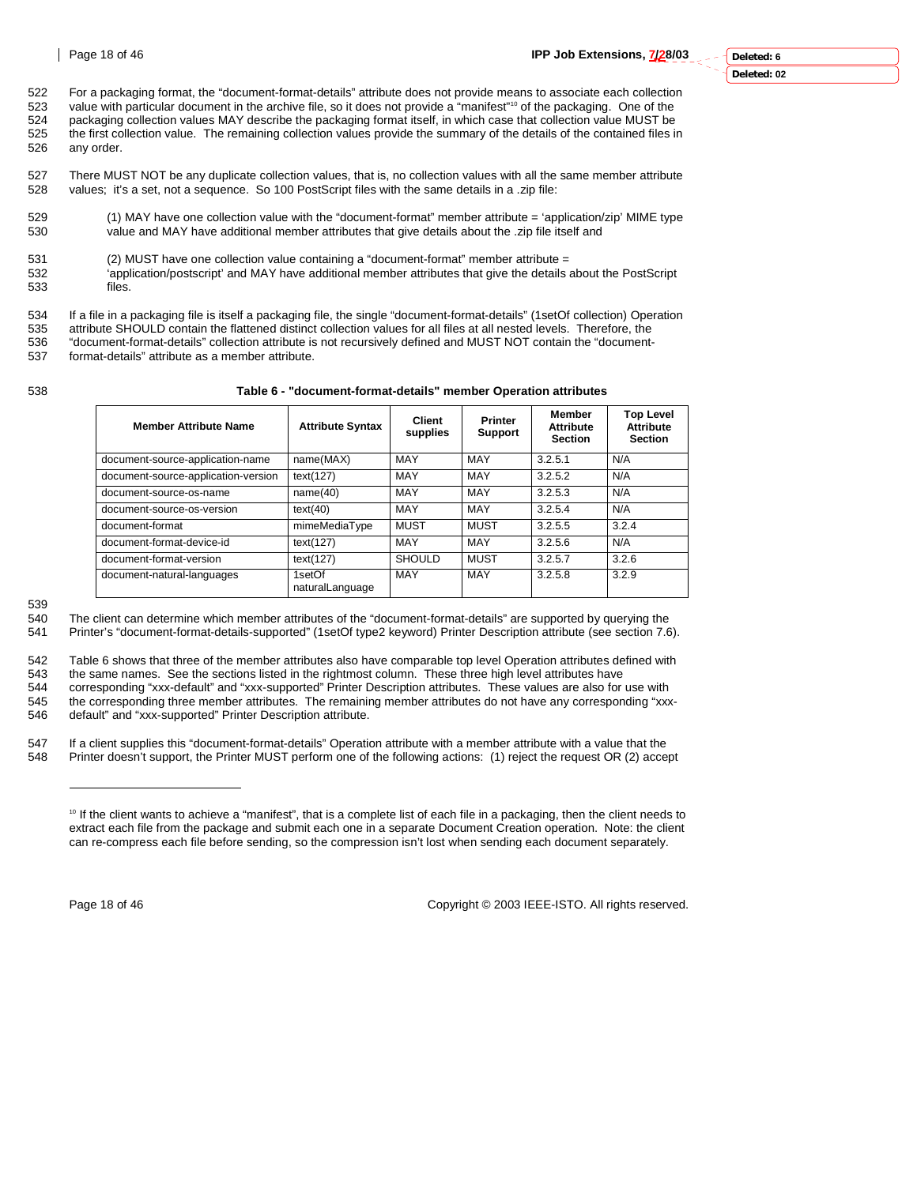For a packaging format, the "document-format-details" attribute does not provide means to associate each collection value with particular document in the archive file, so it does not provide a "manifest"[10] of the packaging. One of the packaging collection values MAY describe the packaging format itself, in which case that collection value MUST be the first collection value. The remaining collection values provide the summary of the details of the contained files in any order.

There MUST NOT be any duplicate collection values, that is, no collection values with all the same member attribute values; it's a set, not a sequence. So 100 PostScript files with the same details in a .zip file:

(1) MAY have one collection value with the "document-format" member attribute = 'application/zip' MIME type value and MAY have additional member attributes that give details about the .zip file itself and

(2) MUST have one collection value containing a "document-format" member attribute = 'application/postscript' and MAY have additional member attributes that give the details about the PostScript files.

If a file in a packaging file is itself a packaging file, the single "document-format-details" (1setOf collection) Operation attribute SHOULD contain the flattened distinct collection values for all files at all nested levels. Therefore, the "document-format-details" collection attribute is not recursively defined and MUST NOT contain the "document-format-details" attribute as a member attribute.

**Table 6 - "document-format-details" member Operation attributes**

| Member Attribute Name | Attribute Syntax | Client supplies | Printer Support | Member Attribute Section | Top Level Attribute Section |
|---|---|---|---|---|---|
| document-source-application-name | name(MAX) | MAY | MAY | 3.2.5.1 | N/A |
| document-source-application-version | text(127) | MAY | MAY | 3.2.5.2 | N/A |
| document-source-os-name | name(40) | MAY | MAY | 3.2.5.3 | N/A |
| document-source-os-version | text(40) | MAY | MAY | 3.2.5.4 | N/A |
| document-format | mimeMediaType | MUST | MUST | 3.2.5.5 | 3.2.4 |
| document-format-device-id | text(127) | MAY | MAY | 3.2.5.6 | N/A |
| document-format-version | text(127) | SHOULD | MUST | 3.2.5.7 | 3.2.6 |
| document-natural-languages | 1setOf naturalLanguage | MAY | MAY | 3.2.5.8 | 3.2.9 |

The client can determine which member attributes of the "document-format-details" are supported by querying the Printer's "document-format-details-supported" (1setOf type2 keyword) Printer Description attribute (see section 7.6).

Table 6 shows that three of the member attributes also have comparable top level Operation attributes defined with the same names. See the sections listed in the rightmost column. These three high level attributes have corresponding "xxx-default" and "xxx-supported" Printer Description attributes. These values are also for use with the corresponding three member attributes. The remaining member attributes do not have any corresponding "xxx-default" and "xxx-supported" Printer Description attribute.

If a client supplies this "document-format-details" Operation attribute with a member attribute with a value that the Printer doesn't support, the Printer MUST perform one of the following actions: (1) reject the request OR (2) accept

[10] If the client wants to achieve a "manifest", that is a complete list of each file in a packaging, then the client needs to extract each file from the package and submit each one in a separate Document Creation operation. Note: the client can re-compress each file before sending, so the compression isn't lost when sending each document separately.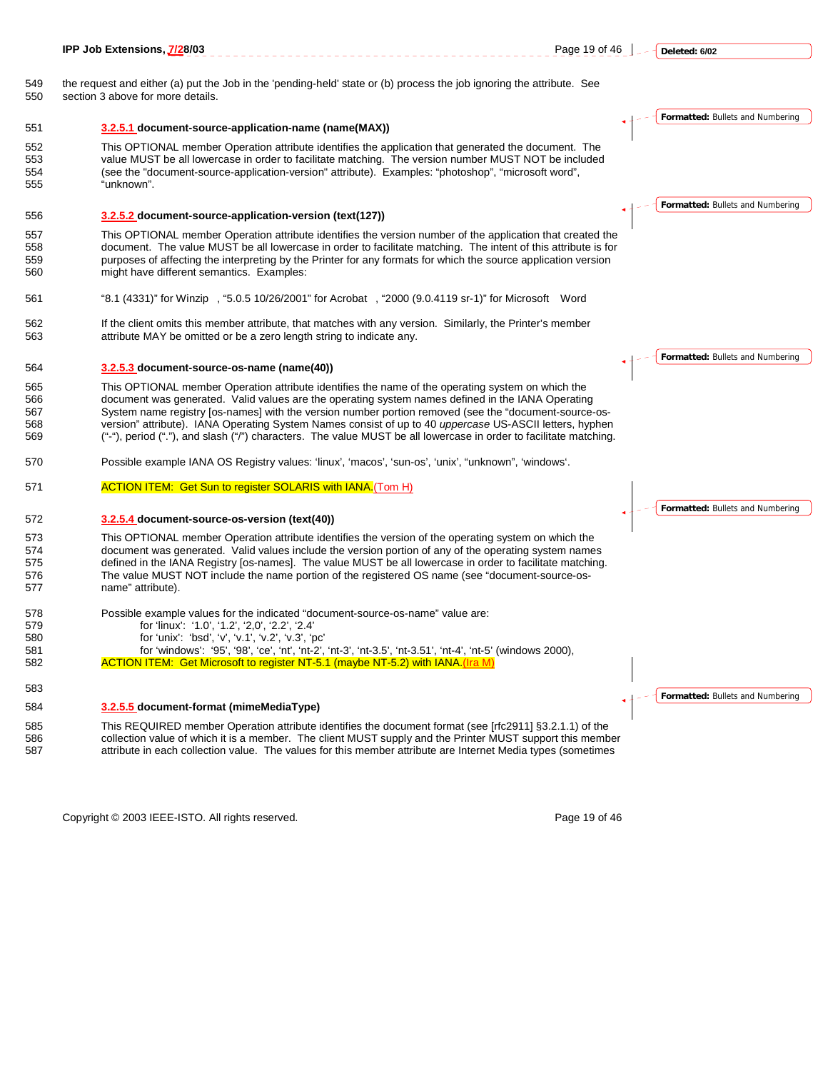the request and either (a) put the Job in the 'pending-held' state or (b) process the job ignoring the attribute. See section 3 above for more details.

#### 3.2.5.1 document-source-application-name (name(MAX))

This OPTIONAL member Operation attribute identifies the application that generated the document. The value MUST be all lowercase in order to facilitate matching. The version number MUST NOT be included (see the "document-source-application-version" attribute). Examples: "photoshop", "microsoft word", "unknown".

#### 3.2.5.2 document-source-application-version (text(127))

This OPTIONAL member Operation attribute identifies the version number of the application that created the document. The value MUST be all lowercase in order to facilitate matching. The intent of this attribute is for purposes of affecting the interpreting by the Printer for any formats for which the source application version might have different semantics. Examples:

"8.1 (4331)" for Winzip , "5.0.5 10/26/2001" for Acrobat , "2000 (9.0.4119 sr-1)" for Microsoft Word

If the client omits this member attribute, that matches with any version. Similarly, the Printer's member attribute MAY be omitted or be a zero length string to indicate any.

#### 3.2.5.3 document-source-os-name (name(40))

This OPTIONAL member Operation attribute identifies the name of the operating system on which the document was generated. Valid values are the operating system names defined in the IANA Operating System name registry [os-names] with the version number portion removed (see the "document-source-os-version" attribute). IANA Operating System Names consist of up to 40 *uppercase* US-ASCII letters, hyphen ("-"), period ("."), and slash ("/") characters. The value MUST be all lowercase in order to facilitate matching.

Possible example IANA OS Registry values: 'linux', 'macos', 'sun-os', 'unix', "unknown", 'windows'.

ACTION ITEM: Get Sun to register SOLARIS with IANA.(Tom H)

#### 3.2.5.4 document-source-os-version (text(40))

This OPTIONAL member Operation attribute identifies the version of the operating system on which the document was generated. Valid values include the version portion of any of the operating system names defined in the IANA Registry [os-names]. The value MUST be all lowercase in order to facilitate matching. The value MUST NOT include the name portion of the registered OS name (see "document-source-os-name" attribute).

Possible example values for the indicated "document-source-os-name" value are:
- for 'linux': '1.0', '1.2', '2,0', '2.2', '2.4'
- for 'unix': 'bsd', 'v', 'v.1', 'v.2', 'v.3', 'pc'
- for 'windows': '95', '98', 'ce', 'nt', 'nt-2', 'nt-3', 'nt-3.5', 'nt-3.51', 'nt-4', 'nt-5' (windows 2000),

ACTION ITEM: Get Microsoft to register NT-5.1 (maybe NT-5.2) with IANA.(Ira M)

#### 3.2.5.5 document-format (mimeMediaType)

This REQUIRED member Operation attribute identifies the document format (see [rfc2911] §3.2.1.1) of the collection value of which it is a member. The client MUST supply and the Printer MUST support this member attribute in each collection value. The values for this member attribute are Internet Media types (sometimes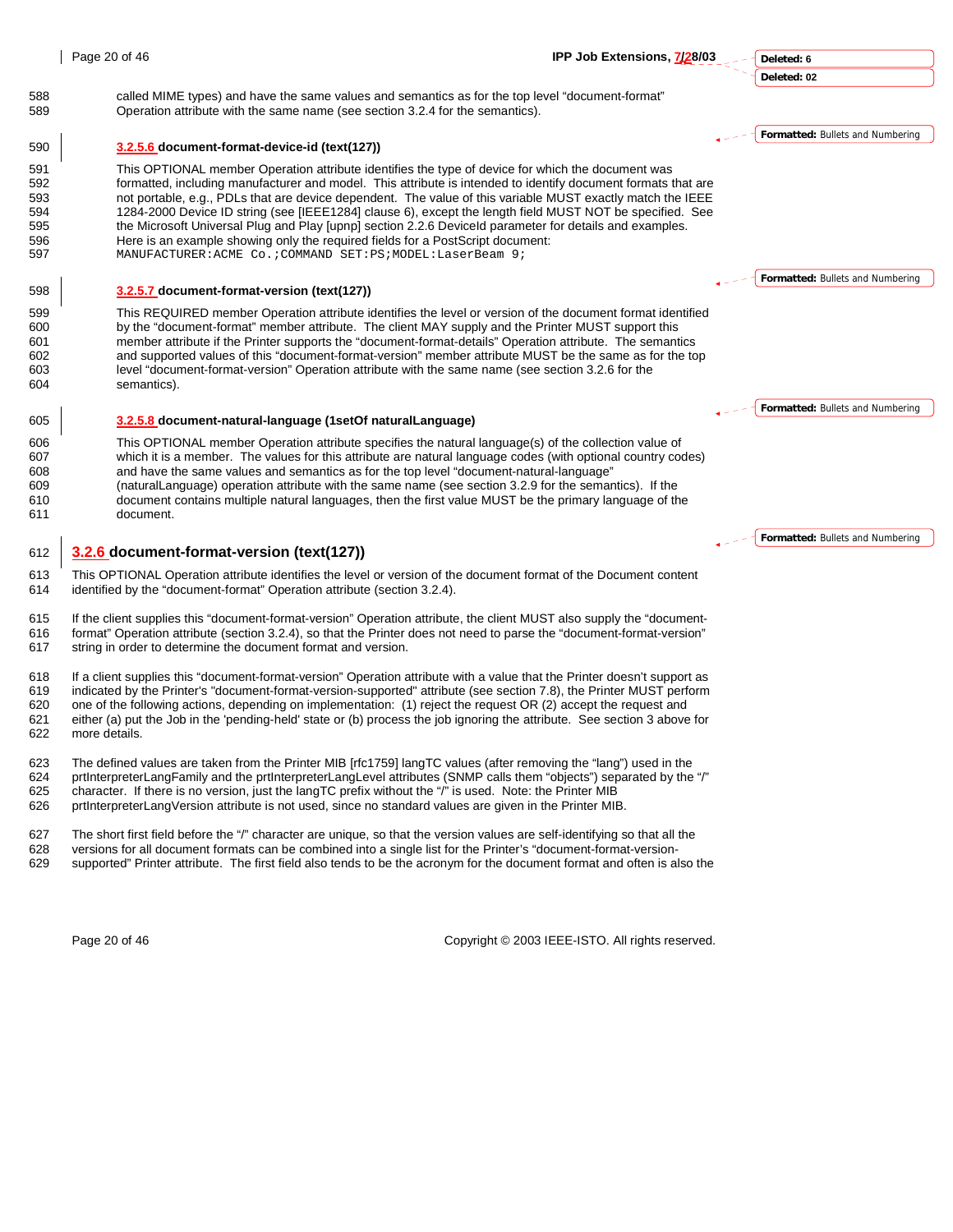called MIME types) and have the same values and semantics as for the top level "document-format" Operation attribute with the same name (see section 3.2.4 for the semantics).

#### 3.2.5.6 document-format-device-id (text(127))

This OPTIONAL member Operation attribute identifies the type of device for which the document was formatted, including manufacturer and model. This attribute is intended to identify document formats that are not portable, e.g., PDLs that are device dependent. The value of this variable MUST exactly match the IEEE 1284-2000 Device ID string (see [IEEE1284] clause 6), except the length field MUST NOT be specified. See the Microsoft Universal Plug and Play [upnp] section 2.2.6 DeviceId parameter for details and examples. Here is an example showing only the required fields for a PostScript document:

```
MANUFACTURER:ACME Co.;COMMAND SET:PS;MODEL:LaserBeam 9;
```

#### 3.2.5.7 document-format-version (text(127))

This REQUIRED member Operation attribute identifies the level or version of the document format identified by the "document-format" member attribute. The client MAY supply and the Printer MUST support this member attribute if the Printer supports the "document-format-details" Operation attribute. The semantics and supported values of this "document-format-version" member attribute MUST be the same as for the top level "document-format-version" Operation attribute with the same name (see section 3.2.6 for the semantics).

#### 3.2.5.8 document-natural-language (1setOf naturalLanguage)

This OPTIONAL member Operation attribute specifies the natural language(s) of the collection value of which it is a member. The values for this attribute are natural language codes (with optional country codes) and have the same values and semantics as for the top level "document-natural-language" (naturalLanguage) operation attribute with the same name (see section 3.2.9 for the semantics). If the document contains multiple natural languages, then the first value MUST be the primary language of the document.

### 3.2.6 document-format-version (text(127))

This OPTIONAL Operation attribute identifies the level or version of the document format of the Document content identified by the "document-format" Operation attribute (section 3.2.4).

If the client supplies this "document-format-version" Operation attribute, the client MUST also supply the "document-format" Operation attribute (section 3.2.4), so that the Printer does not need to parse the "document-format-version" string in order to determine the document format and version.

If a client supplies this "document-format-version" Operation attribute with a value that the Printer doesn't support as indicated by the Printer's "document-format-version-supported" attribute (see section 7.8), the Printer MUST perform one of the following actions, depending on implementation: (1) reject the request OR (2) accept the request and either (a) put the Job in the 'pending-held' state or (b) process the job ignoring the attribute. See section 3 above for more details.

The defined values are taken from the Printer MIB [rfc1759] langTC values (after removing the "lang") used in the prtInterpreterLangFamily and the prtInterpreterLangLevel attributes (SNMP calls them "objects") separated by the "/" character. If there is no version, just the langTC prefix without the "/" is used. Note: the Printer MIB prtInterpreterLangVersion attribute is not used, since no standard values are given in the Printer MIB.

The short first field before the "/" character are unique, so that the version values are self-identifying so that all the versions for all document formats can be combined into a single list for the Printer's "document-format-version-supported" Printer attribute. The first field also tends to be the acronym for the document format and often is also the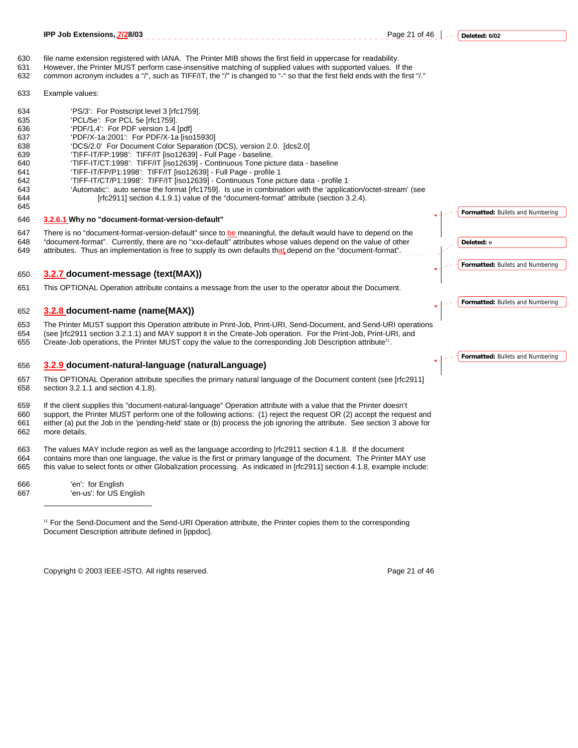file name extension registered with IANA. The Printer MIB shows the first field in uppercase for readability. However, the Printer MUST perform case-insensitive matching of supplied values with supported values. If the common acronym includes a "/", such as TIFF/IT, the "/" is changed to "-" so that the first field ends with the first "/."

Example values:

- 'PS/3': For Postscript level 3 [rfc1759].
- 'PCL/5e': For PCL 5e [rfc1759].
- 'PDF/1.4': For PDF version 1.4 [pdf]
- 'PDF/X-1a:2001': For PDF/X-1a [iso15930]
- 'DCS/2.0' For Document Color Separation (DCS), version 2.0. [dcs2.0]
- 'TIFF-IT/FP:1998': TIFF/IT [iso12639] - Full Page - baseline.
- 'TIFF-IT/CT:1998': TIFF/IT [iso12639] - Continuous Tone picture data - baseline
- 'TIFF-IT/FP/P1:1998': TIFF/IT [iso12639] - Full Page - profile 1
- 'TIFF-IT/CT/P1:1998': TIFF/IT [iso12639] - Continuous Tone picture data - profile 1
- 'Automatic': auto sense the format [rfc1759]. Is use in combination with the 'application/octet-stream' (see [rfc2911] section 4.1.9.1) value of the "document-format" attribute (section 3.2.4).

#### 3.2.6.1 Why no "document-format-version-default"

There is no "document-format-version-default" since to be meaningful, the default would have to depend on the "document-format". Currently, there are no "xxx-default" attributes whose values depend on the value of other attributes. Thus an implementation is free to supply its own defaults that depend on the "document-format".

### 3.2.7 document-message (text(MAX))

This OPTIONAL Operation attribute contains a message from the user to the operator about the Document.

### 3.2.8 document-name (name(MAX))

The Printer MUST support this Operation attribute in Print-Job, Print-URI, Send-Document, and Send-URI operations (see [rfc2911 section 3.2.1.1) and MAY support it in the Create-Job operation. For the Print-Job, Print-URI, and Create-Job operations, the Printer MUST copy the value to the corresponding Job Description attribute[11].

### 3.2.9 document-natural-language (naturalLanguage)

This OPTIONAL Operation attribute specifies the primary natural language of the Document content (see [rfc2911] section 3.2.1.1 and section 4.1.8).

If the client supplies this "document-natural-language" Operation attribute with a value that the Printer doesn't support, the Printer MUST perform one of the following actions: (1) reject the request OR (2) accept the request and either (a) put the Job in the 'pending-held' state or (b) process the job ignoring the attribute. See section 3 above for more details.

The values MAY include region as well as the language according to [rfc2911 section 4.1.8. If the document contains more than one language, the value is the first or primary language of the document. The Printer MAY use this value to select fonts or other Globalization processing. As indicated in [rfc2911] section 4.1.8, example include:

- 'en': for English
- 'en-us': for US English

---

[11] For the Send-Document and the Send-URI Operation attribute, the Printer copies them to the corresponding Document Description attribute defined in [ippdoc].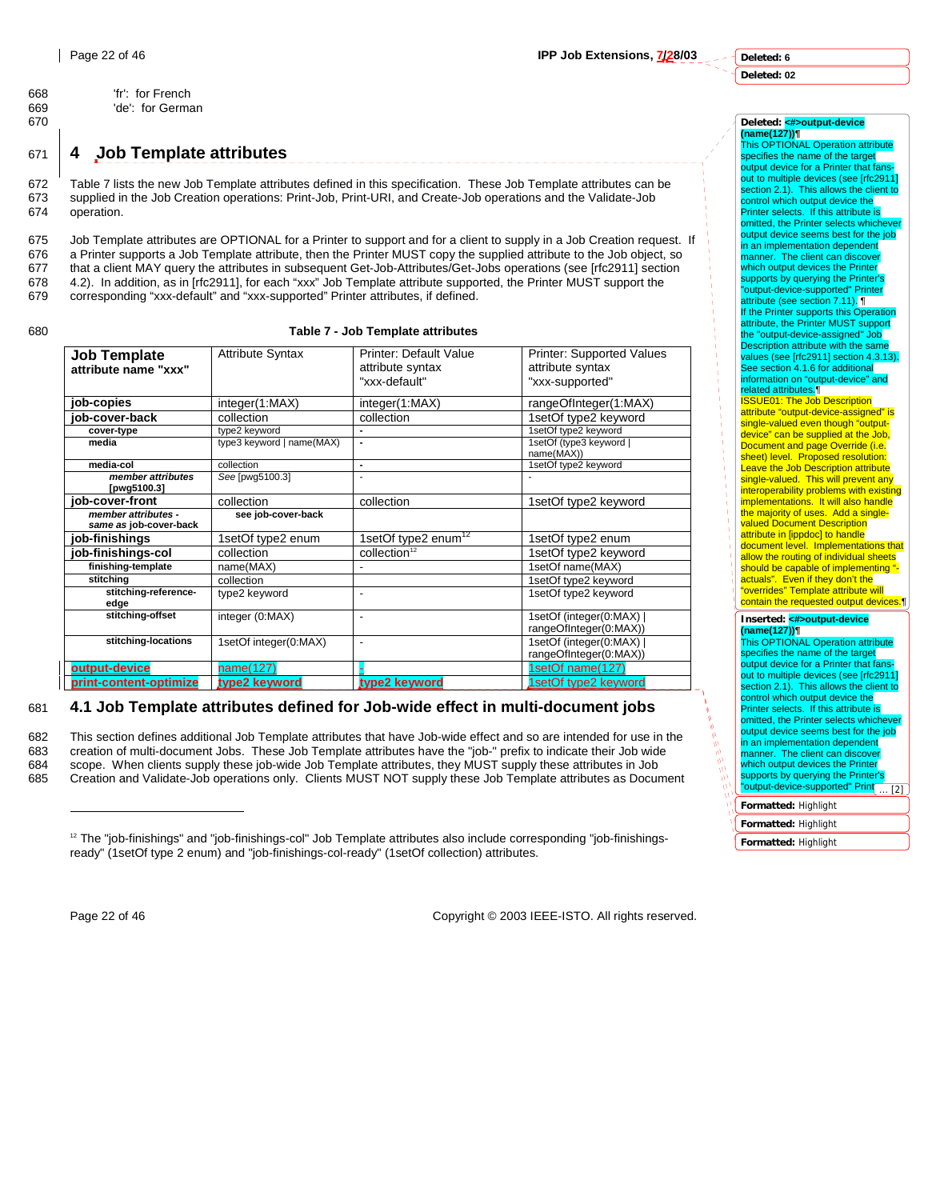'fr': for French
'de': for German

# 4 Job Template attributes

Table 7 lists the new Job Template attributes defined in this specification. These Job Template attributes can be supplied in the Job Creation operations: Print-Job, Print-URI, and Create-Job operations and the Validate-Job operation.

Job Template attributes are OPTIONAL for a Printer to support and for a client to supply in a Job Creation request. If a Printer supports a Job Template attribute, then the Printer MUST copy the supplied attribute to the Job object, so that a client MAY query the attributes in subsequent Get-Job-Attributes/Get-Jobs operations (see [rfc2911] section 4.2). In addition, as in [rfc2911], for each "xxx" Job Template attribute supported, the Printer MUST support the corresponding "xxx-default" and "xxx-supported" Printer attributes, if defined.

**Table 7 - Job Template attributes**

| Job Template attribute name "xxx" | Attribute Syntax | Printer: Default Value attribute syntax "xxx-default" | Printer: Supported Values attribute syntax "xxx-supported" |
|---|---|---|---|
| **job-copies** | integer(1:MAX) | integer(1:MAX) | rangeOfInteger(1:MAX) |
| **job-cover-back** | collection | collection | 1setOf type2 keyword |
| **cover-type** | type2 keyword | - | 1setOf type2 keyword |
| **media** | type3 keyword \| name(MAX) | - | 1setOf (type3 keyword \| name(MAX)) |
| **media-col** | collection | - | 1setOf type2 keyword |
| ***member attributes* [pwg5100.3]** | *See* [pwg5100.3] | - | - |
| **job-cover-front** | collection | collection | 1setOf type2 keyword |
| ***member attributes - same as* job-cover-back** | **see job-cover-back** | | |
| **job-finishings** | 1setOf type2 enum | 1setOf type2 enum[12] | 1setOf type2 enum |
| **job-finishings-col** | collection | collection[12] | 1setOf type2 keyword |
| **finishing-template** | name(MAX) | - | 1setOf name(MAX) |
| **stitching** | collection | | 1setOf type2 keyword |
| **stitching-reference-edge** | type2 keyword | - | 1setOf type2 keyword |
| **stitching-offset** | integer (0:MAX) | - | 1setOf (integer(0:MAX) \| rangeOfInteger(0:MAX)) |
| **stitching-locations** | 1setOf integer(0:MAX) | - | 1setOf (integer(0:MAX) \| rangeOfInteger(0:MAX)) |
| **output-device** | name(127) | - | 1setOf name(127) |
| **print-content-optimize** | **type2 keyword** | **type2 keyword** | 1setOf type2 keyword |

## 4.1 Job Template attributes defined for Job-wide effect in multi-document jobs

This section defines additional Job Template attributes that have Job-wide effect and so are intended for use in the creation of multi-document Jobs. These Job Template attributes have the "job-" prefix to indicate their Job wide scope. When clients supply these job-wide Job Template attributes, they MUST supply these attributes in Job Creation and Validate-Job operations only. Clients MUST NOT supply these Job Template attributes as Document

[12] The "job-finishings" and "job-finishings-col" Job Template attributes also include corresponding "job-finishings-ready" (1setOf type 2 enum) and "job-finishings-col-ready" (1setOf collection) attributes.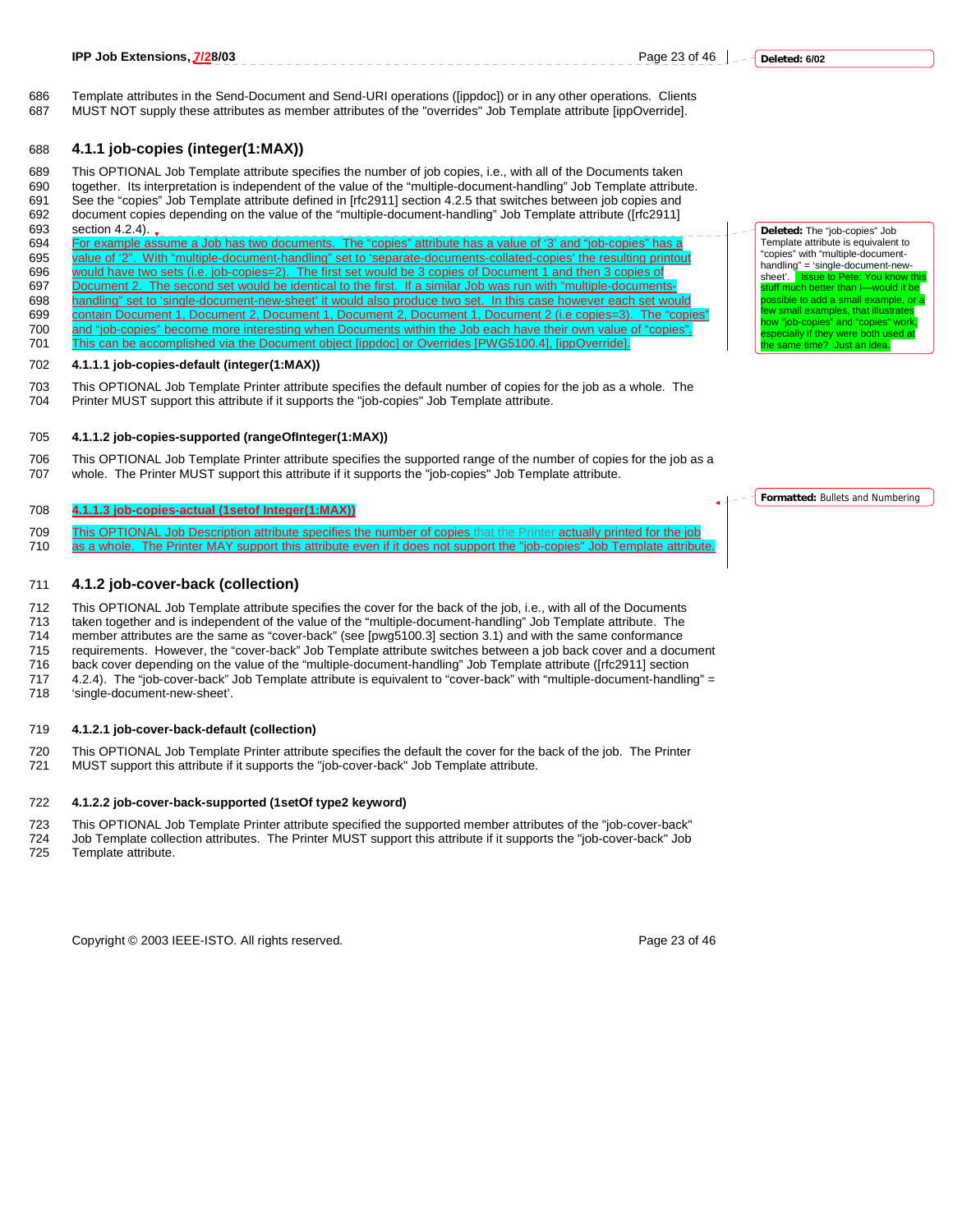Template attributes in the Send-Document and Send-URI operations ([ippdoc]) or in any other operations. Clients MUST NOT supply these attributes as member attributes of the "overrides" Job Template attribute [ippOverride].

## 4.1.1 job-copies (integer(1:MAX))

This OPTIONAL Job Template attribute specifies the number of job copies, i.e., with all of the Documents taken together. Its interpretation is independent of the value of the "multiple-document-handling" Job Template attribute. See the "copies" Job Template attribute defined in [rfc2911] section 4.2.5 that switches between job copies and document copies depending on the value of the "multiple-document-handling" Job Template attribute ([rfc2911] section 4.2.4).

For example assume a Job has two documents. The "copies" attribute has a value of '3' and "job-copies" has a value of '2". With "multiple-document-handling" set to 'separate-documents-collated-copies' the resulting printout would have two sets (i.e. job-copies=2). The first set would be 3 copies of Document 1 and then 3 copies of Document 2. The second set would be identical to the first. If a similar Job was run with "multiple-documents-handling" set to 'single-document-new-sheet' it would also produce two set. In this case however each set would contain Document 1, Document 2, Document 1, Document 2, Document 1, Document 2 (i.e copies=3). The "copies" and "job-copies" become more interesting when Documents within the Job each have their own value of "copies". This can be accomplished via the Document object [ippdoc] or Overrides [PWG5100.4], [ippOverride].

### 4.1.1.1 job-copies-default (integer(1:MAX))

This OPTIONAL Job Template Printer attribute specifies the default number of copies for the job as a whole. The Printer MUST support this attribute if it supports the "job-copies" Job Template attribute.

### 4.1.1.2 job-copies-supported (rangeOfInteger(1:MAX))

This OPTIONAL Job Template Printer attribute specifies the supported range of the number of copies for the job as a whole. The Printer MUST support this attribute if it supports the "job-copies" Job Template attribute.

### 4.1.1.3 job-copies-actual (1setof Integer(1:MAX))

This OPTIONAL Job Description attribute specifies the number of copies that the Printer actually printed for the job as a whole. The Printer MAY support this attribute even if it does not support the "job-copies" Job Template attribute.

## 4.1.2 job-cover-back (collection)

This OPTIONAL Job Template attribute specifies the cover for the back of the job, i.e., with all of the Documents taken together and is independent of the value of the "multiple-document-handling" Job Template attribute. The member attributes are the same as "cover-back" (see [pwg5100.3] section 3.1) and with the same conformance requirements. However, the "cover-back" Job Template attribute switches between a job back cover and a document back cover depending on the value of the "multiple-document-handling" Job Template attribute ([rfc2911] section 4.2.4). The "job-cover-back" Job Template attribute is equivalent to "cover-back" with "multiple-document-handling" = 'single-document-new-sheet'.

### 4.1.2.1 job-cover-back-default (collection)

This OPTIONAL Job Template Printer attribute specifies the default the cover for the back of the job. The Printer MUST support this attribute if it supports the "job-cover-back" Job Template attribute.

### 4.1.2.2 job-cover-back-supported (1setOf type2 keyword)

This OPTIONAL Job Template Printer attribute specified the supported member attributes of the "job-cover-back" Job Template collection attributes. The Printer MUST support this attribute if it supports the "job-cover-back" Job Template attribute.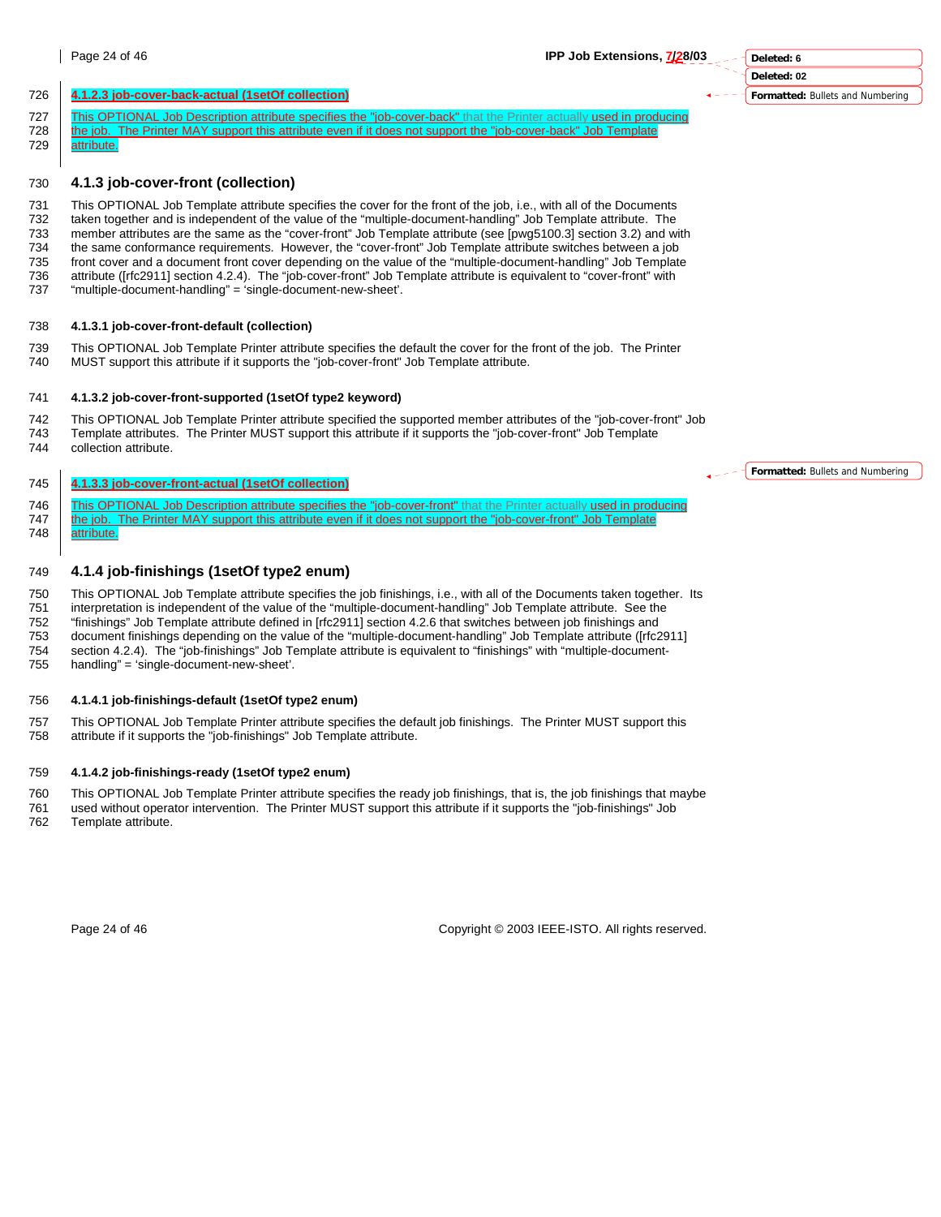#### 4.1.2.3 job-cover-back-actual (1setOf collection)

This OPTIONAL Job Description attribute specifies the "job-cover-back" that the Printer actually used in producing the job. The Printer MAY support this attribute even if it does not support the "job-cover-back" Job Template attribute.

### 4.1.3 job-cover-front (collection)

This OPTIONAL Job Template attribute specifies the cover for the front of the job, i.e., with all of the Documents taken together and is independent of the value of the "multiple-document-handling" Job Template attribute. The member attributes are the same as the "cover-front" Job Template attribute (see [pwg5100.3] section 3.2) and with the same conformance requirements. However, the "cover-front" Job Template attribute switches between a job front cover and a document front cover depending on the value of the "multiple-document-handling" Job Template attribute ([rfc2911] section 4.2.4). The "job-cover-front" Job Template attribute is equivalent to "cover-front" with "multiple-document-handling" = 'single-document-new-sheet'.

#### 4.1.3.1 job-cover-front-default (collection)

This OPTIONAL Job Template Printer attribute specifies the default the cover for the front of the job. The Printer MUST support this attribute if it supports the "job-cover-front" Job Template attribute.

#### 4.1.3.2 job-cover-front-supported (1setOf type2 keyword)

This OPTIONAL Job Template Printer attribute specified the supported member attributes of the "job-cover-front" Job Template attributes. The Printer MUST support this attribute if it supports the "job-cover-front" Job Template collection attribute.

#### 4.1.3.3 job-cover-front-actual (1setOf collection)

This OPTIONAL Job Description attribute specifies the "job-cover-front" that the Printer actually used in producing the job. The Printer MAY support this attribute even if it does not support the "job-cover-front" Job Template attribute.

### 4.1.4 job-finishings (1setOf type2 enum)

This OPTIONAL Job Template attribute specifies the job finishings, i.e., with all of the Documents taken together. Its interpretation is independent of the value of the "multiple-document-handling" Job Template attribute. See the "finishings" Job Template attribute defined in [rfc2911] section 4.2.6 that switches between job finishings and document finishings depending on the value of the "multiple-document-handling" Job Template attribute ([rfc2911] section 4.2.4). The "job-finishings" Job Template attribute is equivalent to "finishings" with "multiple-document-handling" = 'single-document-new-sheet'.

#### 4.1.4.1 job-finishings-default (1setOf type2 enum)

This OPTIONAL Job Template Printer attribute specifies the default job finishings. The Printer MUST support this attribute if it supports the "job-finishings" Job Template attribute.

#### 4.1.4.2 job-finishings-ready (1setOf type2 enum)

This OPTIONAL Job Template Printer attribute specifies the ready job finishings, that is, the job finishings that maybe used without operator intervention. The Printer MUST support this attribute if it supports the "job-finishings" Job Template attribute.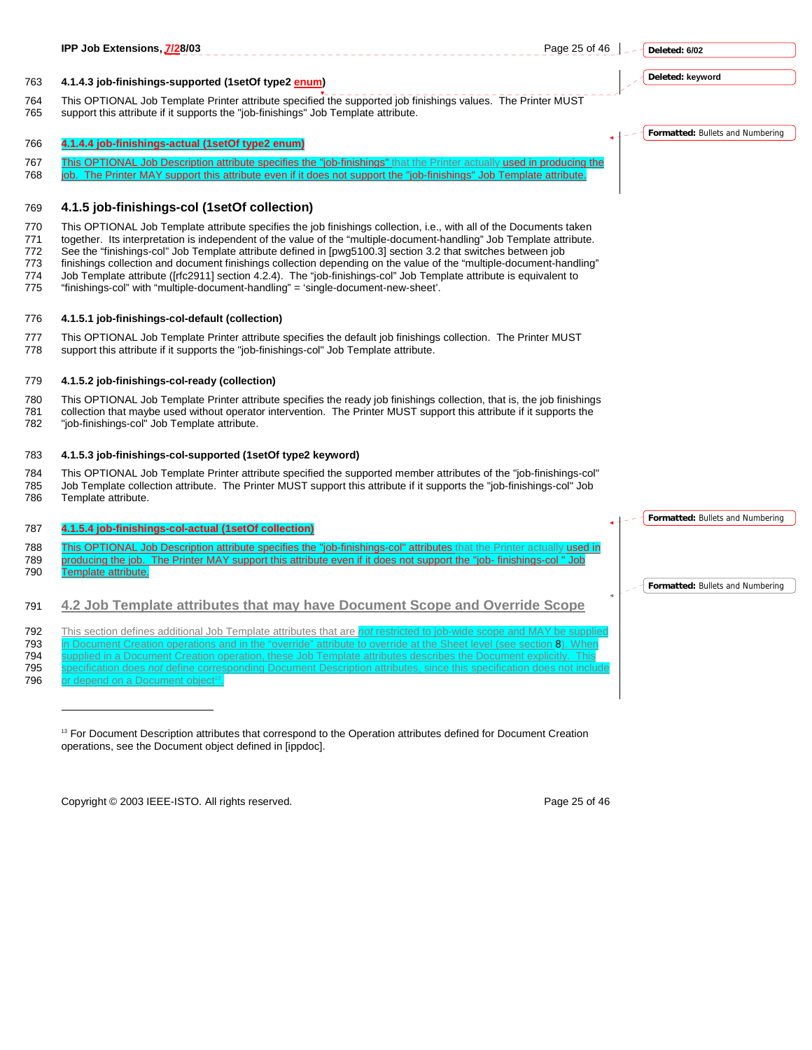#### 4.1.4.3 job-finishings-supported (1setOf type2 enum)

This OPTIONAL Job Template Printer attribute specified the supported job finishings values. The Printer MUST support this attribute if it supports the "job-finishings" Job Template attribute.

#### 4.1.4.4 job-finishings-actual (1setOf type2 enum)

This OPTIONAL Job Description attribute specifies the "job-finishings" that the Printer actually used in producing the job. The Printer MAY support this attribute even if it does not support the "job-finishings" Job Template attribute.

### 4.1.5 job-finishings-col (1setOf collection)

This OPTIONAL Job Template attribute specifies the job finishings collection, i.e., with all of the Documents taken together. Its interpretation is independent of the value of the “multiple-document-handling” Job Template attribute. See the “finishings-col” Job Template attribute defined in [pwg5100.3] section 3.2 that switches between job finishings collection and document finishings collection depending on the value of the “multiple-document-handling” Job Template attribute ([rfc2911] section 4.2.4). The “job-finishings-col” Job Template attribute is equivalent to “finishings-col” with “multiple-document-handling” = 'single-document-new-sheet'.

#### 4.1.5.1 job-finishings-col-default (collection)

This OPTIONAL Job Template Printer attribute specifies the default job finishings collection. The Printer MUST support this attribute if it supports the "job-finishings-col" Job Template attribute.

#### 4.1.5.2 job-finishings-col-ready (collection)

This OPTIONAL Job Template Printer attribute specifies the ready job finishings collection, that is, the job finishings collection that maybe used without operator intervention. The Printer MUST support this attribute if it supports the "job-finishings-col" Job Template attribute.

#### 4.1.5.3 job-finishings-col-supported (1setOf type2 keyword)

This OPTIONAL Job Template Printer attribute specified the supported member attributes of the "job-finishings-col" Job Template collection attribute. The Printer MUST support this attribute if it supports the "job-finishings-col" Job Template attribute.

#### 4.1.5.4 job-finishings-col-actual (1setOf collection)

This OPTIONAL Job Description attribute specifies the "job-finishings-col" attributes that the Printer actually used in producing the job. The Printer MAY support this attribute even if it does not support the "job- finishings-col " Job Template attribute.

## 4.2 Job Template attributes that may have Document Scope and Override Scope

This section defines additional Job Template attributes that are *not* restricted to job-wide scope and MAY be supplied in Document Creation operations and in the “override” attribute to override at the Sheet level (see section 8). When supplied in a Document Creation operation, these Job Template attributes describes the Document explicitly. This specification does *not* define corresponding Document Description attributes, since this specification does not include or depend on a Document object[13].

---

[13] For Document Description attributes that correspond to the Operation attributes defined for Document Creation operations, see the Document object defined in [ippdoc].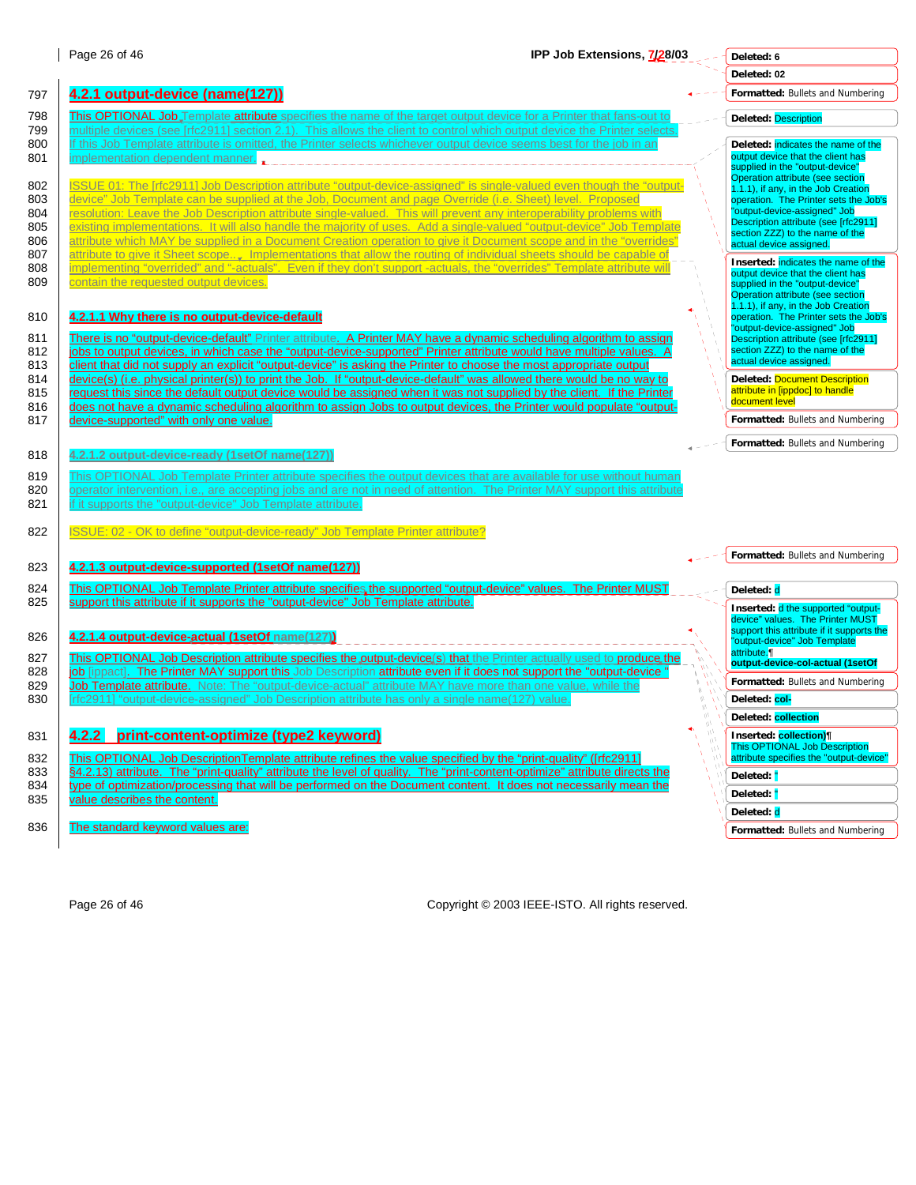797 **4.2.1 output-device (name(127))**

798 This OPTIONAL Job Template attribute specifies the name of the target output device for a Printer that fans-out to
799 multiple devices (see [rfc2911] section 2.1). This allows the client to control which output device the Printer selects.
800 If this Job Template attribute is omitted, the Printer selects whichever output device seems best for the job in an
801 implementation dependent manner.

802 ISSUE 01: The [rfc2911] Job Description attribute "output-device-assigned" is single-valued even though the "output-
803 device" Job Template can be supplied at the Job, Document and page Override (i.e. Sheet) level. Proposed
804 resolution: Leave the Job Description attribute single-valued. This will prevent any interoperability problems with
805 existing implementations. It will also handle the majority of uses. Add a single-valued "output-device" Job Template
806 attribute which MAY be supplied in a Document Creation operation to give it Document scope and in the "overrides"
807 attribute to give it Sheet scope.. Implementations that allow the routing of individual sheets should be capable of
808 implementing "overrided" and "-actuals". Even if they don't support -actuals, the "overrides" Template attribute will
809 contain the requested output devices.

810 **4.2.1.1 Why there is no output-device-default**

811 There is no "output-device-default" Printer attribute. A Printer MAY have a dynamic scheduling algorithm to assign
812 jobs to output devices, in which case the "output-device-supported" Printer attribute would have multiple values. A
813 client that did not supply an explicit "output-device" is asking the Printer to choose the most appropriate output
814 device(s) (i.e. physical printer(s)) to print the Job. If "output-device-default" was allowed there would be no way to
815 request this since the default output device would be assigned when it was not supplied by the client. If the Printer
816 does not have a dynamic scheduling algorithm to assign Jobs to output devices, the Printer would populate "output-
817 device-supported" with only one value.

818 **4.2.1.2 output-device-ready (1setOf name(127))**

819 This OPTIONAL Job Template Printer attribute specifies the output devices that are available for use without human
820 operator intervention, i.e., are accepting jobs and are not in need of attention. The Printer MAY support this attribute
821 if it supports the "output-device" Job Template attribute.

822 ISSUE: 02 - OK to define "output-device-ready" Job Template Printer attribute?

823 **4.2.1.3 output-device-supported (1setOf name(127))**

824 This OPTIONAL Job Template Printer attribute specifies the supported "output-device" values. The Printer MUST
825 support this attribute if it supports the "output-device" Job Template attribute.

826 **4.2.1.4 output-device-actual (1setOf name(127))**

827 This OPTIONAL Job Description attribute specifies the output-device(s) that the Printer actually used to produce the
828 job [ippact]. The Printer MAY support this Job Description attribute even if it does not support the "output-device "
829 Job Template attribute. Note: The "output-device-actual" attribute MAY have more than one value, while the
830 [rfc2911] "output-device-assigned" Job Description attribute has only a single name(127) value.

831 **4.2.2 print-content-optimize (type2 keyword)**

832 This OPTIONAL Job DescriptionTemplate attribute refines the value specified by the "print-quality" ([rfc2911]
833 §4.2.13) attribute. The "print-quality" attribute the level of quality. The "print-content-optimize" attribute directs the
834 type of optimization/processing that will be performed on the Document content. It does not necessarily mean the
835 value describes the content.

836 The standard keyword values are:

---

Deleted: 6
Deleted: 02
Formatted: Bullets and Numbering
Deleted: Description
Deleted: indicates the name of the output device that the client has supplied in the "output-device" Operation attribute (see section 1.1.1), if any, in the Job Creation operation. The Printer sets the Job's "output-device-assigned" Job Description attribute (see [rfc2911] section ZZZ) to the name of the actual device assigned.
Inserted: indicates the name of the output device that the client has supplied in the "output-device" Operation attribute (see section 1.1.1), if any, in the Job Creation operation. The Printer sets the Job's "output-device-assigned" Job Description attribute (see [rfc2911] section ZZZ) to the name of the actual device assigned.
Deleted: Document Description attribute in [ippdoc] to handle document level
Formatted: Bullets and Numbering
Formatted: Bullets and Numbering
Formatted: Bullets and Numbering
Deleted: d
Inserted: d the supported "output-device" values. The Printer MUST support this attribute if it supports the "output-device" Job Template attribute.¶
output-device-col-actual (1setOf
Formatted: Bullets and Numbering
Deleted: col-
Deleted: collection
Inserted: collection)¶
This OPTIONAL Job Description attribute specifies the "output-device"
Deleted: "
Deleted: "
Deleted: d
Formatted: Bullets and Numbering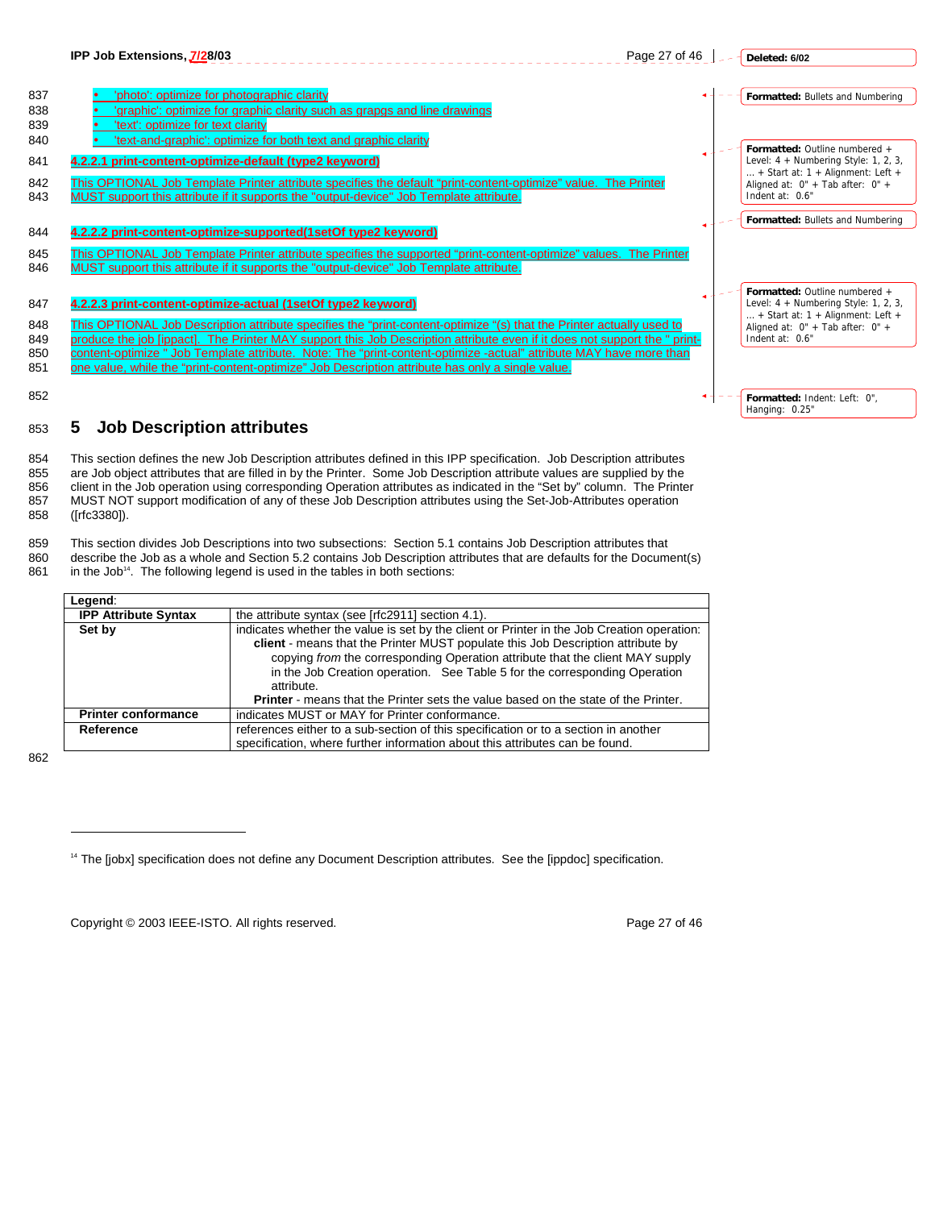- 'photo': optimize for photographic clarity
- 'graphic': optimize for graphic clarity such as grapgs and line drawings
- 'text': optimize for text clarity
- 'text-and-graphic': optimize for both text and graphic clarity

#### 4.2.2.1 print-content-optimize-default (type2 keyword)

This OPTIONAL Job Template Printer attribute specifies the default "print-content-optimize" value. The Printer MUST support this attribute if it supports the "output-device" Job Template attribute.

#### 4.2.2.2 print-content-optimize-supported(1setOf type2 keyword)

This OPTIONAL Job Template Printer attribute specifies the supported "print-content-optimize" values. The Printer MUST support this attribute if it supports the "output-device" Job Template attribute.

#### 4.2.2.3 print-content-optimize-actual (1setOf type2 keyword)

This OPTIONAL Job Description attribute specifies the "print-content-optimize "(s) that the Printer actually used to produce the job [ippact]. The Printer MAY support this Job Description attribute even if it does not support the " print-content-optimize " Job Template attribute. Note: The "print-content-optimize -actual" attribute MAY have more than one value, while the "print-content-optimize" Job Description attribute has only a single value.

# 5 Job Description attributes

This section defines the new Job Description attributes defined in this IPP specification. Job Description attributes are Job object attributes that are filled in by the Printer. Some Job Description attribute values are supplied by the client in the Job operation using corresponding Operation attributes as indicated in the "Set by" column. The Printer MUST NOT support modification of any of these Job Description attributes using the Set-Job-Attributes operation ([rfc3380]).

This section divides Job Descriptions into two subsections: Section 5.1 contains Job Description attributes that describe the Job as a whole and Section 5.2 contains Job Description attributes that are defaults for the Document(s) in the Job[14]. The following legend is used in the tables in both sections:

| Legend: | |
|---|---|
| **IPP Attribute Syntax** | the attribute syntax (see [rfc2911] section 4.1). |
| **Set by** | indicates whether the value is set by the client or Printer in the Job Creation operation: **client** - means that the Printer MUST populate this Job Description attribute by copying *from* the corresponding Operation attribute that the client MAY supply in the Job Creation operation. See Table 5 for the corresponding Operation attribute. **Printer** - means that the Printer sets the value based on the state of the Printer. |
| **Printer conformance** | indicates MUST or MAY for Printer conformance. |
| **Reference** | references either to a sub-section of this specification or to a section in another specification, where further information about this attributes can be found. |

[14] The [jobx] specification does not define any Document Description attributes. See the [ippdoc] specification.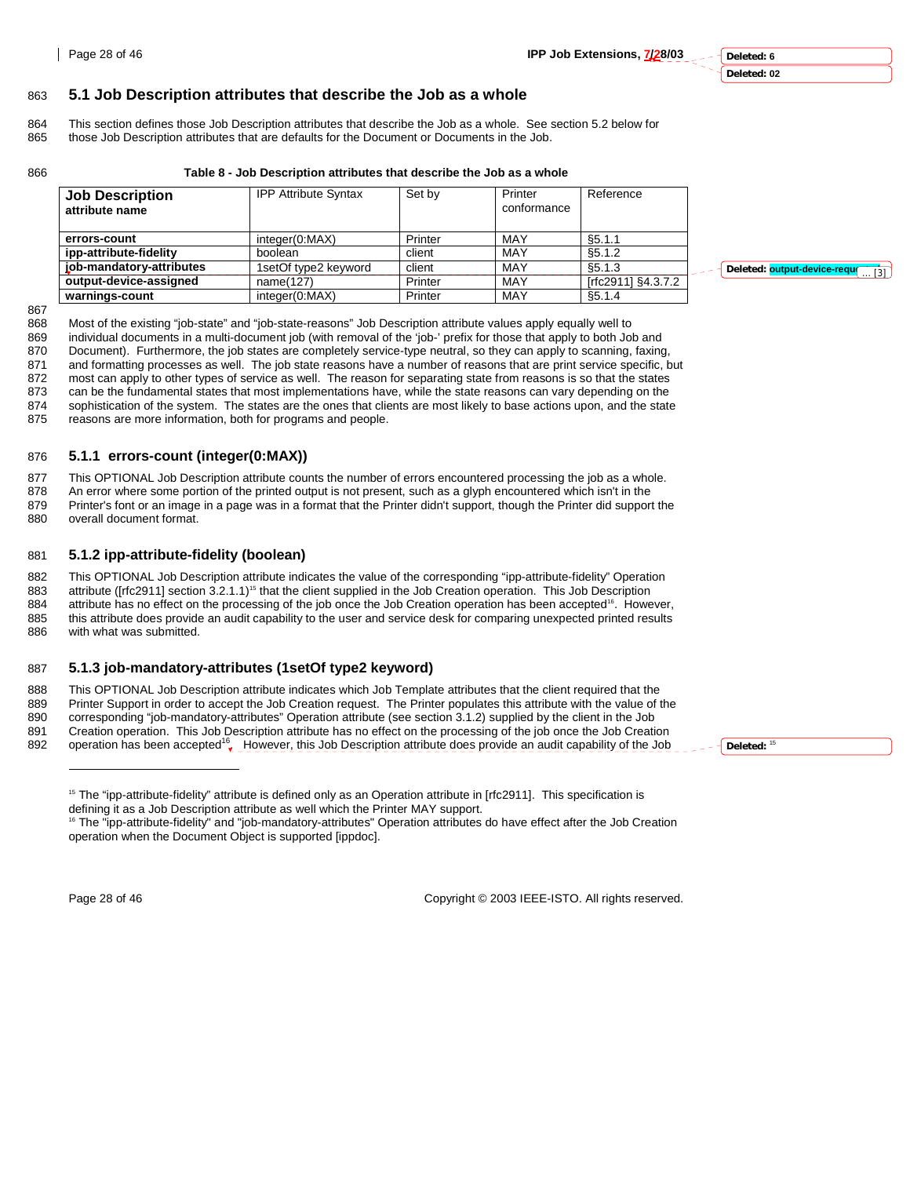## 5.1 Job Description attributes that describe the Job as a whole

This section defines those Job Description attributes that describe the Job as a whole. See section 5.2 below for those Job Description attributes that are defaults for the Document or Documents in the Job.

**Table 8 - Job Description attributes that describe the Job as a whole**

| Job Description attribute name | IPP Attribute Syntax | Set by | Printer conformance | Reference |
|---|---|---|---|---|
| **errors-count** | integer(0:MAX) | Printer | MAY | §5.1.1 |
| **ipp-attribute-fidelity** | boolean | client | MAY | §5.1.2 |
| **job-mandatory-attributes** | 1setOf type2 keyword | client | MAY | §5.1.3 |
| **output-device-assigned** | name(127) | Printer | MAY | [rfc2911] §4.3.7.2 |
| **warnings-count** | integer(0:MAX) | Printer | MAY | §5.1.4 |

Most of the existing "job-state" and "job-state-reasons" Job Description attribute values apply equally well to individual documents in a multi-document job (with removal of the 'job-' prefix for those that apply to both Job and Document). Furthermore, the job states are completely service-type neutral, so they can apply to scanning, faxing, and formatting processes as well. The job state reasons have a number of reasons that are print service specific, but most can apply to other types of service as well. The reason for separating state from reasons is so that the states can be the fundamental states that most implementations have, while the state reasons can vary depending on the sophistication of the system. The states are the ones that clients are most likely to base actions upon, and the state reasons are more information, both for programs and people.

### 5.1.1 errors-count (integer(0:MAX))

This OPTIONAL Job Description attribute counts the number of errors encountered processing the job as a whole. An error where some portion of the printed output is not present, such as a glyph encountered which isn't in the Printer's font or an image in a page was in a format that the Printer didn't support, though the Printer did support the overall document format.

### 5.1.2 ipp-attribute-fidelity (boolean)

This OPTIONAL Job Description attribute indicates the value of the corresponding "ipp-attribute-fidelity" Operation attribute ([rfc2911] section 3.2.1.1)[15] that the client supplied in the Job Creation operation. This Job Description attribute has no effect on the processing of the job once the Job Creation operation has been accepted[16]. However, this attribute does provide an audit capability to the user and service desk for comparing unexpected printed results with what was submitted.

### 5.1.3 job-mandatory-attributes (1setOf type2 keyword)

This OPTIONAL Job Description attribute indicates which Job Template attributes that the client required that the Printer Support in order to accept the Job Creation request. The Printer populates this attribute with the value of the corresponding "job-mandatory-attributes" Operation attribute (see section 3.1.2) supplied by the client in the Job Creation operation. This Job Description attribute has no effect on the processing of the job once the Job Creation operation has been accepted[16]. However, this Job Description attribute does provide an audit capability of the Job

[15] The "ipp-attribute-fidelity" attribute is defined only as an Operation attribute in [rfc2911]. This specification is defining it as a Job Description attribute as well which the Printer MAY support.

[16] The "ipp-attribute-fidelity" and "job-mandatory-attributes" Operation attributes do have effect after the Job Creation operation when the Document Object is supported [ippdoc].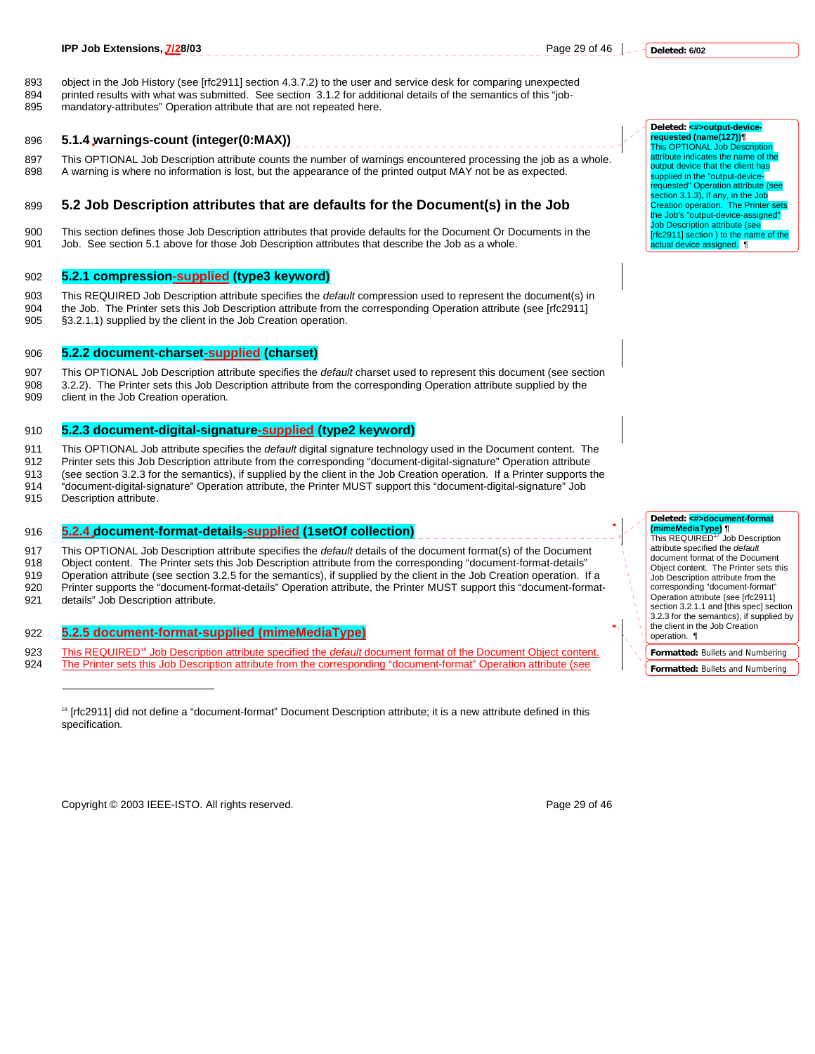object in the Job History (see [rfc2911] section 4.3.7.2) to the user and service desk for comparing unexpected printed results with what was submitted. See section 3.1.2 for additional details of the semantics of this "job-mandatory-attributes" Operation attribute that are not repeated here.

### 5.1.4 warnings-count (integer(0:MAX))

This OPTIONAL Job Description attribute counts the number of warnings encountered processing the job as a whole. A warning is where no information is lost, but the appearance of the printed output MAY not be as expected.

## 5.2 Job Description attributes that are defaults for the Document(s) in the Job

This section defines those Job Description attributes that provide defaults for the Document Or Documents in the Job. See section 5.1 above for those Job Description attributes that describe the Job as a whole.

### 5.2.1 compression-supplied (type3 keyword)

This REQUIRED Job Description attribute specifies the *default* compression used to represent the document(s) in the Job. The Printer sets this Job Description attribute from the corresponding Operation attribute (see [rfc2911] §3.2.1.1) supplied by the client in the Job Creation operation.

### 5.2.2 document-charset-supplied (charset)

This OPTIONAL Job Description attribute specifies the *default* charset used to represent this document (see section 3.2.2). The Printer sets this Job Description attribute from the corresponding Operation attribute supplied by the client in the Job Creation operation.

### 5.2.3 document-digital-signature-supplied (type2 keyword)

This OPTIONAL Job attribute specifies the *default* digital signature technology used in the Document content. The Printer sets this Job Description attribute from the corresponding "document-digital-signature" Operation attribute (see section 3.2.3 for the semantics), if supplied by the client in the Job Creation operation. If a Printer supports the "document-digital-signature" Operation attribute, the Printer MUST support this "document-digital-signature" Job Description attribute.

### 5.2.4 document-format-details-supplied (1setOf collection)

This OPTIONAL Job Description attribute specifies the *default* details of the document format(s) of the Document Object content. The Printer sets this Job Description attribute from the corresponding "document-format-details" Operation attribute (see section 3.2.5 for the semantics), if supplied by the client in the Job Creation operation. If a Printer supports the "document-format-details" Operation attribute, the Printer MUST support this "document-format-details" Job Description attribute.

### 5.2.5 document-format-supplied (mimeMediaType)

This REQUIRED[18] Job Description attribute specified the *default* document format of the Document Object content. The Printer sets this Job Description attribute from the corresponding "document-format" Operation attribute (see

[18] [rfc2911] did not define a "document-format" Document Description attribute; it is a new attribute defined in this specification.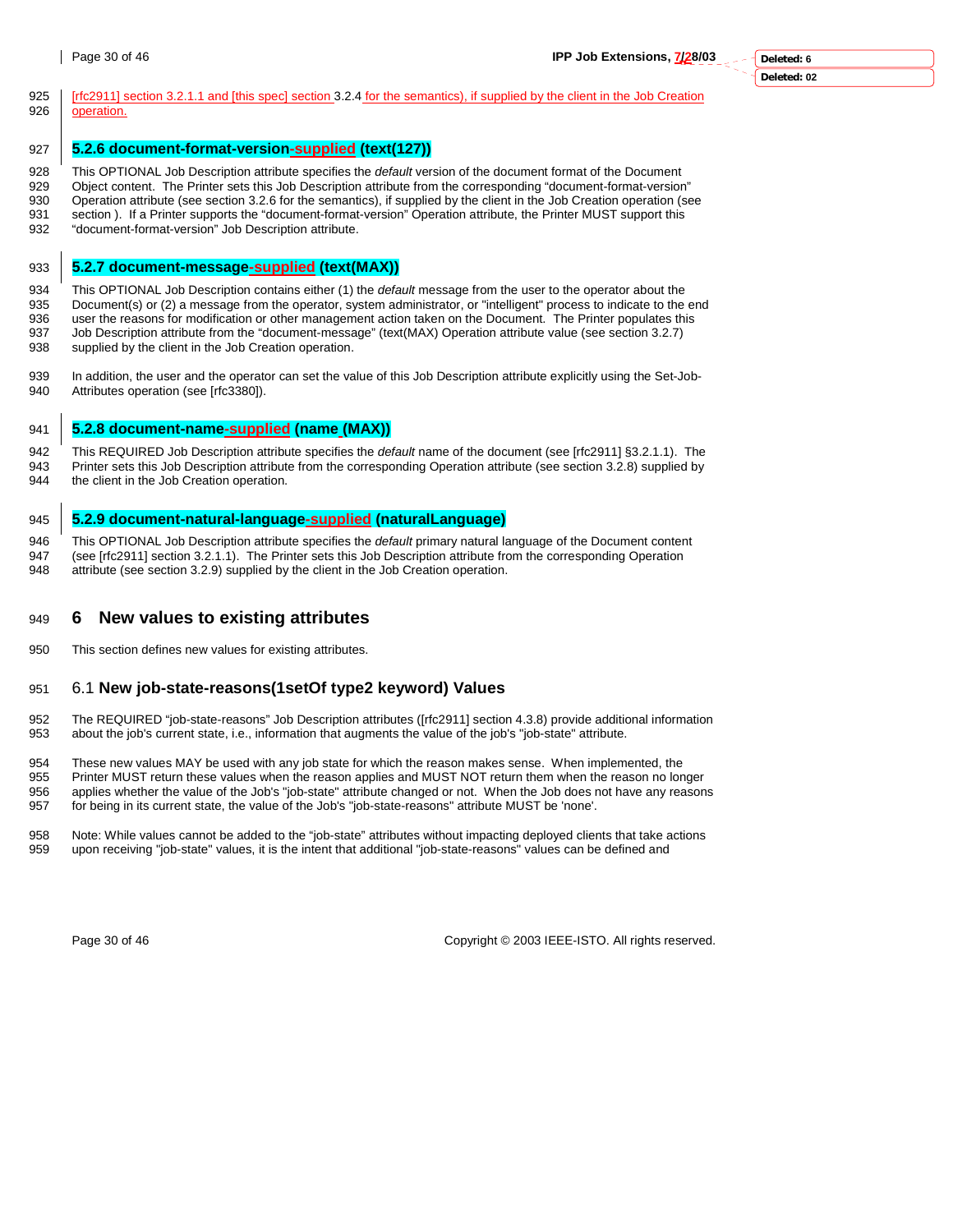[rfc2911] section 3.2.1.1 and [this spec] section 3.2.4 for the semantics), if supplied by the client in the Job Creation operation.

### 5.2.6 document-format-version-supplied (text(127))

This OPTIONAL Job Description attribute specifies the *default* version of the document format of the Document Object content. The Printer sets this Job Description attribute from the corresponding "document-format-version" Operation attribute (see section 3.2.6 for the semantics), if supplied by the client in the Job Creation operation (see section ). If a Printer supports the "document-format-version" Operation attribute, the Printer MUST support this "document-format-version" Job Description attribute.

### 5.2.7 document-message-supplied (text(MAX))

This OPTIONAL Job Description contains either (1) the *default* message from the user to the operator about the Document(s) or (2) a message from the operator, system administrator, or "intelligent" process to indicate to the end user the reasons for modification or other management action taken on the Document. The Printer populates this Job Description attribute from the "document-message" (text(MAX) Operation attribute value (see section 3.2.7) supplied by the client in the Job Creation operation.

In addition, the user and the operator can set the value of this Job Description attribute explicitly using the Set-Job-Attributes operation (see [rfc3380]).

### 5.2.8 document-name-supplied (name (MAX))

This REQUIRED Job Description attribute specifies the *default* name of the document (see [rfc2911] §3.2.1.1). The Printer sets this Job Description attribute from the corresponding Operation attribute (see section 3.2.8) supplied by the client in the Job Creation operation.

### 5.2.9 document-natural-language-supplied (naturalLanguage)

This OPTIONAL Job Description attribute specifies the *default* primary natural language of the Document content (see [rfc2911] section 3.2.1.1). The Printer sets this Job Description attribute from the corresponding Operation attribute (see section 3.2.9) supplied by the client in the Job Creation operation.

# 6 New values to existing attributes

This section defines new values for existing attributes.

## 6.1 New job-state-reasons(1setOf type2 keyword) Values

The REQUIRED "job-state-reasons" Job Description attributes ([rfc2911] section 4.3.8) provide additional information about the job's current state, i.e., information that augments the value of the job's "job-state" attribute.

These new values MAY be used with any job state for which the reason makes sense. When implemented, the Printer MUST return these values when the reason applies and MUST NOT return them when the reason no longer applies whether the value of the Job's "job-state" attribute changed or not. When the Job does not have any reasons for being in its current state, the value of the Job's "job-state-reasons" attribute MUST be 'none'.

Note: While values cannot be added to the "job-state" attributes without impacting deployed clients that take actions upon receiving "job-state" values, it is the intent that additional "job-state-reasons" values can be defined and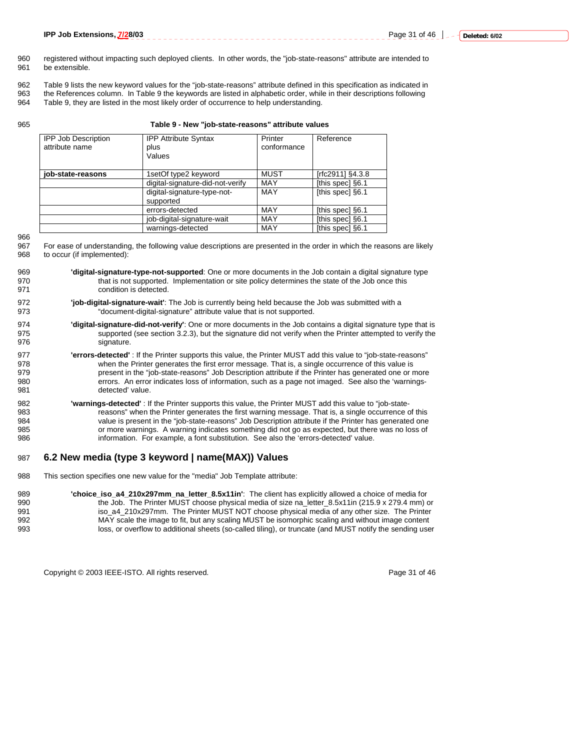registered without impacting such deployed clients. In other words, the "job-state-reasons" attribute are intended to be extensible.

Table 9 lists the new keyword values for the "job-state-reasons" attribute defined in this specification as indicated in the References column. In Table 9 the keywords are listed in alphabetic order, while in their descriptions following Table 9, they are listed in the most likely order of occurrence to help understanding.

**Table 9 - New "job-state-reasons" attribute values**

| IPP Job Description attribute name | IPP Attribute Syntax plus Values | Printer conformance | Reference |
|---|---|---|---|
| **job-state-reasons** | 1setOf type2 keyword | MUST | [rfc2911] §4.3.8 |
| | digital-signature-did-not-verify | MAY | [this spec] §6.1 |
| | digital-signature-type-not-supported | MAY | [this spec] §6.1 |
| | errors-detected | MAY | [this spec] §6.1 |
| | job-digital-signature-wait | MAY | [this spec] §6.1 |
| | warnings-detected | MAY | [this spec] §6.1 |

For ease of understanding, the following value descriptions are presented in the order in which the reasons are likely to occur (if implemented):

**'digital-signature-type-not-supported'**: One or more documents in the Job contain a digital signature type that is not supported. Implementation or site policy determines the state of the Job once this condition is detected.

**'job-digital-signature-wait'**: The Job is currently being held because the Job was submitted with a "document-digital-signature" attribute value that is not supported.

**'digital-signature-did-not-verify'**: One or more documents in the Job contains a digital signature type that is supported (see section 3.2.3), but the signature did not verify when the Printer attempted to verify the signature.

**'errors-detected'** : If the Printer supports this value, the Printer MUST add this value to "job-state-reasons" when the Printer generates the first error message. That is, a single occurrence of this value is present in the "job-state-reasons" Job Description attribute if the Printer has generated one or more errors. An error indicates loss of information, such as a page not imaged. See also the 'warnings-detected' value.

**'warnings-detected'** : If the Printer supports this value, the Printer MUST add this value to "job-state-reasons" when the Printer generates the first warning message. That is, a single occurrence of this value is present in the "job-state-reasons" Job Description attribute if the Printer has generated one or more warnings. A warning indicates something did not go as expected, but there was no loss of information. For example, a font substitution. See also the 'errors-detected' value.

## 6.2 New media (type 3 keyword | name(MAX)) Values

This section specifies one new value for the "media" Job Template attribute:

**'choice_iso_a4_210x297mm_na_letter_8.5x11in'**: The client has explicitly allowed a choice of media for the Job. The Printer MUST choose physical media of size na_letter_8.5x11in (215.9 x 279.4 mm) or iso_a4_210x297mm. The Printer MUST NOT choose physical media of any other size. The Printer MAY scale the image to fit, but any scaling MUST be isomorphic scaling and without image content loss, or overflow to additional sheets (so-called tiling), or truncate (and MUST notify the sending user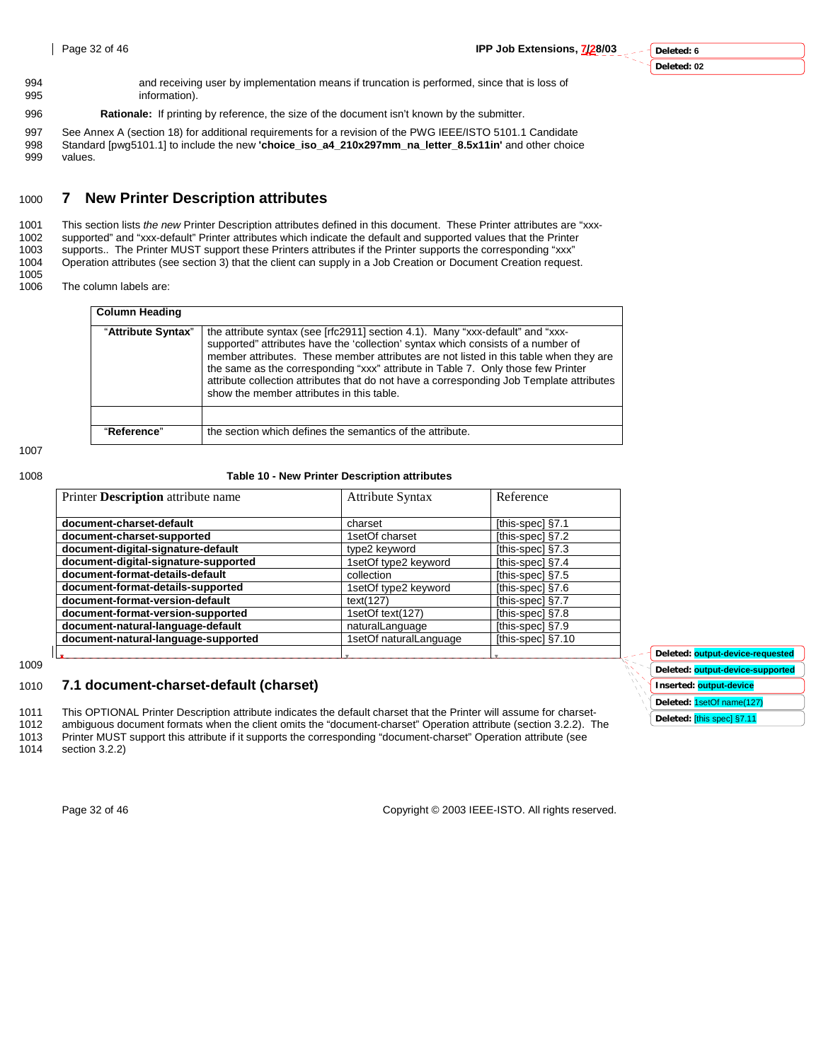and receiving user by implementation means if truncation is performed, since that is loss of information).

**Rationale:** If printing by reference, the size of the document isn't known by the submitter.

See Annex A (section 18) for additional requirements for a revision of the PWG IEEE/ISTO 5101.1 Candidate Standard [pwg5101.1] to include the new **'choice_iso_a4_210x297mm_na_letter_8.5x11in'** and other choice values.

# 7 New Printer Description attributes

This section lists *the new* Printer Description attributes defined in this document. These Printer attributes are "xxx-supported" and "xxx-default" Printer attributes which indicate the default and supported values that the Printer supports.. The Printer MUST support these Printers attributes if the Printer supports the corresponding "xxx" Operation attributes (see section 3) that the client can supply in a Job Creation or Document Creation request.

The column labels are:

| Column Heading | |
|---|---|
| "**Attribute Syntax**" | the attribute syntax (see [rfc2911] section 4.1). Many "xxx-default" and "xxx-supported" attributes have the 'collection' syntax which consists of a number of member attributes. These member attributes are not listed in this table when they are the same as the corresponding "xxx" attribute in Table 7. Only those few Printer attribute collection attributes that do not have a corresponding Job Template attributes show the member attributes in this table. |
| | |
| "**Reference**" | the section which defines the semantics of the attribute. |

**Table 10 - New Printer Description attributes**

| Printer **Description** attribute name | Attribute Syntax | Reference |
|---|---|---|
| **document-charset-default** | charset | [this-spec] §7.1 |
| **document-charset-supported** | 1setOf charset | [this-spec] §7.2 |
| **document-digital-signature-default** | type2 keyword | [this-spec] §7.3 |
| **document-digital-signature-supported** | 1setOf type2 keyword | [this-spec] §7.4 |
| **document-format-details-default** | collection | [this-spec] §7.5 |
| **document-format-details-supported** | 1setOf type2 keyword | [this-spec] §7.6 |
| **document-format-version-default** | text(127) | [this-spec] §7.7 |
| **document-format-version-supported** | 1setOf text(127) | [this-spec] §7.8 |
| **document-natural-language-default** | naturalLanguage | [this-spec] §7.9 |
| **document-natural-language-supported** | 1setOf naturalLanguage | [this-spec] §7.10 |
| | | |

## 7.1 document-charset-default (charset)

This OPTIONAL Printer Description attribute indicates the default charset that the Printer will assume for charset-ambiguous document formats when the client omits the "document-charset" Operation attribute (section 3.2.2). The Printer MUST support this attribute if it supports the corresponding "document-charset" Operation attribute (see section 3.2.2)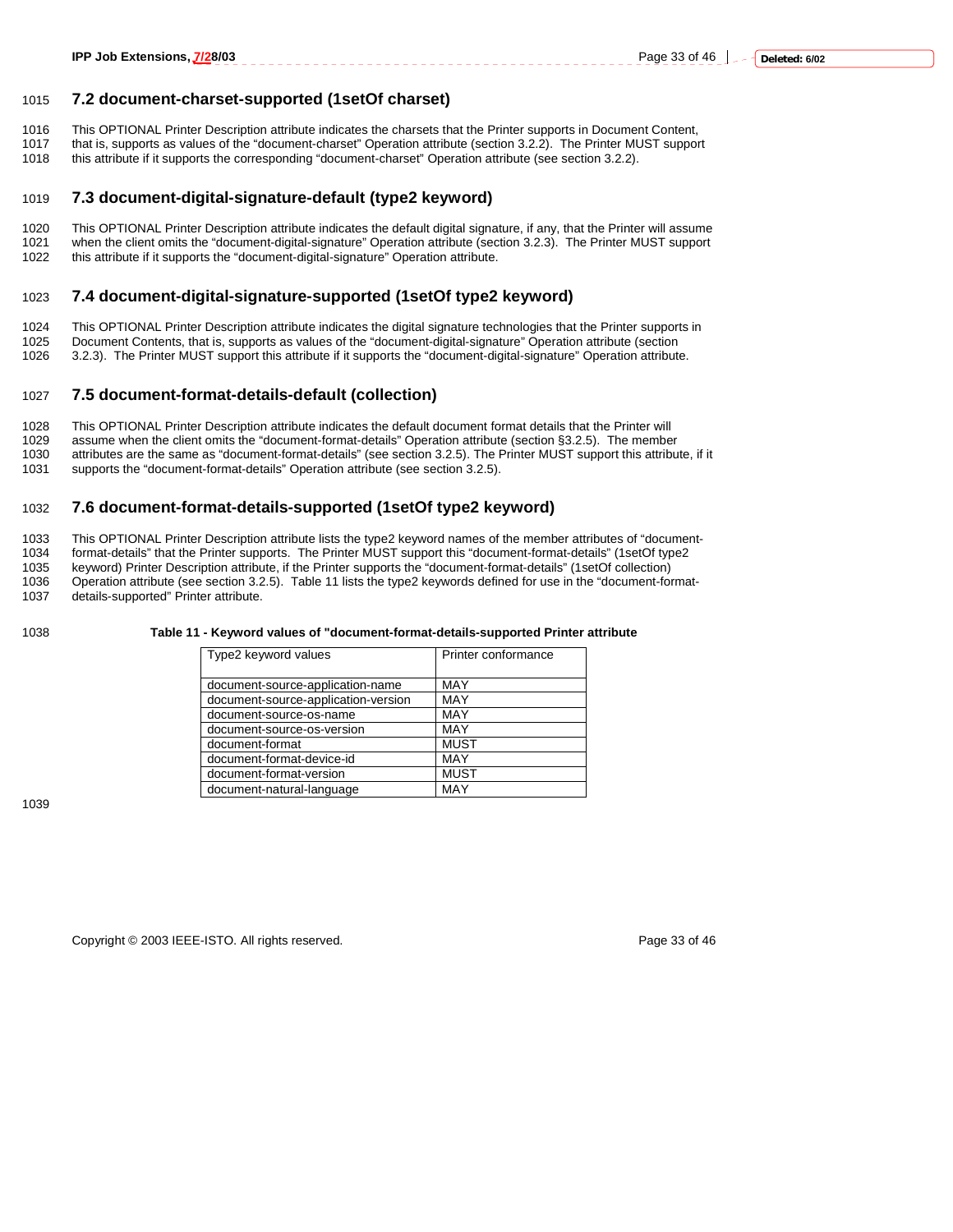## 7.2 document-charset-supported (1setOf charset)

This OPTIONAL Printer Description attribute indicates the charsets that the Printer supports in Document Content, that is, supports as values of the "document-charset" Operation attribute (section 3.2.2). The Printer MUST support this attribute if it supports the corresponding "document-charset" Operation attribute (see section 3.2.2).

## 7.3 document-digital-signature-default (type2 keyword)

This OPTIONAL Printer Description attribute indicates the default digital signature, if any, that the Printer will assume when the client omits the "document-digital-signature" Operation attribute (section 3.2.3). The Printer MUST support this attribute if it supports the "document-digital-signature" Operation attribute.

## 7.4 document-digital-signature-supported (1setOf type2 keyword)

This OPTIONAL Printer Description attribute indicates the digital signature technologies that the Printer supports in Document Contents, that is, supports as values of the "document-digital-signature" Operation attribute (section 3.2.3). The Printer MUST support this attribute if it supports the "document-digital-signature" Operation attribute.

## 7.5 document-format-details-default (collection)

This OPTIONAL Printer Description attribute indicates the default document format details that the Printer will assume when the client omits the "document-format-details" Operation attribute (section §3.2.5). The member attributes are the same as "document-format-details" (see section 3.2.5). The Printer MUST support this attribute, if it supports the "document-format-details" Operation attribute (see section 3.2.5).

## 7.6 document-format-details-supported (1setOf type2 keyword)

This OPTIONAL Printer Description attribute lists the type2 keyword names of the member attributes of "document-format-details" that the Printer supports. The Printer MUST support this "document-format-details" (1setOf type2 keyword) Printer Description attribute, if the Printer supports the "document-format-details" (1setOf collection) Operation attribute (see section 3.2.5). Table 11 lists the type2 keywords defined for use in the "document-format-details-supported" Printer attribute.

**Table 11 - Keyword values of "document-format-details-supported Printer attribute**

| Type2 keyword values | Printer conformance |
|---|---|
| document-source-application-name | MAY |
| document-source-application-version | MAY |
| document-source-os-name | MAY |
| document-source-os-version | MAY |
| document-format | MUST |
| document-format-device-id | MAY |
| document-format-version | MUST |
| document-natural-language | MAY |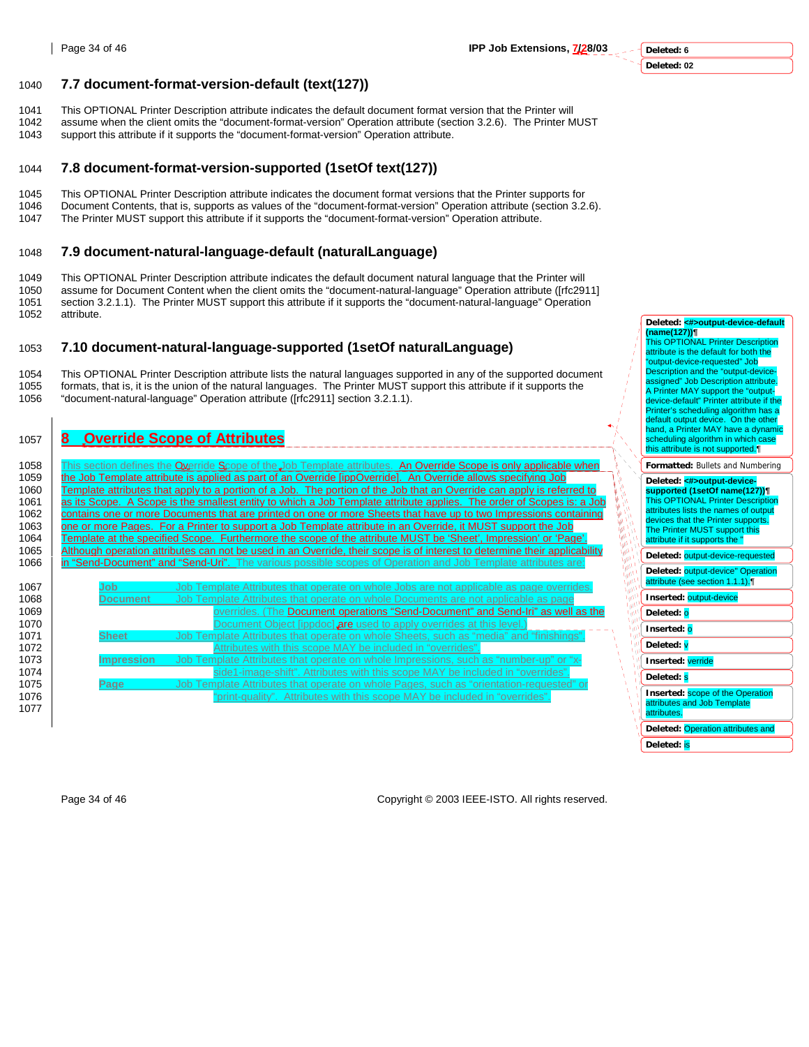## 7.7 document-format-version-default (text(127))

This OPTIONAL Printer Description attribute indicates the default document format version that the Printer will assume when the client omits the "document-format-version" Operation attribute (section 3.2.6). The Printer MUST support this attribute if it supports the "document-format-version" Operation attribute.

## 7.8 document-format-version-supported (1setOf text(127))

This OPTIONAL Printer Description attribute indicates the document format versions that the Printer supports for Document Contents, that is, supports as values of the "document-format-version" Operation attribute (section 3.2.6). The Printer MUST support this attribute if it supports the "document-format-version" Operation attribute.

## 7.9 document-natural-language-default (naturalLanguage)

This OPTIONAL Printer Description attribute indicates the default document natural language that the Printer will assume for Document Content when the client omits the "document-natural-language" Operation attribute ([rfc2911] section 3.2.1.1). The Printer MUST support this attribute if it supports the "document-natural-language" Operation attribute.

## 7.10 document-natural-language-supported (1setOf naturalLanguage)

This OPTIONAL Printer Description attribute lists the natural languages supported in any of the supported document formats, that is, it is the union of the natural languages. The Printer MUST support this attribute if it supports the "document-natural-language" Operation attribute ([rfc2911] section 3.2.1.1).

# 8 Override Scope of Attributes

This section defines the Override Scope of the Job Template attributes. An Override Scope is only applicable when the Job Template attribute is applied as part of an Override [ippOverride]. An Override allows specifying Job Template attributes that apply to a portion of a Job. The portion of the Job that an Override can apply is referred to as its Scope. A Scope is the smallest entity to which a Job Template attribute applies. The order of Scopes is: a Job contains one or more Documents that are printed on one or more Sheets that have up to two Impressions containing one or more Pages. For a Printer to support a Job Template attribute in an Override, it MUST support the Job Template at the specified Scope. Furthermore the scope of the attribute MUST be 'Sheet', Impression' or 'Page'. Although operation attributes can not be used in an Override, their scope is of interest to determine their applicability in "Send-Document" and "Send-Uri". The various possible scopes of Operation and Job Template attributes are:

**Job** Job Template Attributes that operate on whole Jobs are not applicable as page overrides.

**Document** Job Template Attributes that operate on whole Documents are not applicable as page overrides. (The Document operations "Send-Document" and Send-Iri" as well as the Document Object [ippdoc] are used to apply overrides at this level.)

**Sheet** Job Template Attributes that operate on whole Sheets, such as "media" and "finishings". Attributes with this scope MAY be included in "overrides".

**Impression** Job Template Attributes that operate on whole Impressions, such as "number-up" or "x-side1-image-shift". Attributes with this scope MAY be included in "overrides".

**Page** Job Template Attributes that operate on whole Pages, such as "orientation-requested" or "print-quality". Attributes with this scope MAY be included in "overrides".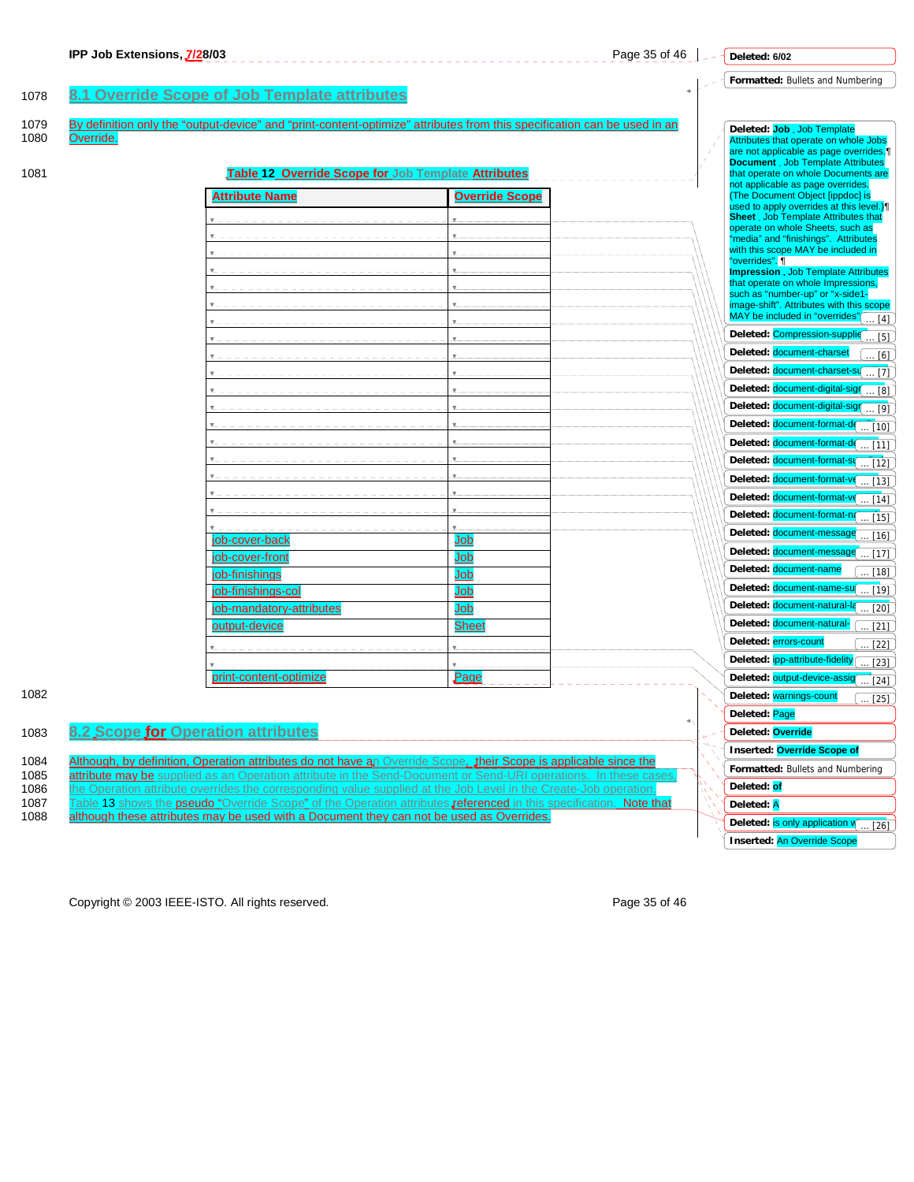## 8.1 Override Scope of Job Template attributes

By definition only the "output-device" and "print-content-optimize" attributes from this specification can be used in an Override.

**Table 12 Override Scope for Job Template Attributes**

| Attribute Name | Override Scope |
|---|---|
| | |
| | |
| | |
| | |
| | |
| | |
| | |
| | |
| | |
| | |
| | |
| | |
| | |
| | |
| | |
| | |
| | |
| | |
| | |
| job-cover-back | Job |
| job-cover-front | Job |
| job-finishings | Job |
| job-finishings-col | Job |
| job-mandatory-attributes | Job |
| output-device | Sheet |
| | |
| | |
| print-content-optimize | Page |

## 8.2 Scope for Operation attributes

Although, by definition, Operation attributes do not have an Override Scope, their Scope is applicable since the attribute may be supplied as an Operation attribute in the Send-Document or Send-URI operations. In these cases, the Operation attribute overrides the corresponding value supplied at the Job Level in the Create-Job operation. Table 13 shows the pseudo "Override Scope" of the Operation attributes referenced in this specification. Note that although these attributes may be used with a Document they can not be used as Overrides.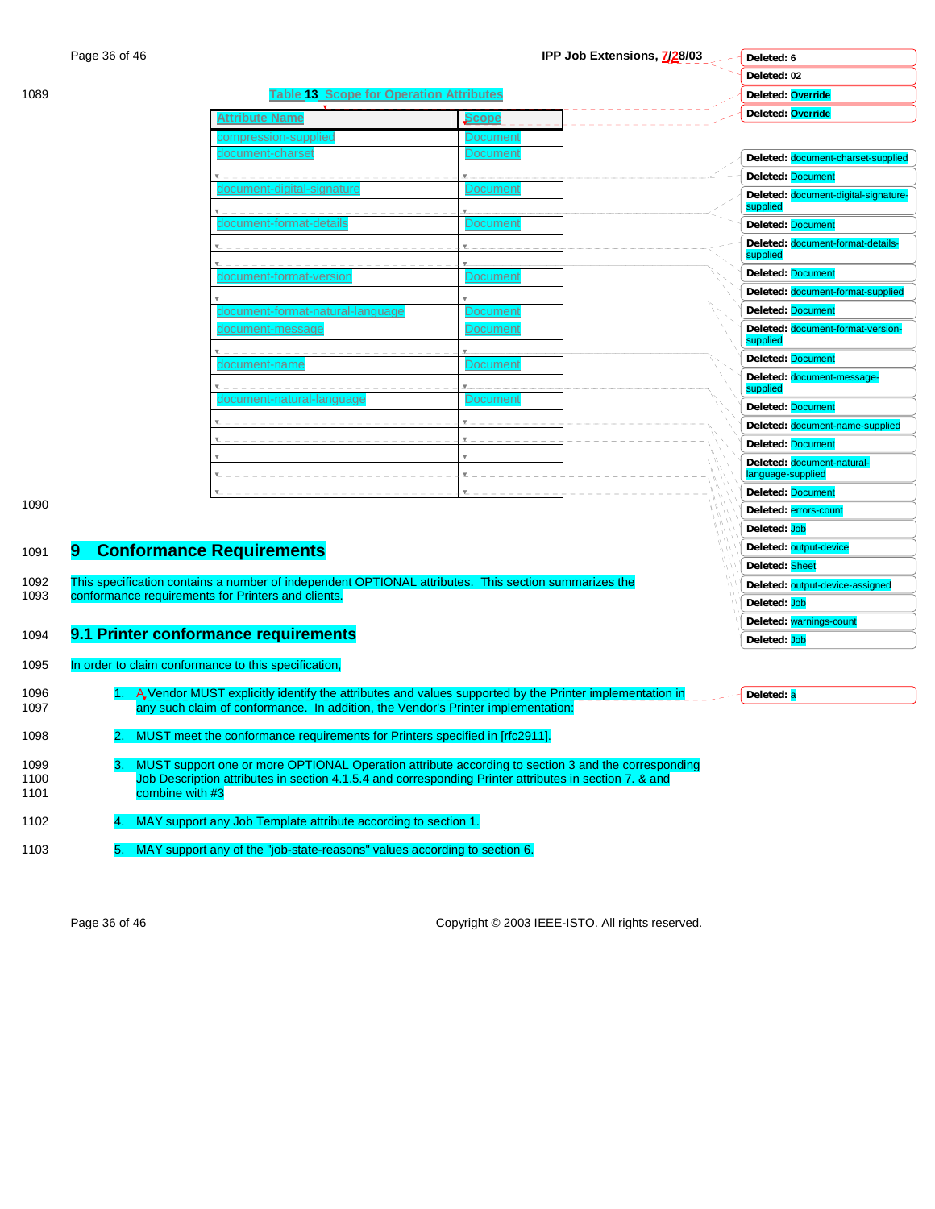Table 13 Scope for Operation Attributes

| Attribute Name | Scope |
| --- | --- |
| compression-supplied | Document |
| document-charset | Document |
| | |
| document-digital-signature | Document |
| | |
| document-format-details | Document |
| | |
| | |
| document-format-version | Document |
| | |
| document-format-natural-language | Document |
| document-message | Document |
| | |
| document-name | Document |
| | |
| document-natural-language | Document |
| | |
| | |
| | |
| | |
| | |

# 9 Conformance Requirements

This specification contains a number of independent OPTIONAL attributes. This section summarizes the conformance requirements for Printers and clients.

## 9.1 Printer conformance requirements

In order to claim conformance to this specification,

1. A Vendor MUST explicitly identify the attributes and values supported by the Printer implementation in any such claim of conformance. In addition, the Vendor's Printer implementation:
2. MUST meet the conformance requirements for Printers specified in [rfc2911].
3. MUST support one or more OPTIONAL Operation attribute according to section 3 and the corresponding Job Description attributes in section 4.1.5.4 and corresponding Printer attributes in section 7. & and combine with #3
4. MAY support any Job Template attribute according to section 1.
5. MAY support any of the "job-state-reasons" values according to section 6.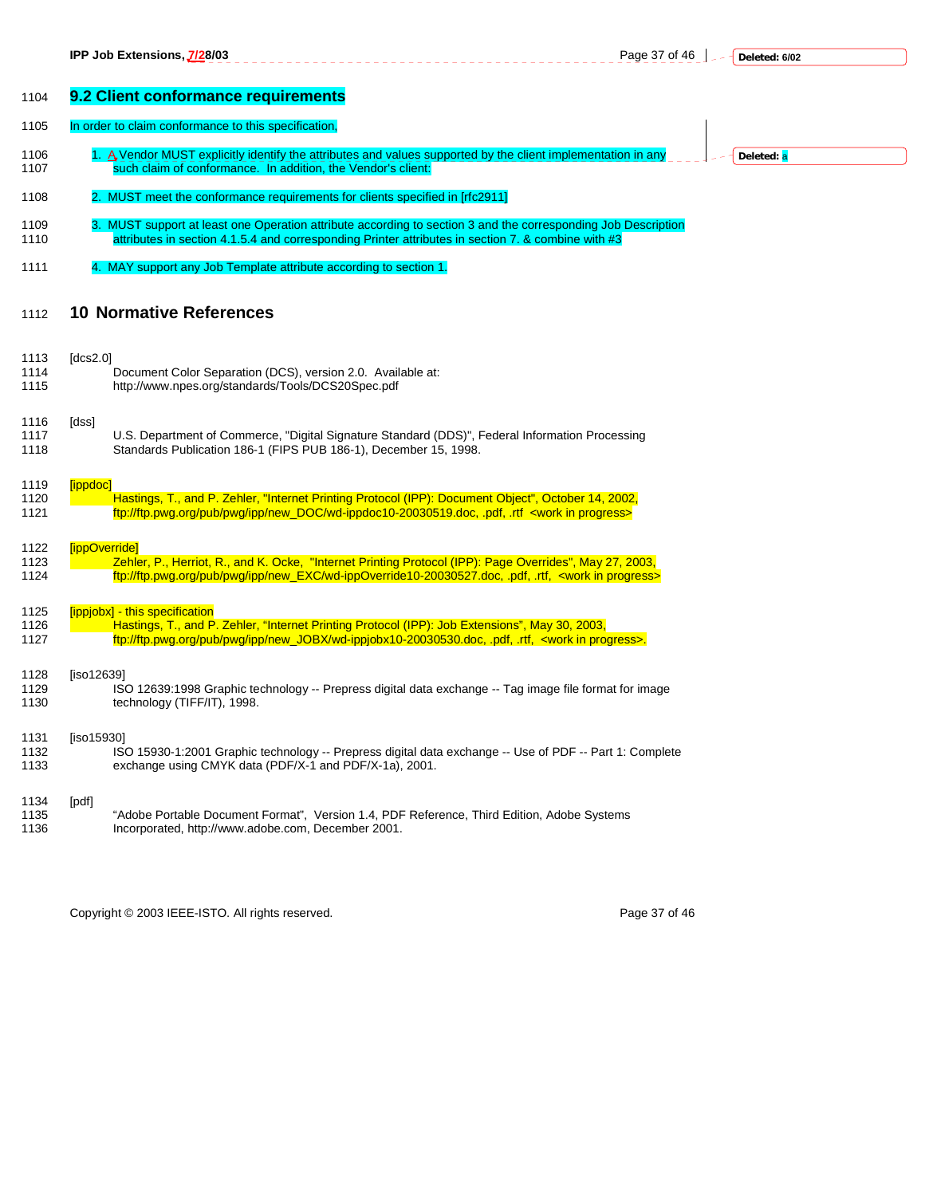## 9.2 Client conformance requirements

In order to claim conformance to this specification,

1. A Vendor MUST explicitly identify the attributes and values supported by the client implementation in any such claim of conformance. In addition, the Vendor's client:

2. MUST meet the conformance requirements for clients specified in [rfc2911]

3. MUST support at least one Operation attribute according to section 3 and the corresponding Job Description attributes in section 4.1.5.4 and corresponding Printer attributes in section 7. & combine with #3

4. MAY support any Job Template attribute according to section 1.

# 10 Normative References

[dcs2.0]
Document Color Separation (DCS), version 2.0. Available at: http://www.npes.org/standards/Tools/DCS20Spec.pdf

[dss]
U.S. Department of Commerce, "Digital Signature Standard (DDS)", Federal Information Processing Standards Publication 186-1 (FIPS PUB 186-1), December 15, 1998.

[ippdoc]
Hastings, T., and P. Zehler, "Internet Printing Protocol (IPP): Document Object", October 14, 2002, ftp://ftp.pwg.org/pub/pwg/ipp/new_DOC/wd-ippdoc10-20030519.doc, .pdf, .rtf <work in progress>

[ippOverride]
Zehler, P., Herriot, R., and K. Ocke, "Internet Printing Protocol (IPP): Page Overrides", May 27, 2003, ftp://ftp.pwg.org/pub/pwg/ipp/new_EXC/wd-ippOverride10-20030527.doc, .pdf, .rtf, <work in progress>

[ippjobx] - this specification
Hastings, T., and P. Zehler, "Internet Printing Protocol (IPP): Job Extensions", May 30, 2003, ftp://ftp.pwg.org/pub/pwg/ipp/new_JOBX/wd-ippjobx10-20030530.doc, .pdf, .rtf, <work in progress>.

[iso12639]
ISO 12639:1998 Graphic technology -- Prepress digital data exchange -- Tag image file format for image technology (TIFF/IT), 1998.

[iso15930]
ISO 15930-1:2001 Graphic technology -- Prepress digital data exchange -- Use of PDF -- Part 1: Complete exchange using CMYK data (PDF/X-1 and PDF/X-1a), 2001.

[pdf]
"Adobe Portable Document Format", Version 1.4, PDF Reference, Third Edition, Adobe Systems Incorporated, http://www.adobe.com, December 2001.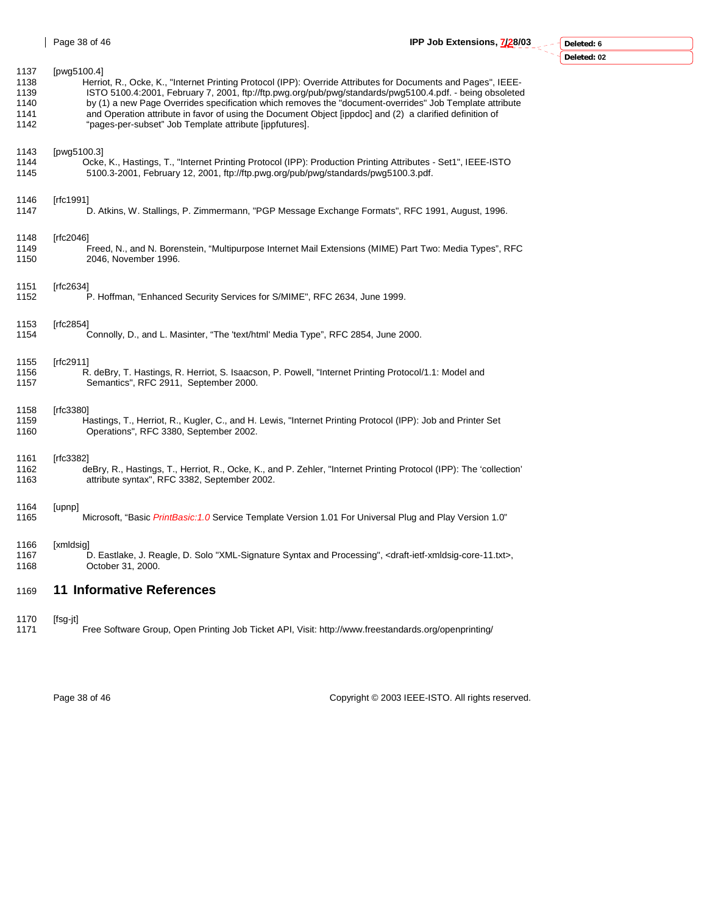[pwg5100.4]

Herriot, R., Ocke, K., "Internet Printing Protocol (IPP): Override Attributes for Documents and Pages", IEEE-ISTO 5100.4:2001, February 7, 2001, ftp://ftp.pwg.org/pub/pwg/standards/pwg5100.4.pdf. - being obsoleted by (1) a new Page Overrides specification which removes the "document-overrides" Job Template attribute and Operation attribute in favor of using the Document Object [ippdoc] and (2) a clarified definition of "pages-per-subset" Job Template attribute [ippfutures].

[pwg5100.3]

Ocke, K., Hastings, T., "Internet Printing Protocol (IPP): Production Printing Attributes - Set1", IEEE-ISTO 5100.3-2001, February 12, 2001, ftp://ftp.pwg.org/pub/pwg/standards/pwg5100.3.pdf.

[rfc1991]

D. Atkins, W. Stallings, P. Zimmermann, "PGP Message Exchange Formats", RFC 1991, August, 1996.

[rfc2046]

Freed, N., and N. Borenstein, "Multipurpose Internet Mail Extensions (MIME) Part Two: Media Types", RFC 2046, November 1996.

[rfc2634]

P. Hoffman, "Enhanced Security Services for S/MIME", RFC 2634, June 1999.

[rfc2854]

Connolly, D., and L. Masinter, "The 'text/html' Media Type", RFC 2854, June 2000.

[rfc2911]

R. deBry, T. Hastings, R. Herriot, S. Isaacson, P. Powell, "Internet Printing Protocol/1.1: Model and Semantics", RFC 2911, September 2000.

[rfc3380]

Hastings, T., Herriot, R., Kugler, C., and H. Lewis, "Internet Printing Protocol (IPP): Job and Printer Set Operations", RFC 3380, September 2002.

[rfc3382]

deBry, R., Hastings, T., Herriot, R., Ocke, K., and P. Zehler, "Internet Printing Protocol (IPP): The 'collection' attribute syntax", RFC 3382, September 2002.

[upnp]

Microsoft, "Basic *PrintBasic:1.0* Service Template Version 1.01 For Universal Plug and Play Version 1.0"

[xmldsig]

D. Eastlake, J. Reagle, D. Solo "XML-Signature Syntax and Processing", <draft-ietf-xmldsig-core-11.txt>, October 31, 2000.

# 11 Informative References

[fsg-jt]

Free Software Group, Open Printing Job Ticket API, Visit: http://www.freestandards.org/openprinting/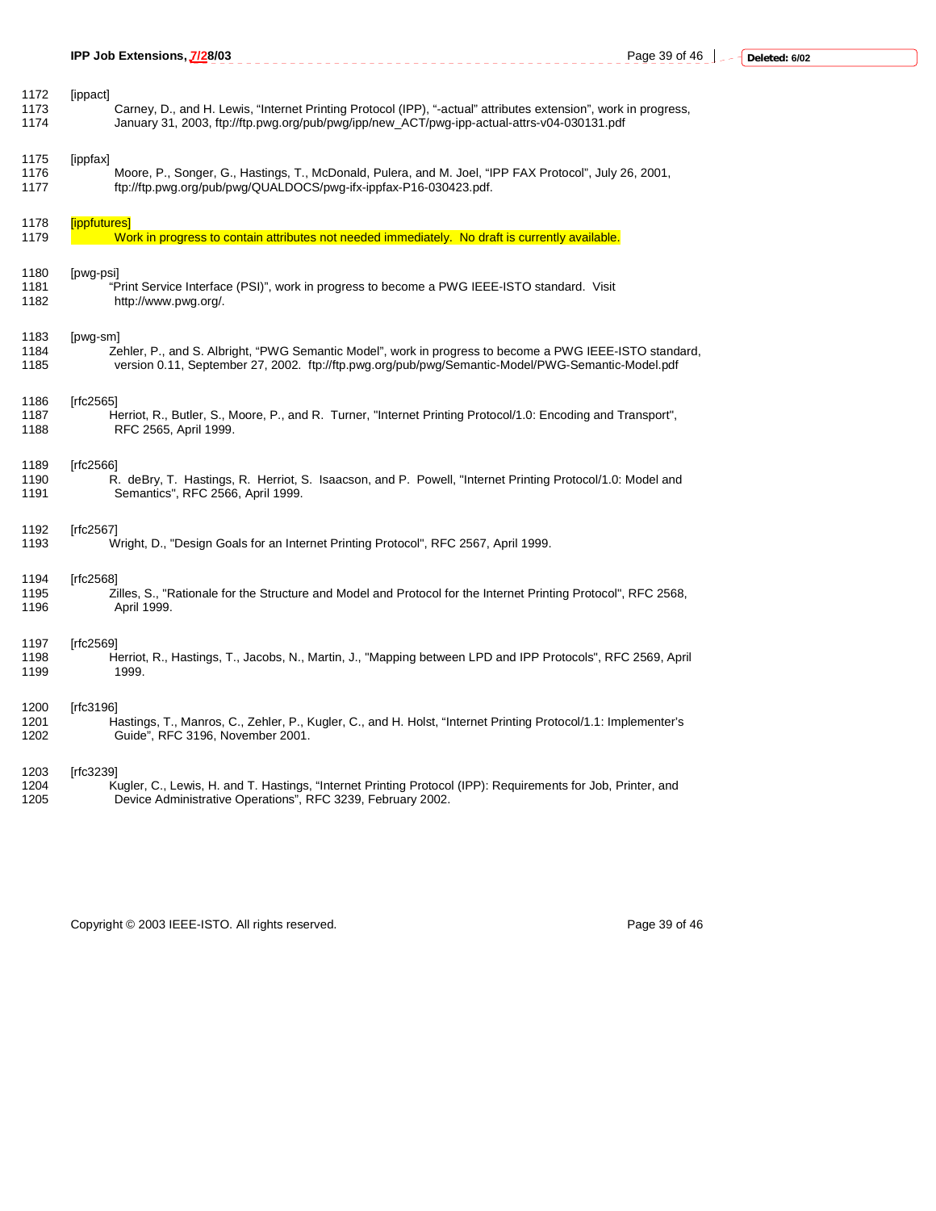[ippact]
Carney, D., and H. Lewis, "Internet Printing Protocol (IPP), "-actual" attributes extension", work in progress, January 31, 2003, ftp://ftp.pwg.org/pub/pwg/ipp/new_ACT/pwg-ipp-actual-attrs-v04-030131.pdf

[ippfax]
Moore, P., Songer, G., Hastings, T., McDonald, Pulera, and M. Joel, "IPP FAX Protocol", July 26, 2001, ftp://ftp.pwg.org/pub/pwg/QUALDOCS/pwg-ifx-ippfax-P16-030423.pdf.

[ippfutures]
Work in progress to contain attributes not needed immediately. No draft is currently available.

[pwg-psi]
"Print Service Interface (PSI)", work in progress to become a PWG IEEE-ISTO standard. Visit http://www.pwg.org/.

[pwg-sm]
Zehler, P., and S. Albright, "PWG Semantic Model", work in progress to become a PWG IEEE-ISTO standard, version 0.11, September 27, 2002. ftp://ftp.pwg.org/pub/pwg/Semantic-Model/PWG-Semantic-Model.pdf

[rfc2565]
Herriot, R., Butler, S., Moore, P., and R. Turner, "Internet Printing Protocol/1.0: Encoding and Transport", RFC 2565, April 1999.

[rfc2566]
R. deBry, T. Hastings, R. Herriot, S. Isaacson, and P. Powell, "Internet Printing Protocol/1.0: Model and Semantics", RFC 2566, April 1999.

[rfc2567]
Wright, D., "Design Goals for an Internet Printing Protocol", RFC 2567, April 1999.

[rfc2568]
Zilles, S., "Rationale for the Structure and Model and Protocol for the Internet Printing Protocol", RFC 2568, April 1999.

[rfc2569]
Herriot, R., Hastings, T., Jacobs, N., Martin, J., "Mapping between LPD and IPP Protocols", RFC 2569, April 1999.

[rfc3196]
Hastings, T., Manros, C., Zehler, P., Kugler, C., and H. Holst, "Internet Printing Protocol/1.1: Implementer's Guide", RFC 3196, November 2001.

[rfc3239]
Kugler, C., Lewis, H. and T. Hastings, "Internet Printing Protocol (IPP): Requirements for Job, Printer, and Device Administrative Operations", RFC 3239, February 2002.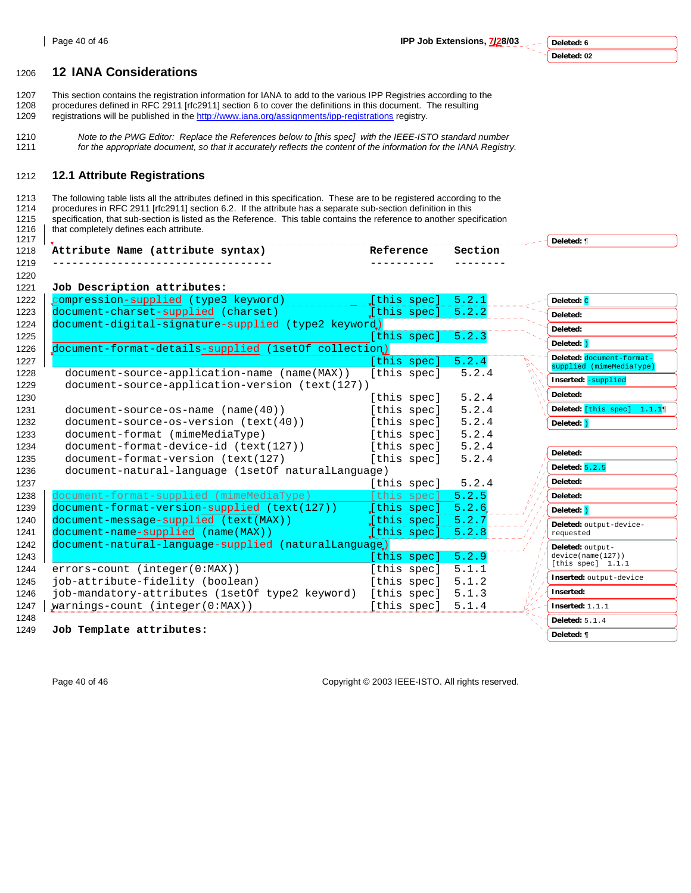## 12 IANA Considerations

This section contains the registration information for IANA to add to the various IPP Registries according to the procedures defined in RFC 2911 [rfc2911] section 6 to cover the definitions in this document. The resulting registrations will be published in the http://www.iana.org/assignments/ipp-registrations registry.

*Note to the PWG Editor: Replace the References below to [this spec] with the IEEE-ISTO standard number for the appropriate document, so that it accurately reflects the content of the information for the IANA Registry.*

### 12.1 Attribute Registrations

The following table lists all the attributes defined in this specification. These are to be registered according to the procedures in RFC 2911 [rfc2911] section 6.2. If the attribute has a separate sub-section definition in this specification, that sub-section is listed as the Reference. This table contains the reference to another specification that completely defines each attribute.

```
Attribute Name (attribute syntax)                   Reference     Section
---------------------------------                   ----------    --------

Job Description attributes:
compression-supplied (type3 keyword)                [this spec]   5.2.1
document-charset-supplied (charset)                 [this spec]   5.2.2
document-digital-signature-supplied (type2 keyword)
                                                    [this spec]   5.2.3
document-format-details-supplied (1setOf collection)
                                                    [this spec]   5.2.4
  document-source-application-name (name(MAX))      [this spec]   5.2.4
  document-source-application-version (text(127))
                                                    [this spec]   5.2.4
  document-source-os-name (name(40))                [this spec]   5.2.4
  document-source-os-version (text(40))             [this spec]   5.2.4
  document-format (mimeMediaType)                   [this spec]   5.2.4
  document-format-device-id (text(127))             [this spec]   5.2.4
  document-format-version (text(127)                [this spec]   5.2.4
  document-natural-language (1setOf naturalLanguage)
                                                    [this spec]   5.2.4
document-format-supplied (mimeMediaType)            [this spec]   5.2.5
document-format-version-supplied (text(127))        [this spec]   5.2.6
document-message-supplied (text(MAX))               [this spec]   5.2.7
document-name-supplied (name(MAX))                  [this spec]   5.2.8
document-natural-language-supplied (naturalLanguage)
                                                    [this spec]   5.2.9
errors-count (integer(0:MAX))                       [this spec]   5.1.1
job-attribute-fidelity (boolean)                    [this spec]   5.1.2
job-mandatory-attributes (1setOf type2 keyword)     [this spec]   5.1.3
warnings-count (integer(0:MAX))                     [this spec]   5.1.4

Job Template attributes:
```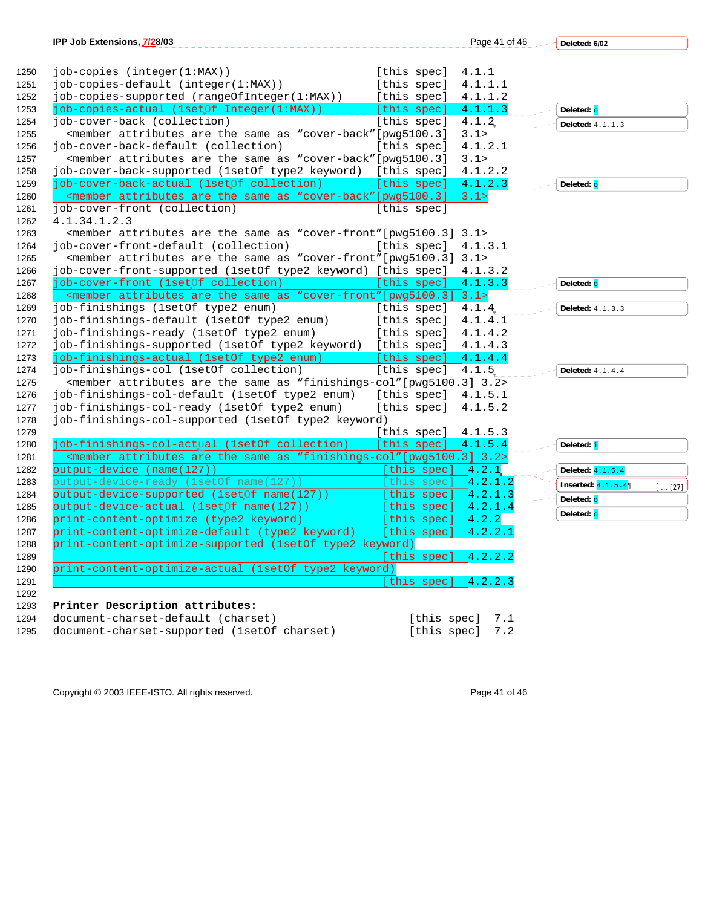```
1250  job-copies (integer(1:MAX))                        [this spec]  4.1.1
1251  job-copies-default (integer(1:MAX))                [this spec]  4.1.1.1
1252  job-copies-supported (rangeOfInteger(1:MAX))       [this spec]  4.1.1.2
1253  job-copies-actual (1setOf Integer(1:MAX))          [this spec]  4.1.1.3
1254  job-cover-back (collection)                        [this spec]  4.1.2
1255    <member attributes are the same as "cover-back"[pwg5100.3]  3.1>
1256  job-cover-back-default (collection)                [this spec]  4.1.2.1
1257    <member attributes are the same as "cover-back"[pwg5100.3]  3.1>
1258  job-cover-back-supported (1setOf type2 keyword)    [this spec]  4.1.2.2
1259  job-cover-back-actual (1setOf collection)          [this spec]  4.1.2.3
1260    <member attributes are the same as "cover-back"[pwg5100.3]  3.1>
1261  job-cover-front (collection)                       [this spec]
1262  4.1.34.1.2.3
1263    <member attributes are the same as "cover-front"[pwg5100.3] 3.1>
1264  job-cover-front-default (collection)               [this spec]  4.1.3.1
1265    <member attributes are the same as "cover-front"[pwg5100.3] 3.1>
1266  job-cover-front-supported (1setOf type2 keyword)   [this spec]  4.1.3.2
1267  job-cover-front (1setOf collection)                [this spec]  4.1.3.3
1268    <member attributes are the same as "cover-front"[pwg5100.3] 3.1>
1269  job-finishings (1setOf type2 enum)                 [this spec]  4.1.4
1270  job-finishings-default (1setOf type2 enum)         [this spec]  4.1.4.1
1271  job-finishings-ready (1setOf type2 enum)           [this spec]  4.1.4.2
1272  job-finishings-supported (1setOf type2 keyword)    [this spec]  4.1.4.3
1273  job-finishings-actual (1setOf type2 enum)          [this spec]  4.1.4.4
1274  job-finishings-col (1setOf collection)             [this spec]  4.1.5
1275    <member attributes are the same as "finishings-col"[pwg5100.3] 3.2>
1276  job-finishings-col-default (1setOf type2 enum)     [this spec]  4.1.5.1
1277  job-finishings-col-ready (1setOf type2 enum)       [this spec]  4.1.5.2
1278  job-finishings-col-supported (1setOf type2 keyword)
1279                                                     [this spec]  4.1.5.3
1280  job-finishings-col-actual (1setOf collection)      [this spec]  4.1.5.4
1281    <member attributes are the same as "finishings-col"[pwg5100.3] 3.2>
1282  output-device (name(127))                           [this spec]  4.2.1
1283  output-device-ready (1setOf name(127))              [this spec]  4.2.1.2
1284  output-device-supported (1setOf name(127))          [this spec]  4.2.1.3
1285  output-device-actual (1setOf name(127))             [this spec]  4.2.1.4
1286  print-content-optimize (type2 keyword)              [this spec]  4.2.2
1287  print-content-optimize-default (type2 keyword)      [this spec]  4.2.2.1
1288  print-content-optimize-supported (1setOf type2 keyword)
1289                                                      [this spec]  4.2.2.2
1290  print-content-optimize-actual (1setOf type2 keyword)
1291                                                      [this spec]  4.2.2.3
1292
1293  Printer Description attributes:
1294  document-charset-default (charset)                  [this spec]  7.1
1295  document-charset-supported (1setOf charset)         [this spec]  7.2
```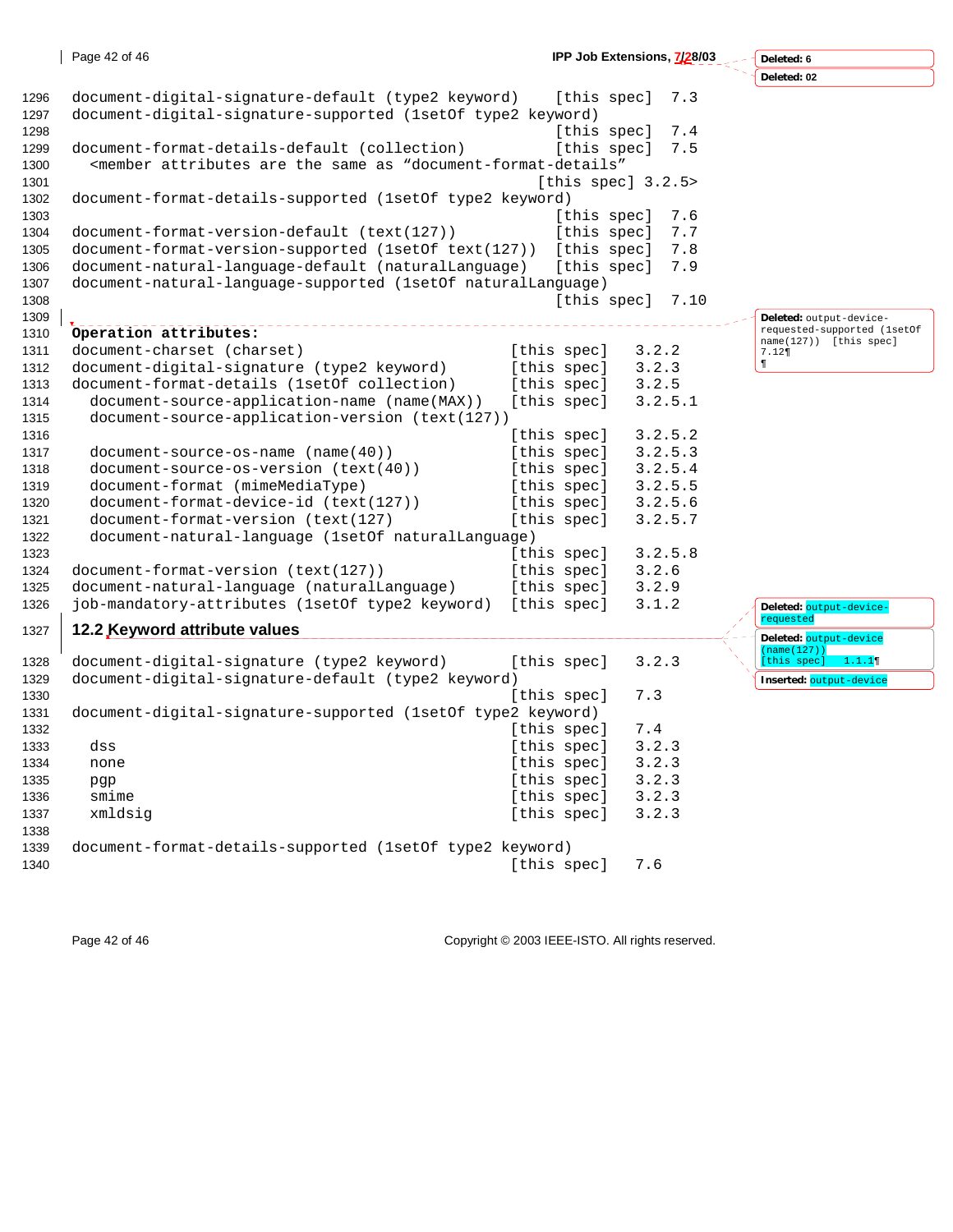```
document-digital-signature-default (type2 keyword)    [this spec]  7.3
document-digital-signature-supported (1setOf type2 keyword)
                                                      [this spec]  7.4
document-format-details-default (collection)          [this spec]  7.5
  <member attributes are the same as "document-format-details"
                                                    [this spec] 3.2.5>
document-format-details-supported (1setOf type2 keyword)
                                                      [this spec]  7.6
document-format-version-default (text(127))           [this spec]  7.7
document-format-version-supported (1setOf text(127))  [this spec]  7.8
document-natural-language-default (naturalLanguage)   [this spec]  7.9
document-natural-language-supported (1setOf naturalLanguage)
                                                      [this spec]  7.10
```

**Operation attributes:**

```
document-charset (charset)                       [this spec]   3.2.2
document-digital-signature (type2 keyword)       [this spec]   3.2.3
document-format-details (1setOf collection)      [this spec]   3.2.5
  document-source-application-name (name(MAX))   [this spec]   3.2.5.1
  document-source-application-version (text(127))
                                                 [this spec]   3.2.5.2
  document-source-os-name (name(40))             [this spec]   3.2.5.3
  document-source-os-version (text(40))          [this spec]   3.2.5.4
  document-format (mimeMediaType)                [this spec]   3.2.5.5
  document-format-device-id (text(127))          [this spec]   3.2.5.6
  document-format-version (text(127)             [this spec]   3.2.5.7
  document-natural-language (1setOf naturalLanguage)
                                                 [this spec]   3.2.5.8
document-format-version (text(127))              [this spec]   3.2.6
document-natural-language (naturalLanguage)      [this spec]   3.2.9
job-mandatory-attributes (1setOf type2 keyword)  [this spec]   3.1.2
```

## 12.2 Keyword attribute values

```
document-digital-signature (type2 keyword)       [this spec]   3.2.3
document-digital-signature-default (type2 keyword)
                                                 [this spec]   7.3
document-digital-signature-supported (1setOf type2 keyword)
                                                 [this spec]   7.4
  dss                                            [this spec]   3.2.3
  none                                           [this spec]   3.2.3
  pgp                                            [this spec]   3.2.3
  smime                                          [this spec]   3.2.3
  xmldsig                                        [this spec]   3.2.3

document-format-details-supported (1setOf type2 keyword)
                                                 [this spec]   7.6
```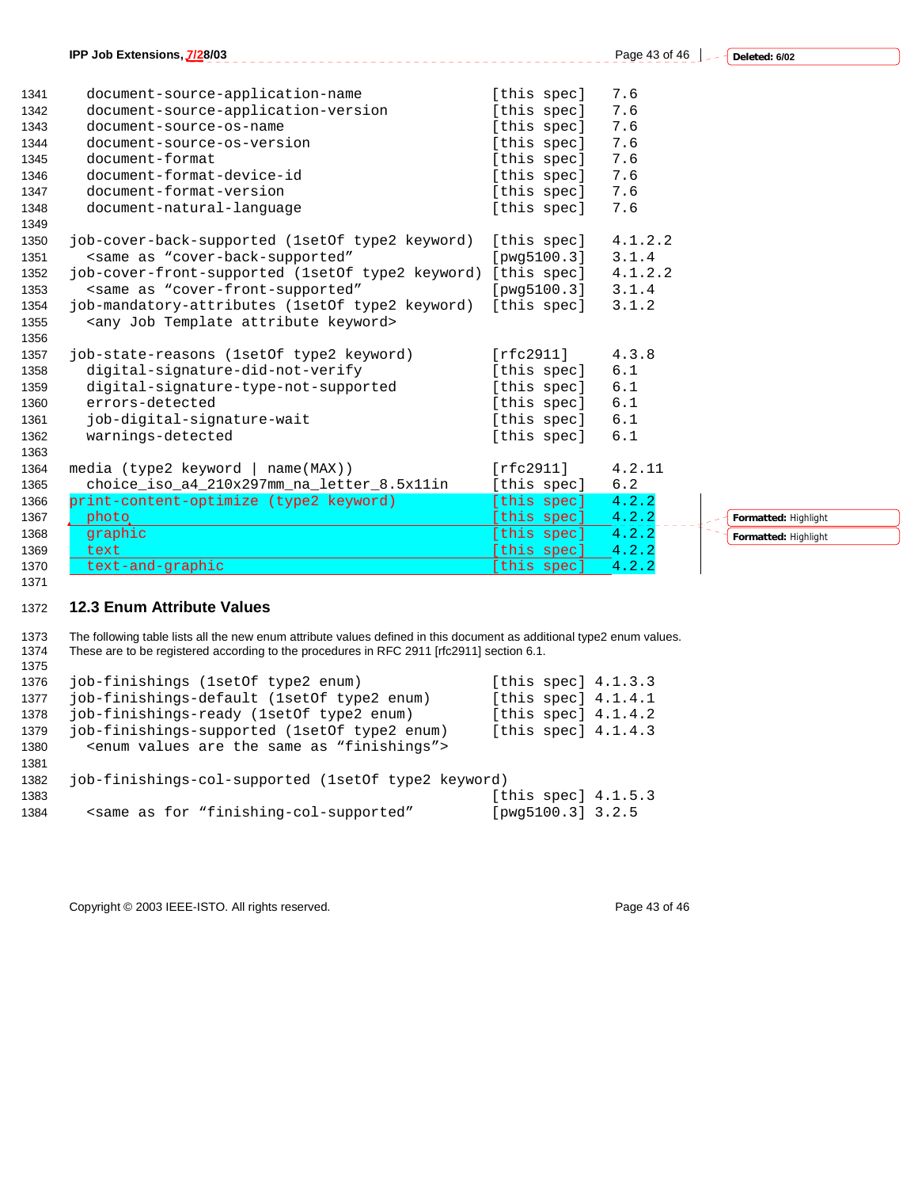```
document-source-application-name               [this spec]   7.6
document-source-application-version            [this spec]   7.6
document-source-os-name                        [this spec]   7.6
document-source-os-version                     [this spec]   7.6
document-format                                [this spec]   7.6
document-format-device-id                      [this spec]   7.6
document-format-version                        [this spec]   7.6
document-natural-language                      [this spec]   7.6

job-cover-back-supported (1setOf type2 keyword)  [this spec]   4.1.2.2
  <same as "cover-back-supported"                [pwg5100.3]   3.1.4
job-cover-front-supported (1setOf type2 keyword) [this spec]   4.1.2.2
  <same as "cover-front-supported"               [pwg5100.3]   3.1.4
job-mandatory-attributes (1setOf type2 keyword)  [this spec]   3.1.2
  <any Job Template attribute keyword>

job-state-reasons (1setOf type2 keyword)         [rfc2911]     4.3.8
  digital-signature-did-not-verify               [this spec]   6.1
  digital-signature-type-not-supported           [this spec]   6.1
  errors-detected                                [this spec]   6.1
  job-digital-signature-wait                     [this spec]   6.1
  warnings-detected                              [this spec]   6.1

media (type2 keyword | name(MAX))                [rfc2911]     4.2.11
  choice_iso_a4_210x297mm_na_letter_8.5x11in     [this spec]   6.2
print-content-optimize (type2 keyword)           [this spec]   4.2.2
  photo                                          [this spec]   4.2.2
  graphic                                        [this spec]   4.2.2
  text                                           [this spec]   4.2.2
  text-and-graphic                               [this spec]   4.2.2
```

## 12.3 Enum Attribute Values

The following table lists all the new enum attribute values defined in this document as additional type2 enum values. These are to be registered according to the procedures in RFC 2911 [rfc2911] section 6.1.

```
job-finishings (1setOf type2 enum)               [this spec] 4.1.3.3
job-finishings-default (1setOf type2 enum)       [this spec] 4.1.4.1
job-finishings-ready (1setOf type2 enum)         [this spec] 4.1.4.2
job-finishings-supported (1setOf type2 enum)     [this spec] 4.1.4.3
  <enum values are the same as "finishings">

job-finishings-col-supported (1setOf type2 keyword)
                                                 [this spec] 4.1.5.3
  <same as for "finishing-col-supported"         [pwg5100.3] 3.2.5
```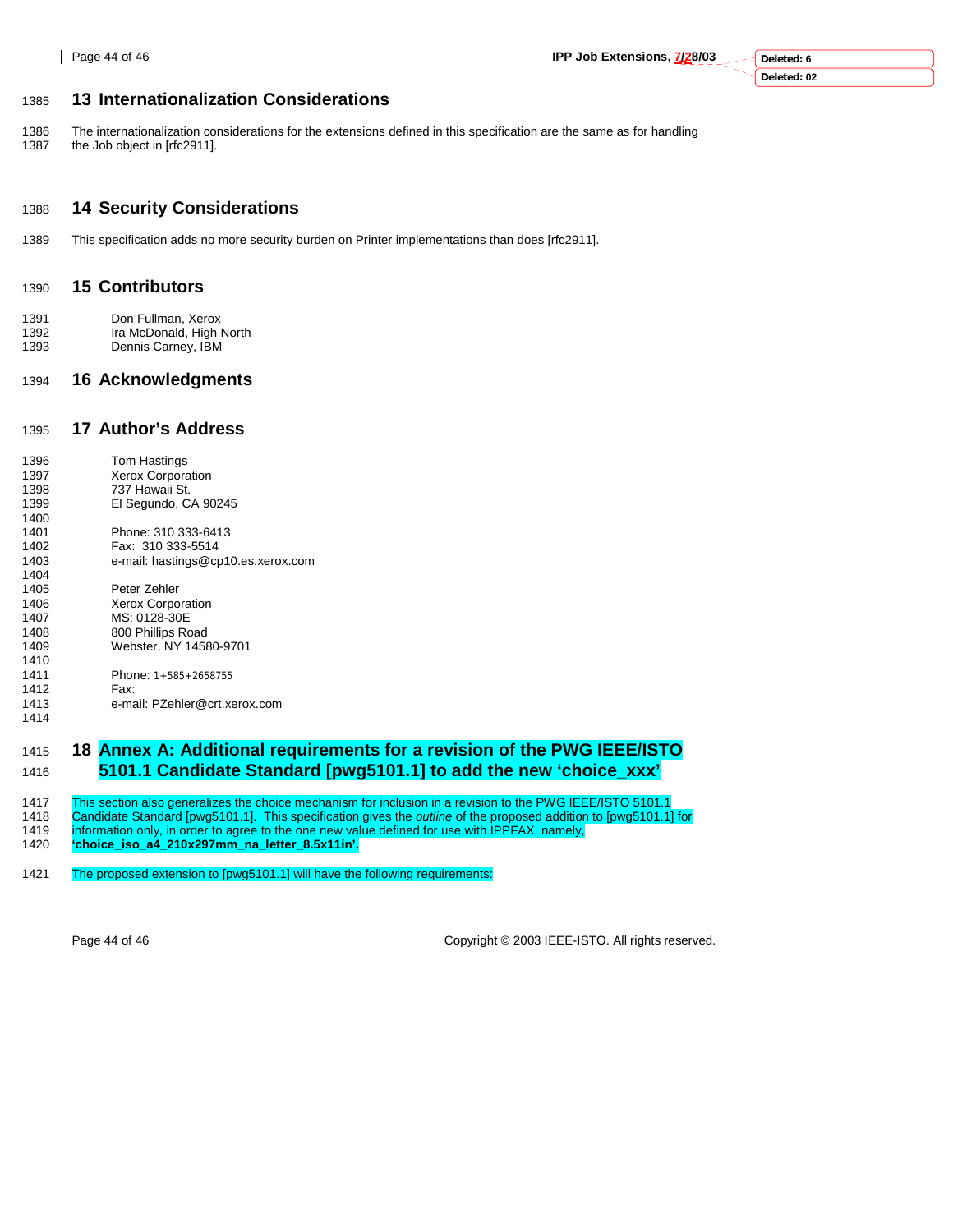# 13 Internationalization Considerations

The internationalization considerations for the extensions defined in this specification are the same as for handling the Job object in [rfc2911].

# 14 Security Considerations

This specification adds no more security burden on Printer implementations than does [rfc2911].

# 15 Contributors

Don Fullman, Xerox
Ira McDonald, High North
Dennis Carney, IBM

# 16 Acknowledgments

# 17 Author's Address

Tom Hastings
Xerox Corporation
737 Hawaii St.
El Segundo, CA 90245

Phone: 310 333-6413
Fax: 310 333-5514
e-mail: hastings@cp10.es.xerox.com

Peter Zehler
Xerox Corporation
MS: 0128-30E
800 Phillips Road
Webster, NY 14580-9701

Phone: 1+585+2658755
Fax:
e-mail: PZehler@crt.xerox.com

# 18 Annex A: Additional requirements for a revision of the PWG IEEE/ISTO 5101.1 Candidate Standard [pwg5101.1] to add the new 'choice_xxx'

This section also generalizes the choice mechanism for inclusion in a revision to the PWG IEEE/ISTO 5101.1 Candidate Standard [pwg5101.1]. This specification gives the *outline* of the proposed addition to [pwg5101.1] for information only, in order to agree to the one new value defined for use with IPPFAX, namely, **'choice_iso_a4_210x297mm_na_letter_8.5x11in'.**

The proposed extension to [pwg5101.1] will have the following requirements: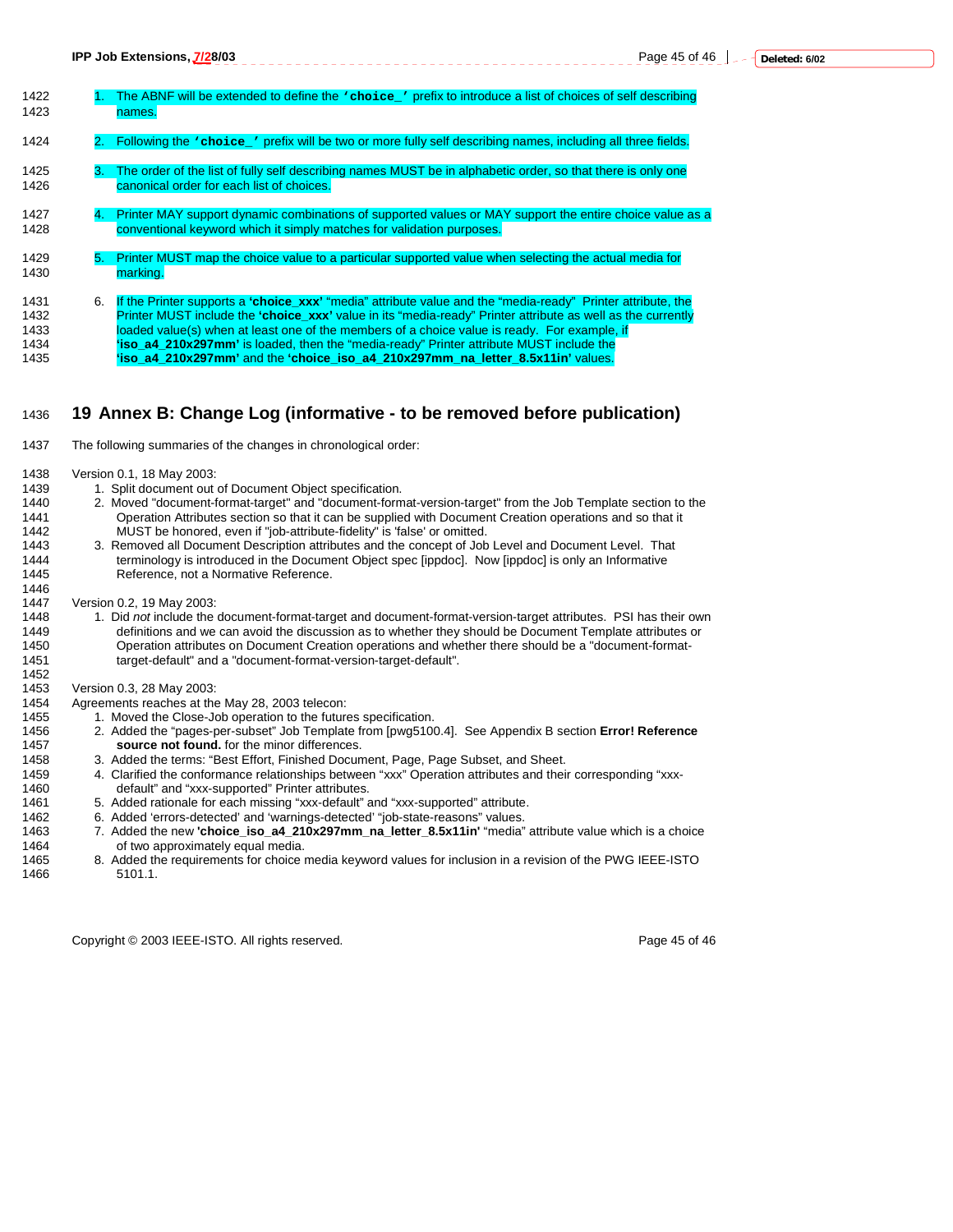1. The ABNF will be extended to define the **'choice_'** prefix to introduce a list of choices of self describing names.

2. Following the **'choice_'** prefix will be two or more fully self describing names, including all three fields.

3. The order of the list of fully self describing names MUST be in alphabetic order, so that there is only one canonical order for each list of choices.

4. Printer MAY support dynamic combinations of supported values or MAY support the entire choice value as a conventional keyword which it simply matches for validation purposes.

5. Printer MUST map the choice value to a particular supported value when selecting the actual media for marking.

6. If the Printer supports a **'choice_xxx'** "media" attribute value and the "media-ready" Printer attribute, the Printer MUST include the **'choice_xxx'** value in its "media-ready" Printer attribute as well as the currently loaded value(s) when at least one of the members of a choice value is ready. For example, if **'iso_a4_210x297mm'** is loaded, then the "media-ready" Printer attribute MUST include the **'iso_a4_210x297mm'** and the **'choice_iso_a4_210x297mm_na_letter_8.5x11in'** values.

# 19 Annex B: Change Log (informative - to be removed before publication)

The following summaries of the changes in chronological order:

Version 0.1, 18 May 2003:

1. Split document out of Document Object specification.
2. Moved "document-format-target" and "document-format-version-target" from the Job Template section to the Operation Attributes section so that it can be supplied with Document Creation operations and so that it MUST be honored, even if "job-attribute-fidelity" is 'false' or omitted.
3. Removed all Document Description attributes and the concept of Job Level and Document Level. That terminology is introduced in the Document Object spec [ippdoc]. Now [ippdoc] is only an Informative Reference, not a Normative Reference.

Version 0.2, 19 May 2003:

1. Did *not* include the document-format-target and document-format-version-target attributes. PSI has their own definitions and we can avoid the discussion as to whether they should be Document Template attributes or Operation attributes on Document Creation operations and whether there should be a "document-format-target-default" and a "document-format-version-target-default".

Version 0.3, 28 May 2003:

Agreements reaches at the May 28, 2003 telecon:

1. Moved the Close-Job operation to the futures specification.
2. Added the "pages-per-subset" Job Template from [pwg5100.4]. See Appendix B section **Error! Reference source not found.** for the minor differences.
3. Added the terms: "Best Effort, Finished Document, Page, Page Subset, and Sheet.
4. Clarified the conformance relationships between "xxx" Operation attributes and their corresponding "xxx-default" and "xxx-supported" Printer attributes.
5. Added rationale for each missing "xxx-default" and "xxx-supported" attribute.
6. Added 'errors-detected' and 'warnings-detected' "job-state-reasons" values.
7. Added the new **'choice_iso_a4_210x297mm_na_letter_8.5x11in'** "media" attribute value which is a choice of two approximately equal media.
8. Added the requirements for choice media keyword values for inclusion in a revision of the PWG IEEE-ISTO 5101.1.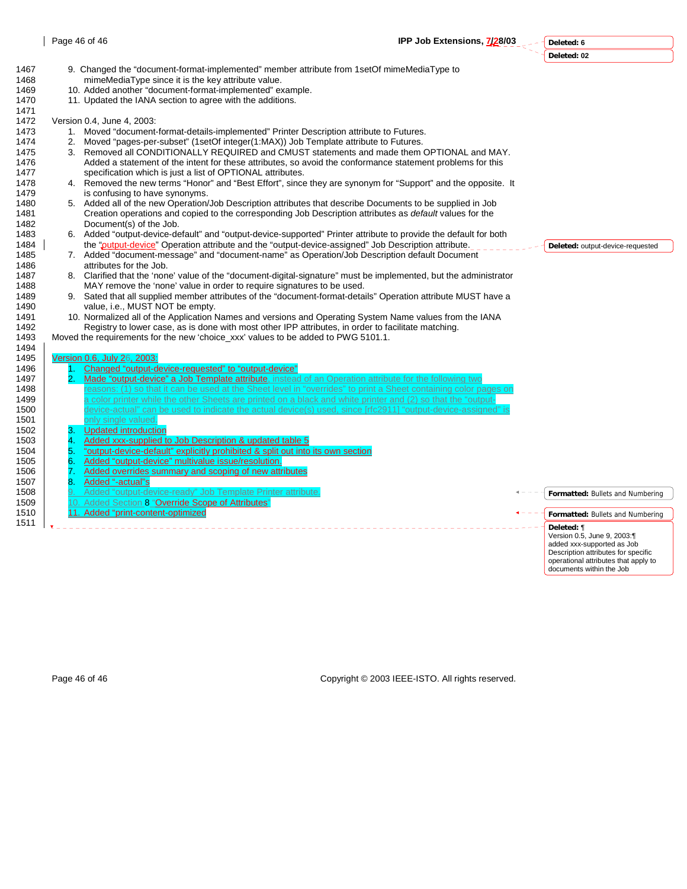9. Changed the "document-format-implemented" member attribute from 1setOf mimeMediaType to mimeMediaType since it is the key attribute value.
10. Added another "document-format-implemented" example.
11. Updated the IANA section to agree with the additions.

Version 0.4, June 4, 2003:

1. Moved "document-format-details-implemented" Printer Description attribute to Futures.
2. Moved "pages-per-subset" (1setOf integer(1:MAX)) Job Template attribute to Futures.
3. Removed all CONDITIONALLY REQUIRED and CMUST statements and made them OPTIONAL and MAY. Added a statement of the intent for these attributes, so avoid the conformance statement problems for this specification which is just a list of OPTIONAL attributes.
4. Removed the new terms "Honor" and "Best Effort", since they are synonym for "Support" and the opposite. It is confusing to have synonyms.
5. Added all of the new Operation/Job Description attributes that describe Documents to be supplied in Job Creation operations and copied to the corresponding Job Description attributes as *default* values for the Document(s) of the Job.
6. Added "output-device-default" and "output-device-supported" Printer attribute to provide the default for both the "output-device" Operation attribute and the "output-device-assigned" Job Description attribute.
7. Added "document-message" and "document-name" as Operation/Job Description default Document attributes for the Job.
8. Clarified that the 'none' value of the "document-digital-signature" must be implemented, but the administrator MAY remove the 'none' value in order to require signatures to be used.
9. Sated that all supplied member attributes of the "document-format-details" Operation attribute MUST have a value, i.e., MUST NOT be empty.
10. Normalized all of the Application Names and versions and Operating System Name values from the IANA Registry to lower case, as is done with most other IPP attributes, in order to facilitate matching.

Moved the requirements for the new 'choice_xxx' values to be added to PWG 5101.1.

Version 0.6, July 26, 2003:

1. Changed "output-device-requested" to "output-device"
2. Made "output-device" a Job Template attribute, instead of an Operation attribute for the following two reasons: (1) so that it can be used at the Sheet level in "overrides" to print a Sheet containing color pages on a color printer while the other Sheets are printed on a black and white printer and (2) so that the "output-device-actual" can be used to indicate the actual device(s) used, since [rfc2911] "output-device-assigned" is only single valued.
3. Updated introduction
4. Added xxx-supplied to Job Description & updated table 5
5. "output-device-default" explicitly prohibited & split out into its own section
6. Added "output-device" multivalue issue/resolution.
7. Added overrides summary and scoping of new attributes
8. Added "-actual"s
9. Added "output-device-ready" Job Template Printer attribute.
10. Added Section 8 "Override Scope of Attributes"
11. Added "print-content-optimized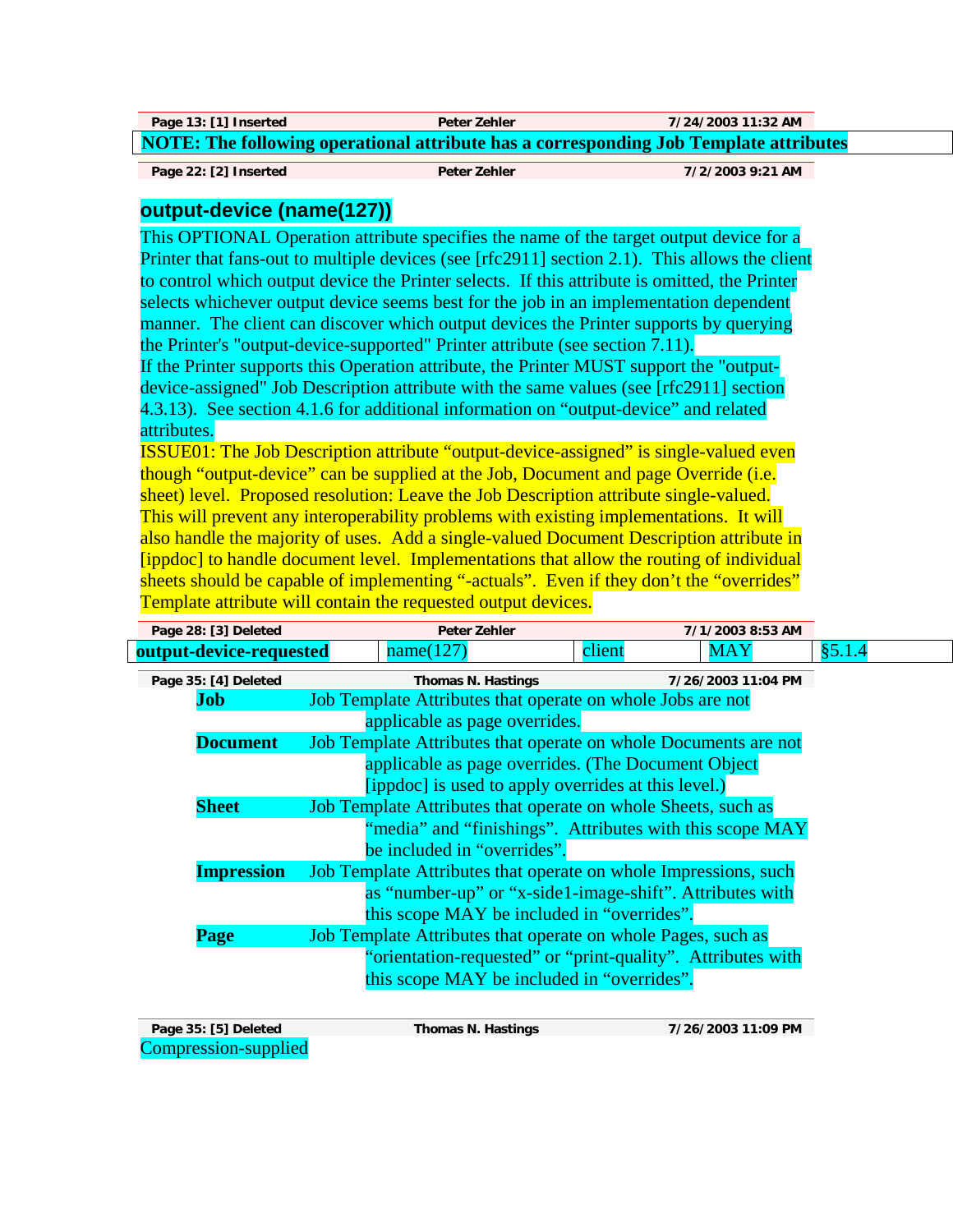| Page 13: [1] Inserted | Peter Zehler | 7/24/2003 11:32 AM |
|---|---|---|

**NOTE: The following operational attribute has a corresponding Job Template attributes**

| Page 22: [2] Inserted | Peter Zehler | 7/2/2003 9:21 AM |
|---|---|---|

### output-device (name(127))

This OPTIONAL Operation attribute specifies the name of the target output device for a Printer that fans-out to multiple devices (see [rfc2911] section 2.1). This allows the client to control which output device the Printer selects. If this attribute is omitted, the Printer selects whichever output device seems best for the job in an implementation dependent manner. The client can discover which output devices the Printer supports by querying the Printer's "output-device-supported" Printer attribute (see section 7.11).

If the Printer supports this Operation attribute, the Printer MUST support the "output-device-assigned" Job Description attribute with the same values (see [rfc2911] section 4.3.13). See section 4.1.6 for additional information on "output-device" and related attributes.

ISSUE01: The Job Description attribute "output-device-assigned" is single-valued even though "output-device" can be supplied at the Job, Document and page Override (i.e. sheet) level. Proposed resolution: Leave the Job Description attribute single-valued. This will prevent any interoperability problems with existing implementations. It will also handle the majority of uses. Add a single-valued Document Description attribute in [ippdoc] to handle document level. Implementations that allow the routing of individual sheets should be capable of implementing "-actuals". Even if they don't the "overrides" Template attribute will contain the requested output devices.

| Page 28: [3] Deleted | Peter Zehler | 7/1/2003 8:53 AM |
|---|---|---|

| **output-device-requested** | name(127) | client | MAY | §5.1.4 |
|---|---|---|---|---|

| Page 35: [4] Deleted | Thomas N. Hastings | 7/26/2003 11:04 PM |
|---|---|---|

**Job** Job Template Attributes that operate on whole Jobs are not applicable as page overrides.

**Document** Job Template Attributes that operate on whole Documents are not applicable as page overrides. (The Document Object [ippdoc] is used to apply overrides at this level.)

**Sheet** Job Template Attributes that operate on whole Sheets, such as "media" and "finishings". Attributes with this scope MAY be included in "overrides".

**Impression** Job Template Attributes that operate on whole Impressions, such as "number-up" or "x-side1-image-shift". Attributes with this scope MAY be included in "overrides".

**Page** Job Template Attributes that operate on whole Pages, such as "orientation-requested" or "print-quality". Attributes with this scope MAY be included in "overrides".

| Page 35: [5] Deleted | Thomas N. Hastings | 7/26/2003 11:09 PM |
|---|---|---|

Compression-supplied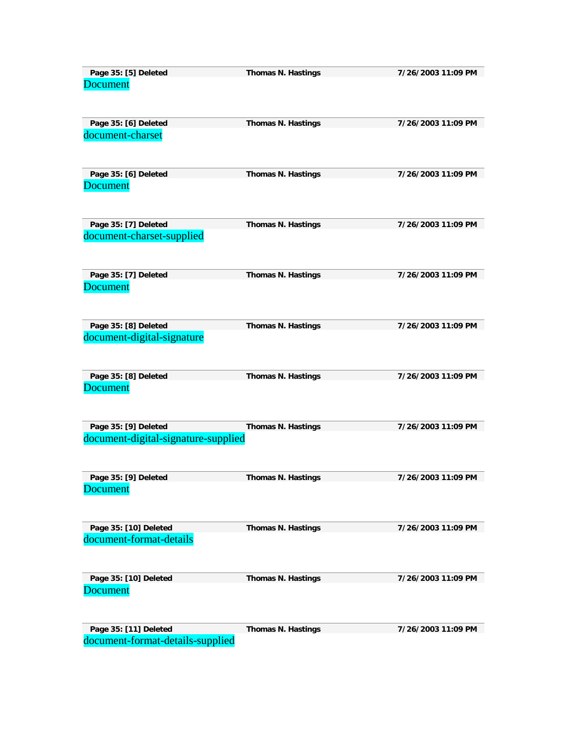| Page 35: [5] Deleted | Thomas N. Hastings | 7/26/2003 11:09 PM |
|---|---|---|

Document

| Page 35: [6] Deleted | Thomas N. Hastings | 7/26/2003 11:09 PM |
|---|---|---|

document-charset

| Page 35: [6] Deleted | Thomas N. Hastings | 7/26/2003 11:09 PM |
|---|---|---|

Document

| Page 35: [7] Deleted | Thomas N. Hastings | 7/26/2003 11:09 PM |
|---|---|---|

document-charset-supplied

| Page 35: [7] Deleted | Thomas N. Hastings | 7/26/2003 11:09 PM |
|---|---|---|

Document

| Page 35: [8] Deleted | Thomas N. Hastings | 7/26/2003 11:09 PM |
|---|---|---|

document-digital-signature

| Page 35: [8] Deleted | Thomas N. Hastings | 7/26/2003 11:09 PM |
|---|---|---|

Document

| Page 35: [9] Deleted | Thomas N. Hastings | 7/26/2003 11:09 PM |
|---|---|---|

document-digital-signature-supplied

| Page 35: [9] Deleted | Thomas N. Hastings | 7/26/2003 11:09 PM |
|---|---|---|

Document

| Page 35: [10] Deleted | Thomas N. Hastings | 7/26/2003 11:09 PM |
|---|---|---|

document-format-details

| Page 35: [10] Deleted | Thomas N. Hastings | 7/26/2003 11:09 PM |
|---|---|---|

Document

| Page 35: [11] Deleted | Thomas N. Hastings | 7/26/2003 11:09 PM |
|---|---|---|

document-format-details-supplied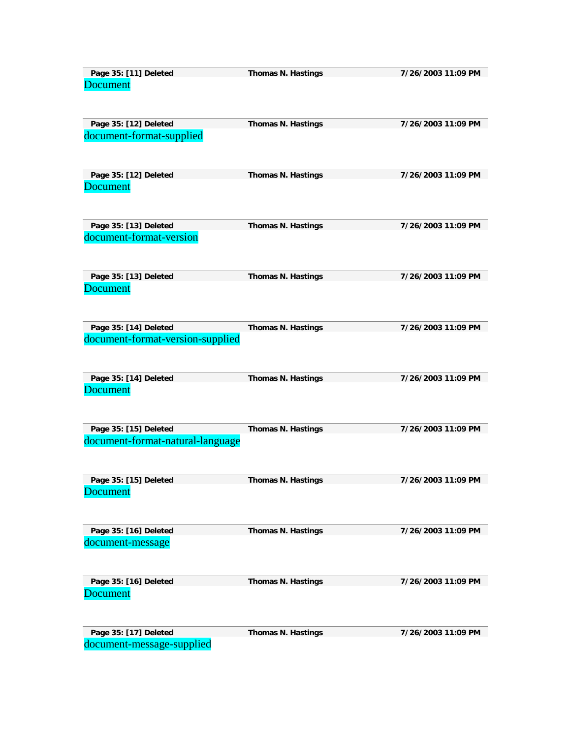| Page 35: [11] Deleted | Thomas N. Hastings | 7/26/2003 11:09 PM |
|---|---|---|

Document

| Page 35: [12] Deleted | Thomas N. Hastings | 7/26/2003 11:09 PM |
|---|---|---|

document-format-supplied

| Page 35: [12] Deleted | Thomas N. Hastings | 7/26/2003 11:09 PM |
|---|---|---|

Document

| Page 35: [13] Deleted | Thomas N. Hastings | 7/26/2003 11:09 PM |
|---|---|---|

document-format-version

| Page 35: [13] Deleted | Thomas N. Hastings | 7/26/2003 11:09 PM |
|---|---|---|

Document

| Page 35: [14] Deleted | Thomas N. Hastings | 7/26/2003 11:09 PM |
|---|---|---|

document-format-version-supplied

| Page 35: [14] Deleted | Thomas N. Hastings | 7/26/2003 11:09 PM |
|---|---|---|

Document

| Page 35: [15] Deleted | Thomas N. Hastings | 7/26/2003 11:09 PM |
|---|---|---|

document-format-natural-language

| Page 35: [15] Deleted | Thomas N. Hastings | 7/26/2003 11:09 PM |
|---|---|---|

Document

| Page 35: [16] Deleted | Thomas N. Hastings | 7/26/2003 11:09 PM |
|---|---|---|

document-message

| Page 35: [16] Deleted | Thomas N. Hastings | 7/26/2003 11:09 PM |
|---|---|---|

Document

| Page 35: [17] Deleted | Thomas N. Hastings | 7/26/2003 11:09 PM |
|---|---|---|

document-message-supplied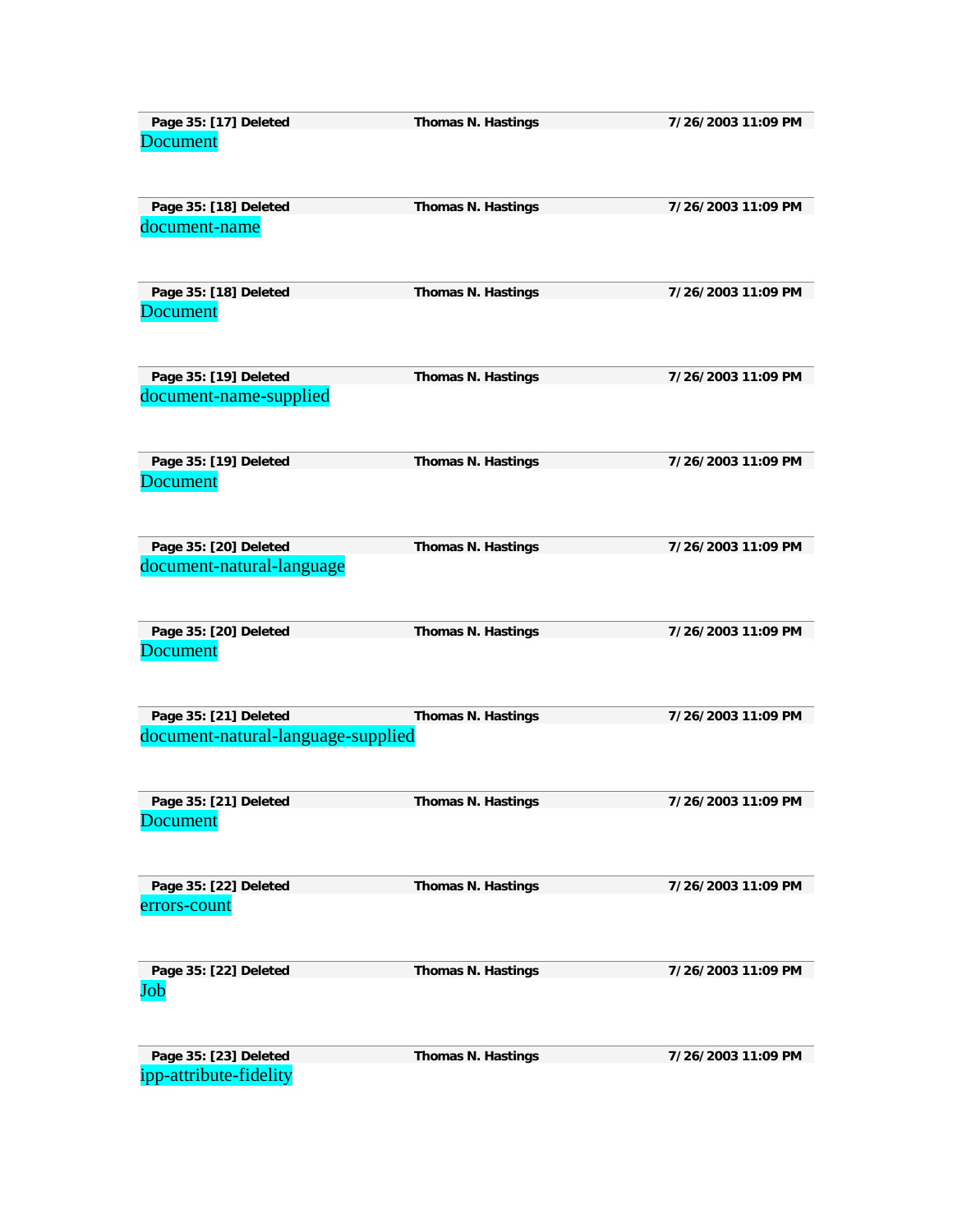| Page 35: [17] Deleted | Thomas N. Hastings | 7/26/2003 11:09 PM |
|---|---|---|

Document

| Page 35: [18] Deleted | Thomas N. Hastings | 7/26/2003 11:09 PM |
|---|---|---|

document-name

| Page 35: [18] Deleted | Thomas N. Hastings | 7/26/2003 11:09 PM |
|---|---|---|

Document

| Page 35: [19] Deleted | Thomas N. Hastings | 7/26/2003 11:09 PM |
|---|---|---|

document-name-supplied

| Page 35: [19] Deleted | Thomas N. Hastings | 7/26/2003 11:09 PM |
|---|---|---|

Document

| Page 35: [20] Deleted | Thomas N. Hastings | 7/26/2003 11:09 PM |
|---|---|---|

document-natural-language

| Page 35: [20] Deleted | Thomas N. Hastings | 7/26/2003 11:09 PM |
|---|---|---|

Document

| Page 35: [21] Deleted | Thomas N. Hastings | 7/26/2003 11:09 PM |
|---|---|---|

document-natural-language-supplied

| Page 35: [21] Deleted | Thomas N. Hastings | 7/26/2003 11:09 PM |
|---|---|---|

Document

| Page 35: [22] Deleted | Thomas N. Hastings | 7/26/2003 11:09 PM |
|---|---|---|

errors-count

| Page 35: [22] Deleted | Thomas N. Hastings | 7/26/2003 11:09 PM |
|---|---|---|

Job

| Page 35: [23] Deleted | Thomas N. Hastings | 7/26/2003 11:09 PM |
|---|---|---|

ipp-attribute-fidelity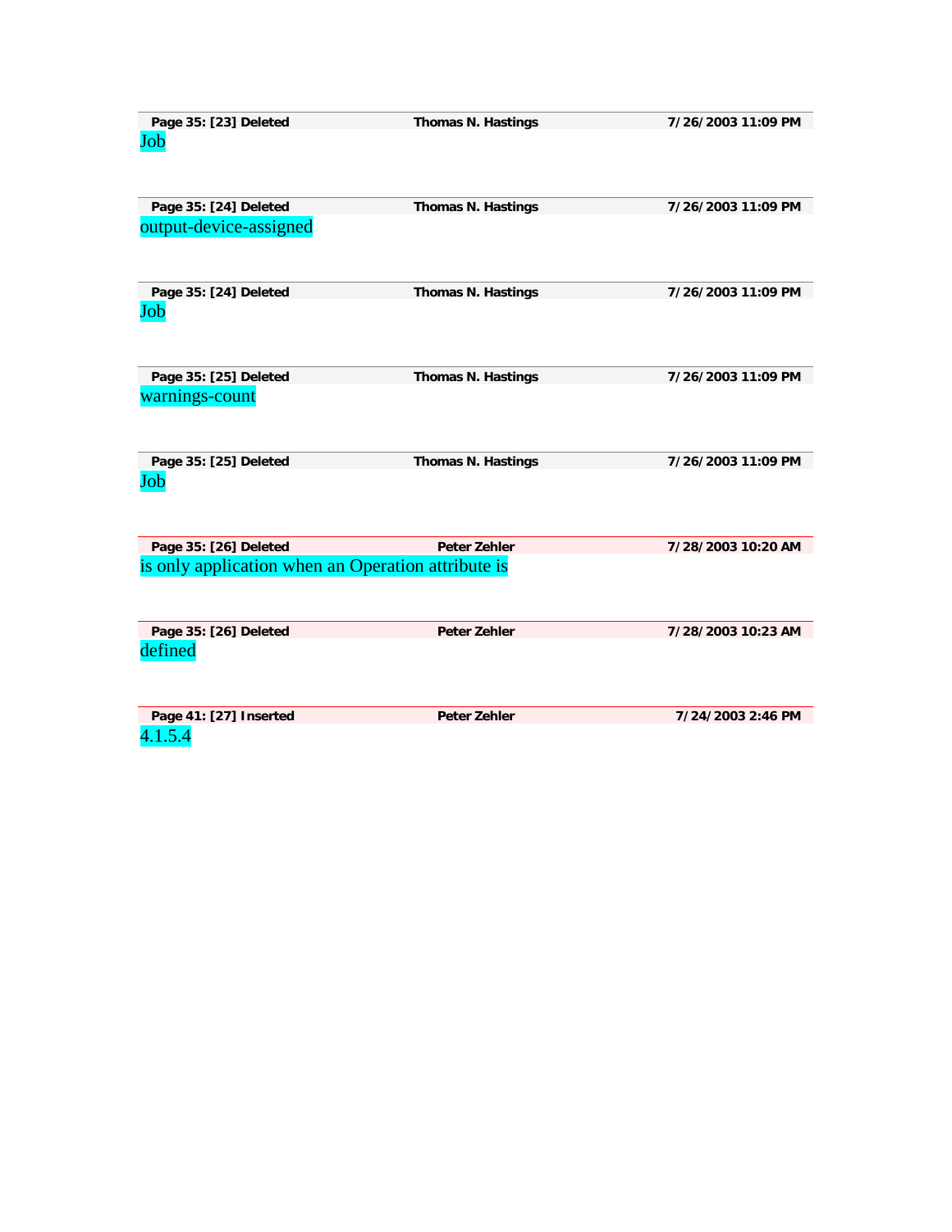| Page 35: [23] Deleted | Thomas N. Hastings | 7/26/2003 11:09 PM |
|---|---|---|

Job

| Page 35: [24] Deleted | Thomas N. Hastings | 7/26/2003 11:09 PM |
|---|---|---|

output-device-assigned

| Page 35: [24] Deleted | Thomas N. Hastings | 7/26/2003 11:09 PM |
|---|---|---|

Job

| Page 35: [25] Deleted | Thomas N. Hastings | 7/26/2003 11:09 PM |
|---|---|---|

warnings-count

| Page 35: [25] Deleted | Thomas N. Hastings | 7/26/2003 11:09 PM |
|---|---|---|

Job

| Page 35: [26] Deleted | Peter Zehler | 7/28/2003 10:20 AM |
|---|---|---|

is only application when an Operation attribute is

| Page 35: [26] Deleted | Peter Zehler | 7/28/2003 10:23 AM |
|---|---|---|

defined

| Page 41: [27] Inserted | Peter Zehler | 7/24/2003 2:46 PM |
|---|---|---|

4.1.5.4